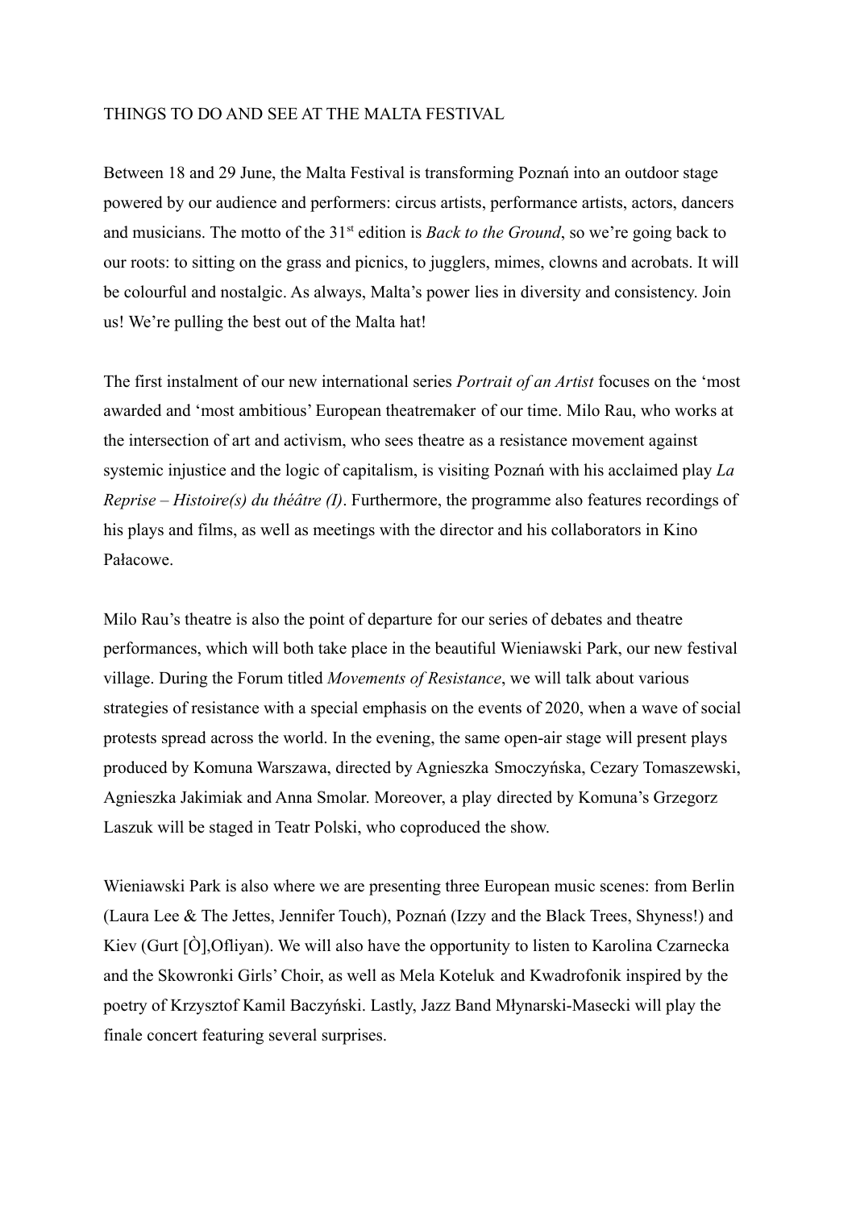# THINGS TO DO AND SEE AT THE MALTA FESTIVAL

Between 18 and 29 June, the Malta Festival is transforming Poznań into an outdoor stage powered by our audience and performers: circus artists, performance artists, actors, dancers and musicians. The motto of the 31st edition is *Back to the Ground*, so we're going back to our roots: to sitting on the grass and picnics, to jugglers, mimes, clowns and acrobats. It will be colourful and nostalgic. As always, Malta's power lies in diversity and consistency. Join us! We're pulling the best out of the Malta hat!

The first instalment of our new international series *Portrait of an Artist* focuses on the 'most awarded and 'most ambitious' European theatremaker of our time. Milo Rau, who works at the intersection of art and activism, who sees theatre as a resistance movement against systemic injustice and the logic of capitalism, is visiting Poznań with his acclaimed play *La Reprise – Histoire(s) du théâtre (I)*. Furthermore, the programme also features recordings of his plays and films, as well as meetings with the director and his collaborators in Kino Pałacowe.

Milo Rau's theatre is also the point of departure for our series of debates and theatre performances, which will both take place in the beautiful Wieniawski Park, our new festival village. During the Forum titled *Movements of Resistance*, we will talk about various strategies of resistance with a special emphasis on the events of 2020, when a wave of social protests spread across the world. In the evening, the same open-air stage will present plays produced by Komuna Warszawa, directed by Agnieszka Smoczyńska, Cezary Tomaszewski, Agnieszka Jakimiak and Anna Smolar. Moreover, a play directed by Komuna's Grzegorz Laszuk will be staged in Teatr Polski, who coproduced the show.

Wieniawski Park is also where we are presenting three European music scenes: from Berlin (Laura Lee & The Jettes, Jennifer Touch), Poznań (Izzy and the Black Trees, Shyness!) and Kiev (Gurt [Ò],Ofliyan). We will also have the opportunity to listen to Karolina Czarnecka and the Skowronki Girls' Choir, as well as Mela Koteluk and Kwadrofonik inspired by the poetry of Krzysztof Kamil Baczyński. Lastly, Jazz Band Młynarski-Masecki will play the finale concert featuring several surprises.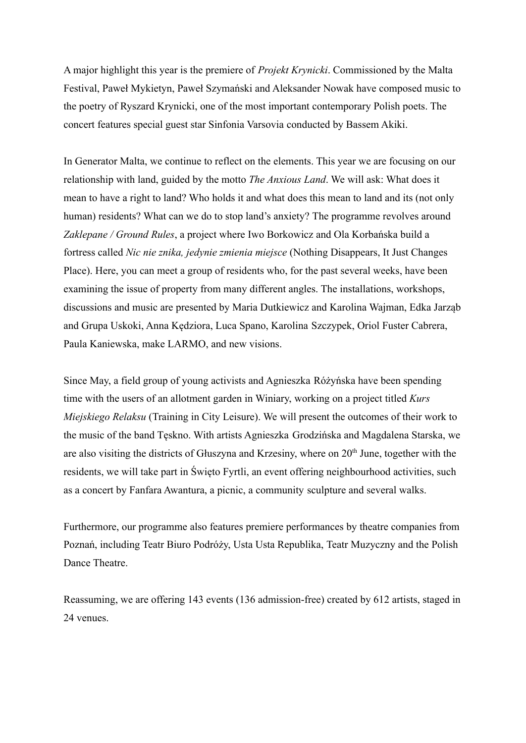A major highlight this year is the premiere of *Projekt Krynicki*. Commissioned by the Malta Festival, Paweł Mykietyn, Paweł Szymański and Aleksander Nowak have composed music to the poetry of Ryszard Krynicki, one of the most important contemporary Polish poets. The concert features special guest star Sinfonia Varsovia conducted by Bassem Akiki.

In Generator Malta, we continue to reflect on the elements. This year we are focusing on our relationship with land, guided by the motto *The Anxious Land*. We will ask: What does it mean to have a right to land? Who holds it and what does this mean to land and its (not only human) residents? What can we do to stop land's anxiety? The programme revolves around *Zaklepane / Ground Rules*, a project where Iwo Borkowicz and Ola Korbańska build a fortress called *Nic nie znika, jedynie zmienia miejsce* (Nothing Disappears, It Just Changes Place). Here, you can meet a group of residents who, for the past several weeks, have been examining the issue of property from many different angles. The installations, workshops, discussions and music are presented by Maria Dutkiewicz and Karolina Wajman, Edka Jarząb and Grupa Uskoki, Anna Kędziora, Luca Spano, Karolina Szczypek, Oriol Fuster Cabrera, Paula Kaniewska, make LARMO, and new visions.

Since May, a field group of young activists and Agnieszka Różyńska have been spending time with the users of an allotment garden in Winiary, working on a project titled *Kurs Miejskiego Relaksu* (Training in City Leisure). We will present the outcomes of their work to the music of the band Tęskno. With artists Agnieszka Grodzińska and Magdalena Starska, we are also visiting the districts of Głuszyna and Krzesiny, where on 20th June, together with the residents, we will take part in Święto Fyrtli, an event offering neighbourhood activities, such as a concert by Fanfara Awantura, a picnic, a community sculpture and several walks.

Furthermore, our programme also features premiere performances by theatre companies from Poznań, including Teatr Biuro Podróży, Usta Usta Republika, Teatr Muzyczny and the Polish Dance Theatre.

Reassuming, we are offering 143 events (136 admission-free) created by 612 artists, staged in 24 venues.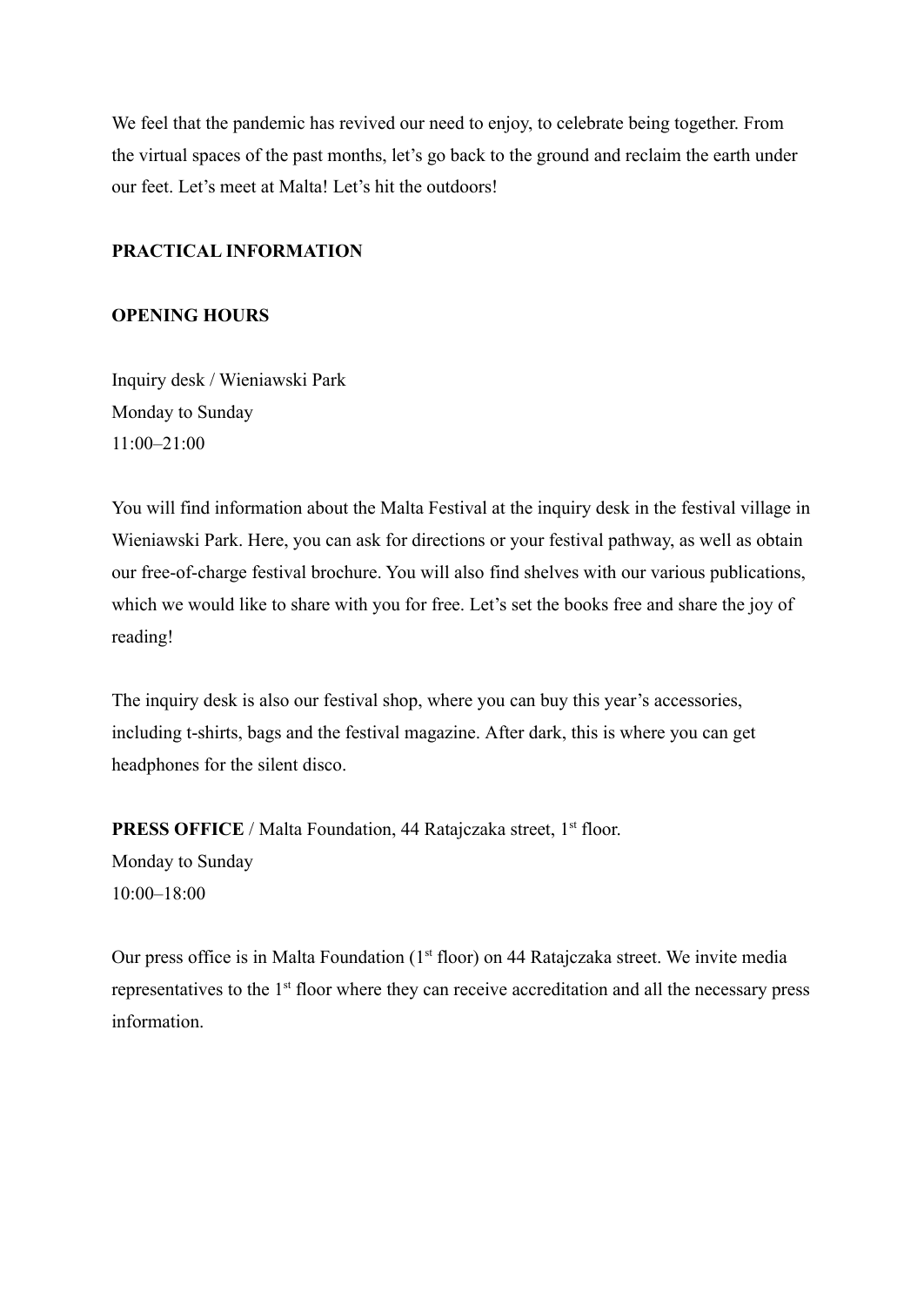We feel that the pandemic has revived our need to enjoy, to celebrate being together. From the virtual spaces of the past months, let's go back to the ground and reclaim the earth under our feet. Let's meet at Malta! Let's hit the outdoors!

## PRACTICAL INFORMATION

### OPENING HOURS

Inquiry desk / Wieniawski Park
Monday to Sunday
11:00–21:00

You will find information about the Malta Festival at the inquiry desk in the festival village in Wieniawski Park. Here, you can ask for directions or your festival pathway, as well as obtain our free-of-charge festival brochure. You will also find shelves with our various publications, which we would like to share with you for free. Let's set the books free and share the joy of reading!

The inquiry desk is also our festival shop, where you can buy this year's accessories, including t-shirts, bags and the festival magazine. After dark, this is where you can get headphones for the silent disco.

**PRESS OFFICE** / Malta Foundation, 44 Ratajczaka street, 1st floor.
Monday to Sunday
10:00–18:00

Our press office is in Malta Foundation (1st floor) on 44 Ratajczaka street. We invite media representatives to the 1st floor where they can receive accreditation and all the necessary press information.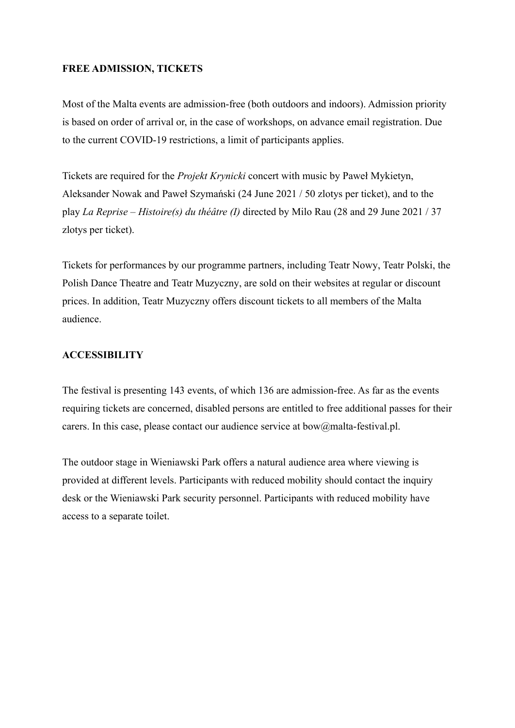**FREE ADMISSION, TICKETS**

Most of the Malta events are admission-free (both outdoors and indoors). Admission priority is based on order of arrival or, in the case of workshops, on advance email registration. Due to the current COVID-19 restrictions, a limit of participants applies.

Tickets are required for the *Projekt Krynicki* concert with music by Paweł Mykietyn, Aleksander Nowak and Paweł Szymański (24 June 2021 / 50 zlotys per ticket), and to the play *La Reprise – Histoire(s) du théâtre (I)* directed by Milo Rau (28 and 29 June 2021 / 37 zlotys per ticket).

Tickets for performances by our programme partners, including Teatr Nowy, Teatr Polski, the Polish Dance Theatre and Teatr Muzyczny, are sold on their websites at regular or discount prices. In addition, Teatr Muzyczny offers discount tickets to all members of the Malta audience.

**ACCESSIBILITY**

The festival is presenting 143 events, of which 136 are admission-free. As far as the events requiring tickets are concerned, disabled persons are entitled to free additional passes for their carers. In this case, please contact our audience service at bow@malta-festival.pl.

The outdoor stage in Wieniawski Park offers a natural audience area where viewing is provided at different levels. Participants with reduced mobility should contact the inquiry desk or the Wieniawski Park security personnel. Participants with reduced mobility have access to a separate toilet.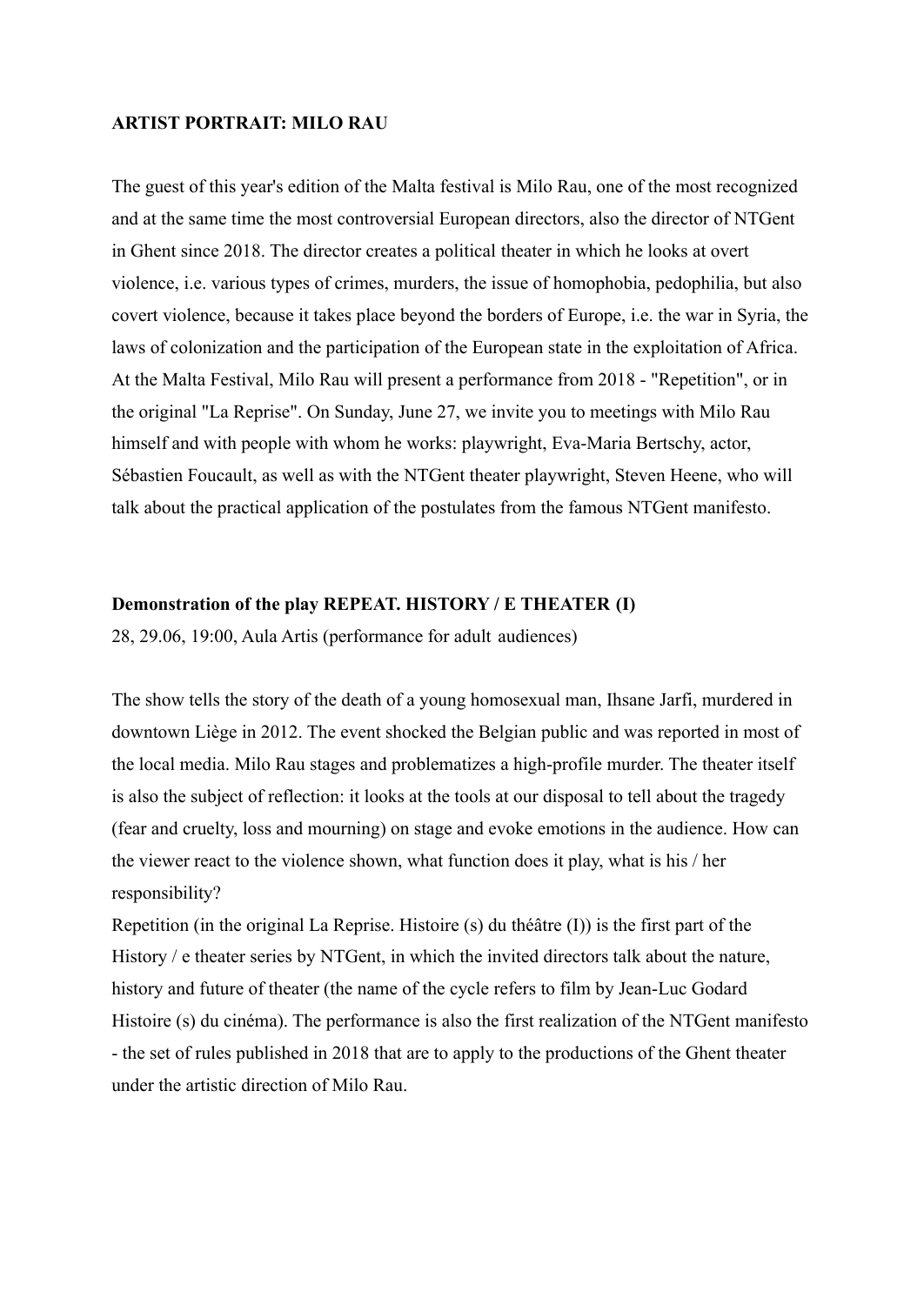**ARTIST PORTRAIT: MILO RAU**

The guest of this year's edition of the Malta festival is Milo Rau, one of the most recognized and at the same time the most controversial European directors, also the director of NTGent in Ghent since 2018. The director creates a political theater in which he looks at overt violence, i.e. various types of crimes, murders, the issue of homophobia, pedophilia, but also covert violence, because it takes place beyond the borders of Europe, i.e. the war in Syria, the laws of colonization and the participation of the European state in the exploitation of Africa. At the Malta Festival, Milo Rau will present a performance from 2018 - "Repetition", or in the original "La Reprise". On Sunday, June 27, we invite you to meetings with Milo Rau himself and with people with whom he works: playwright, Eva-Maria Bertschy, actor, Sébastien Foucault, as well as with the NTGent theater playwright, Steven Heene, who will talk about the practical application of the postulates from the famous NTGent manifesto.

**Demonstration of the play REPEAT. HISTORY / E THEATER (I)**

28, 29.06, 19:00, Aula Artis (performance for adult audiences)

The show tells the story of the death of a young homosexual man, Ihsane Jarfi, murdered in downtown Liège in 2012. The event shocked the Belgian public and was reported in most of the local media. Milo Rau stages and problematizes a high-profile murder. The theater itself is also the subject of reflection: it looks at the tools at our disposal to tell about the tragedy (fear and cruelty, loss and mourning) on stage and evoke emotions in the audience. How can the viewer react to the violence shown, what function does it play, what is his / her responsibility?

Repetition (in the original La Reprise. Histoire (s) du théâtre (I)) is the first part of the History / e theater series by NTGent, in which the invited directors talk about the nature, history and future of theater (the name of the cycle refers to film by Jean-Luc Godard Histoire (s) du cinéma). The performance is also the first realization of the NTGent manifesto - the set of rules published in 2018 that are to apply to the productions of the Ghent theater under the artistic direction of Milo Rau.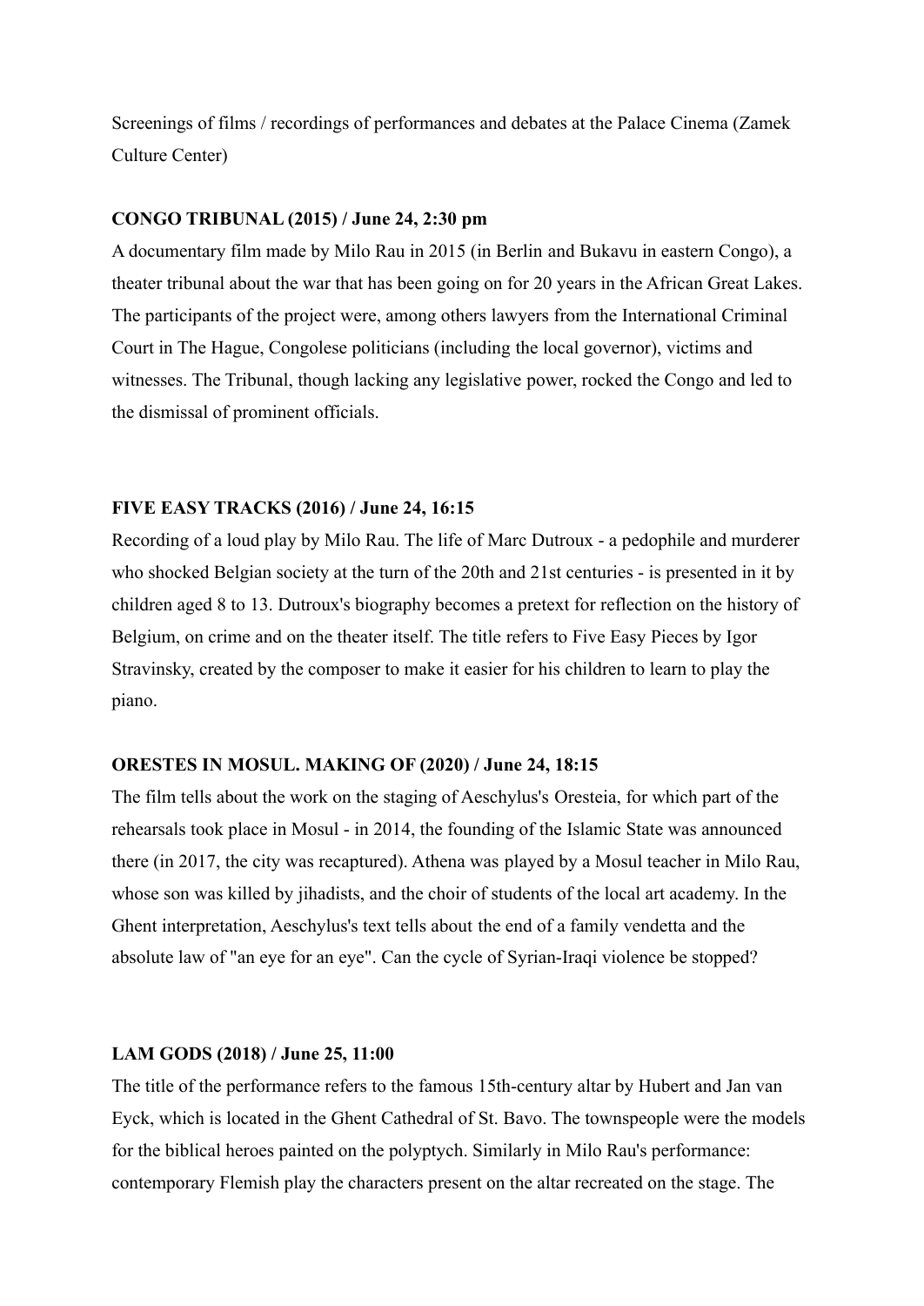Screenings of films / recordings of performances and debates at the Palace Cinema (Zamek Culture Center)

**CONGO TRIBUNAL (2015) / June 24, 2:30 pm**

A documentary film made by Milo Rau in 2015 (in Berlin and Bukavu in eastern Congo), a theater tribunal about the war that has been going on for 20 years in the African Great Lakes. The participants of the project were, among others lawyers from the International Criminal Court in The Hague, Congolese politicians (including the local governor), victims and witnesses. The Tribunal, though lacking any legislative power, rocked the Congo and led to the dismissal of prominent officials.

**FIVE EASY TRACKS (2016) / June 24, 16:15**

Recording of a loud play by Milo Rau. The life of Marc Dutroux - a pedophile and murderer who shocked Belgian society at the turn of the 20th and 21st centuries - is presented in it by children aged 8 to 13. Dutroux's biography becomes a pretext for reflection on the history of Belgium, on crime and on the theater itself. The title refers to Five Easy Pieces by Igor Stravinsky, created by the composer to make it easier for his children to learn to play the piano.

**ORESTES IN MOSUL. MAKING OF (2020) / June 24, 18:15**

The film tells about the work on the staging of Aeschylus's Oresteia, for which part of the rehearsals took place in Mosul - in 2014, the founding of the Islamic State was announced there (in 2017, the city was recaptured). Athena was played by a Mosul teacher in Milo Rau, whose son was killed by jihadists, and the choir of students of the local art academy. In the Ghent interpretation, Aeschylus's text tells about the end of a family vendetta and the absolute law of "an eye for an eye". Can the cycle of Syrian-Iraqi violence be stopped?

**LAM GODS (2018) / June 25, 11:00**

The title of the performance refers to the famous 15th-century altar by Hubert and Jan van Eyck, which is located in the Ghent Cathedral of St. Bavo. The townspeople were the models for the biblical heroes painted on the polyptych. Similarly in Milo Rau's performance: contemporary Flemish play the characters present on the altar recreated on the stage. The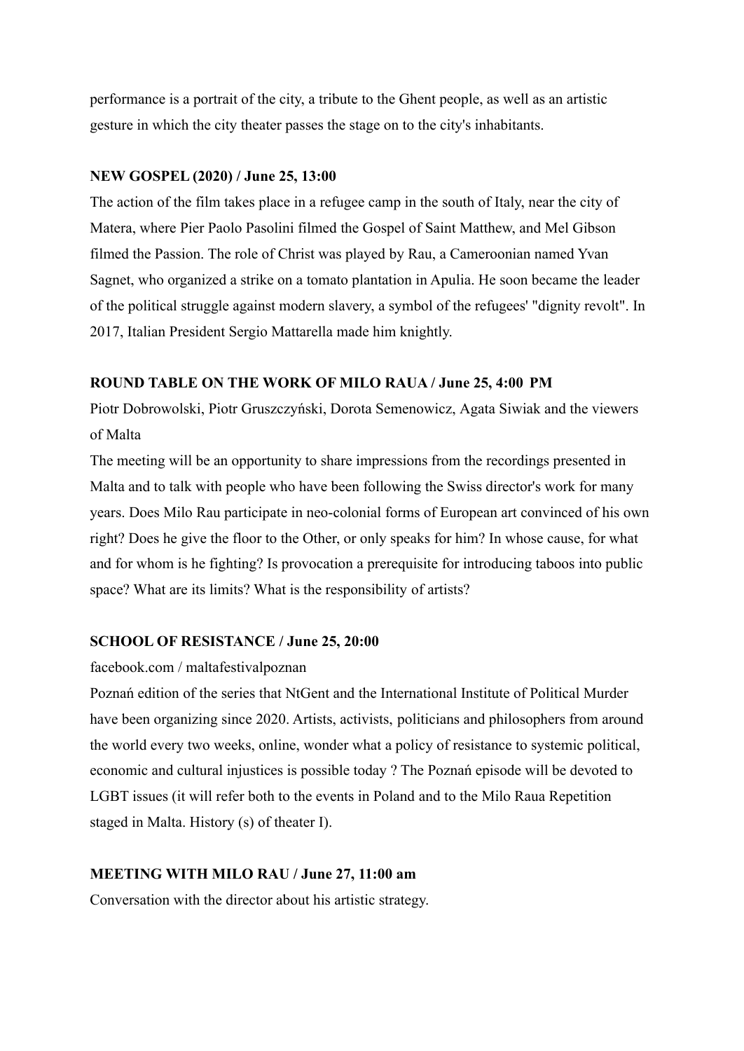performance is a portrait of the city, a tribute to the Ghent people, as well as an artistic gesture in which the city theater passes the stage on to the city's inhabitants.

**NEW GOSPEL (2020) / June 25, 13:00**

The action of the film takes place in a refugee camp in the south of Italy, near the city of Matera, where Pier Paolo Pasolini filmed the Gospel of Saint Matthew, and Mel Gibson filmed the Passion. The role of Christ was played by Rau, a Cameroonian named Yvan Sagnet, who organized a strike on a tomato plantation in Apulia. He soon became the leader of the political struggle against modern slavery, a symbol of the refugees' "dignity revolt". In 2017, Italian President Sergio Mattarella made him knightly.

**ROUND TABLE ON THE WORK OF MILO RAUA / June 25, 4:00 PM**

Piotr Dobrowolski, Piotr Gruszczyński, Dorota Semenowicz, Agata Siwiak and the viewers of Malta

The meeting will be an opportunity to share impressions from the recordings presented in Malta and to talk with people who have been following the Swiss director's work for many years. Does Milo Rau participate in neo-colonial forms of European art convinced of his own right? Does he give the floor to the Other, or only speaks for him? In whose cause, for what and for whom is he fighting? Is provocation a prerequisite for introducing taboos into public space? What are its limits? What is the responsibility of artists?

**SCHOOL OF RESISTANCE / June 25, 20:00**

facebook.com / maltafestivalpoznan

Poznań edition of the series that NtGent and the International Institute of Political Murder have been organizing since 2020. Artists, activists, politicians and philosophers from around the world every two weeks, online, wonder what a policy of resistance to systemic political, economic and cultural injustices is possible today ? The Poznań episode will be devoted to LGBT issues (it will refer both to the events in Poland and to the Milo Raua Repetition staged in Malta. History (s) of theater I).

**MEETING WITH MILO RAU / June 27, 11:00 am**

Conversation with the director about his artistic strategy.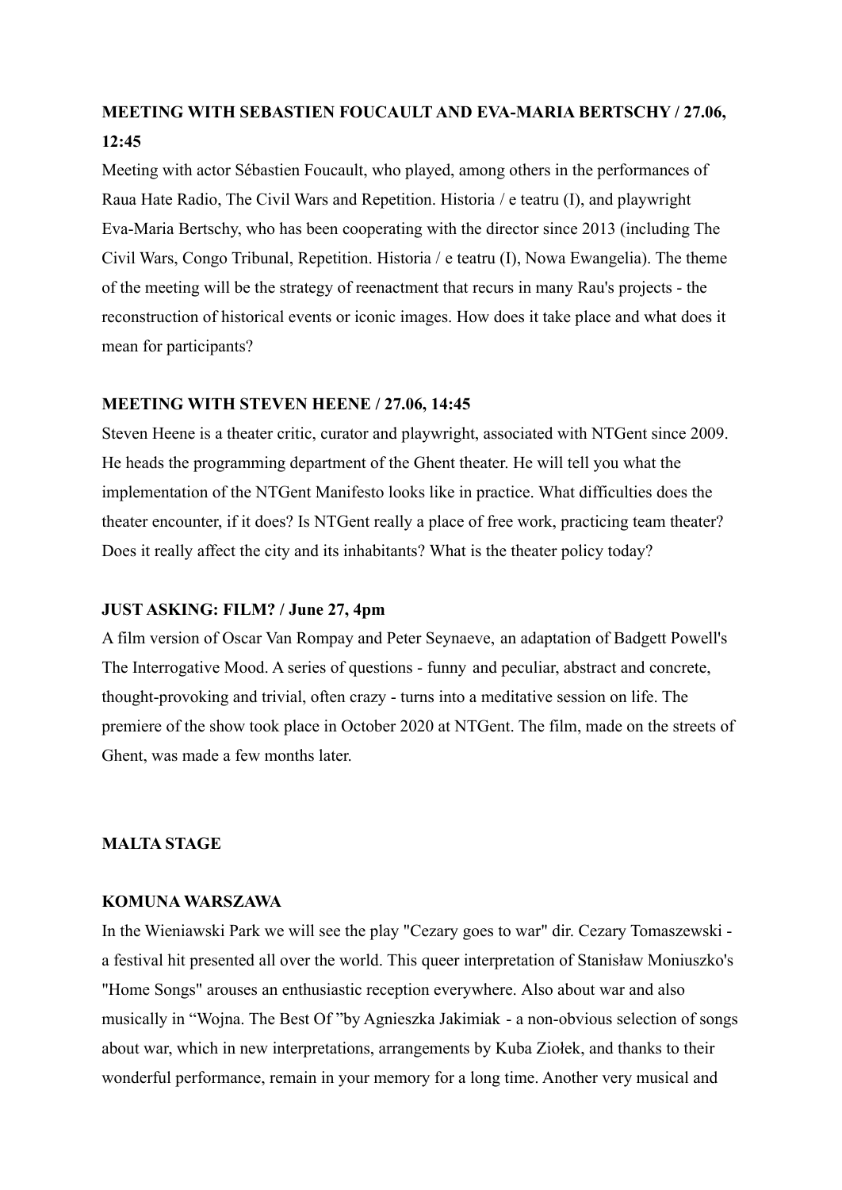**MEETING WITH SEBASTIEN FOUCAULT AND EVA-MARIA BERTSCHY / 27.06, 12:45**

Meeting with actor Sébastien Foucault, who played, among others in the performances of Raua Hate Radio, The Civil Wars and Repetition. Historia / e teatru (I), and playwright Eva-Maria Bertschy, who has been cooperating with the director since 2013 (including The Civil Wars, Congo Tribunal, Repetition. Historia / e teatru (I), Nowa Ewangelia). The theme of the meeting will be the strategy of reenactment that recurs in many Rau's projects - the reconstruction of historical events or iconic images. How does it take place and what does it mean for participants?

**MEETING WITH STEVEN HEENE / 27.06, 14:45**

Steven Heene is a theater critic, curator and playwright, associated with NTGent since 2009. He heads the programming department of the Ghent theater. He will tell you what the implementation of the NTGent Manifesto looks like in practice. What difficulties does the theater encounter, if it does? Is NTGent really a place of free work, practicing team theater? Does it really affect the city and its inhabitants? What is the theater policy today?

**JUST ASKING: FILM? / June 27, 4pm**

A film version of Oscar Van Rompay and Peter Seynaeve, an adaptation of Badgett Powell's The Interrogative Mood. A series of questions - funny and peculiar, abstract and concrete, thought-provoking and trivial, often crazy - turns into a meditative session on life. The premiere of the show took place in October 2020 at NTGent. The film, made on the streets of Ghent, was made a few months later.

**MALTA STAGE**

**KOMUNA WARSZAWA**

In the Wieniawski Park we will see the play "Cezary goes to war" dir. Cezary Tomaszewski - a festival hit presented all over the world. This queer interpretation of Stanisław Moniuszko's "Home Songs" arouses an enthusiastic reception everywhere. Also about war and also musically in “Wojna. The Best Of ”by Agnieszka Jakimiak - a non-obvious selection of songs about war, which in new interpretations, arrangements by Kuba Ziołek, and thanks to their wonderful performance, remain in your memory for a long time. Another very musical and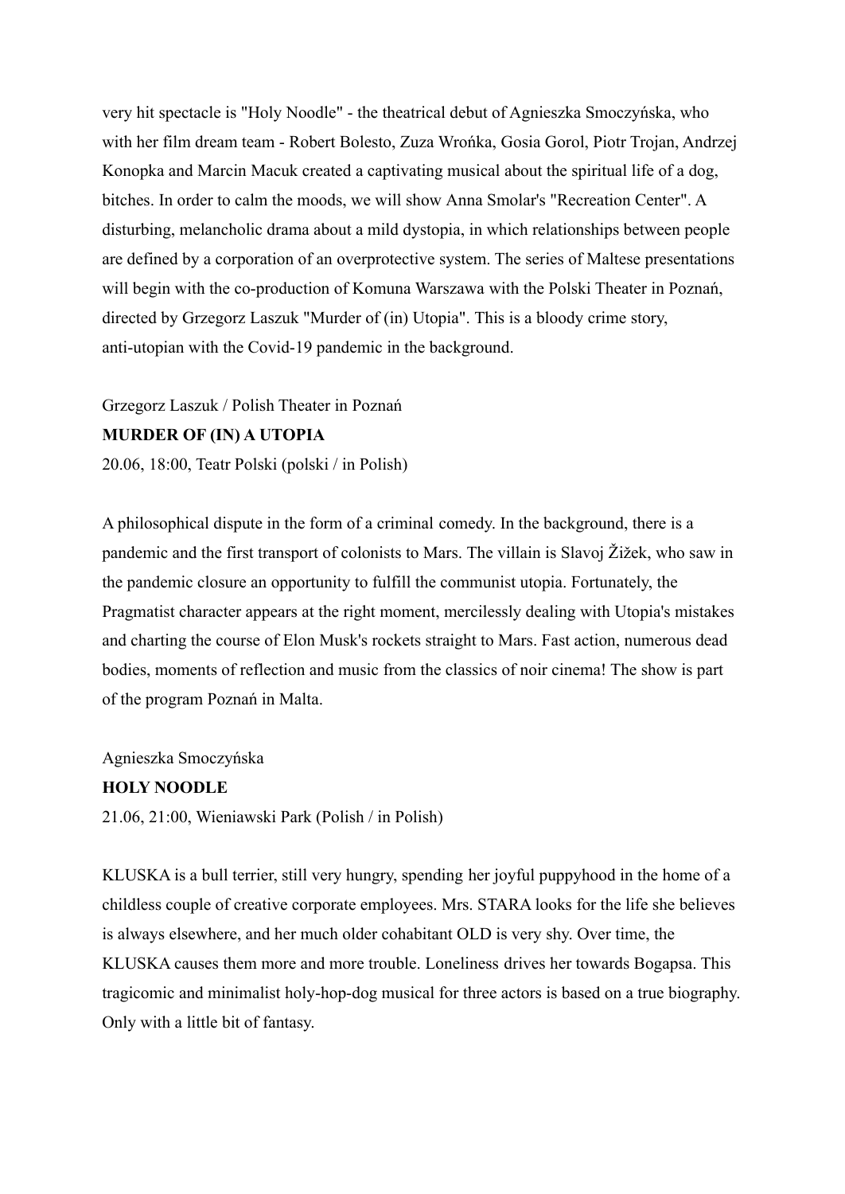very hit spectacle is "Holy Noodle" - the theatrical debut of Agnieszka Smoczyńska, who with her film dream team - Robert Bolesto, Zuza Wrońka, Gosia Gorol, Piotr Trojan, Andrzej Konopka and Marcin Macuk created a captivating musical about the spiritual life of a dog, bitches. In order to calm the moods, we will show Anna Smolar's "Recreation Center". A disturbing, melancholic drama about a mild dystopia, in which relationships between people are defined by a corporation of an overprotective system. The series of Maltese presentations will begin with the co-production of Komuna Warszawa with the Polski Theater in Poznań, directed by Grzegorz Laszuk "Murder of (in) Utopia". This is a bloody crime story, anti-utopian with the Covid-19 pandemic in the background.

Grzegorz Laszuk / Polish Theater in Poznań

**MURDER OF (IN) A UTOPIA**

20.06, 18:00, Teatr Polski (polski / in Polish)

A philosophical dispute in the form of a criminal comedy. In the background, there is a pandemic and the first transport of colonists to Mars. The villain is Slavoj Žižek, who saw in the pandemic closure an opportunity to fulfill the communist utopia. Fortunately, the Pragmatist character appears at the right moment, mercilessly dealing with Utopia's mistakes and charting the course of Elon Musk's rockets straight to Mars. Fast action, numerous dead bodies, moments of reflection and music from the classics of noir cinema! The show is part of the program Poznań in Malta.

Agnieszka Smoczyńska

**HOLY NOODLE**

21.06, 21:00, Wieniawski Park (Polish / in Polish)

KLUSKA is a bull terrier, still very hungry, spending her joyful puppyhood in the home of a childless couple of creative corporate employees. Mrs. STARA looks for the life she believes is always elsewhere, and her much older cohabitant OLD is very shy. Over time, the KLUSKA causes them more and more trouble. Loneliness drives her towards Bogapsa. This tragicomic and minimalist holy-hop-dog musical for three actors is based on a true biography. Only with a little bit of fantasy.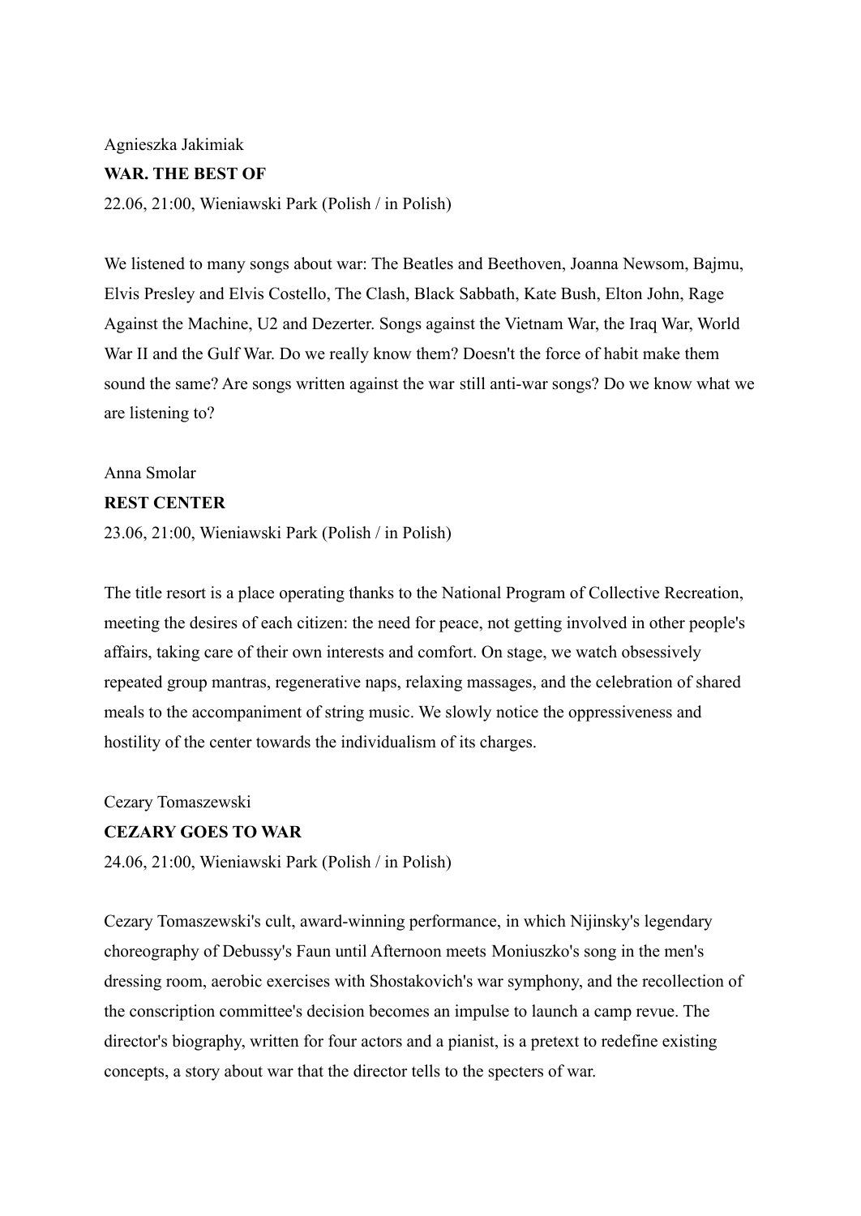Agnieszka Jakimiak

**WAR. THE BEST OF**

22.06, 21:00, Wieniawski Park (Polish / in Polish)

We listened to many songs about war: The Beatles and Beethoven, Joanna Newsom, Bajmu, Elvis Presley and Elvis Costello, The Clash, Black Sabbath, Kate Bush, Elton John, Rage Against the Machine, U2 and Dezerter. Songs against the Vietnam War, the Iraq War, World War II and the Gulf War. Do we really know them? Doesn't the force of habit make them sound the same? Are songs written against the war still anti-war songs? Do we know what we are listening to?

Anna Smolar

**REST CENTER**

23.06, 21:00, Wieniawski Park (Polish / in Polish)

The title resort is a place operating thanks to the National Program of Collective Recreation, meeting the desires of each citizen: the need for peace, not getting involved in other people's affairs, taking care of their own interests and comfort. On stage, we watch obsessively repeated group mantras, regenerative naps, relaxing massages, and the celebration of shared meals to the accompaniment of string music. We slowly notice the oppressiveness and hostility of the center towards the individualism of its charges.

Cezary Tomaszewski

**CEZARY GOES TO WAR**

24.06, 21:00, Wieniawski Park (Polish / in Polish)

Cezary Tomaszewski's cult, award-winning performance, in which Nijinsky's legendary choreography of Debussy's Faun until Afternoon meets Moniuszko's song in the men's dressing room, aerobic exercises with Shostakovich's war symphony, and the recollection of the conscription committee's decision becomes an impulse to launch a camp revue. The director's biography, written for four actors and a pianist, is a pretext to redefine existing concepts, a story about war that the director tells to the specters of war.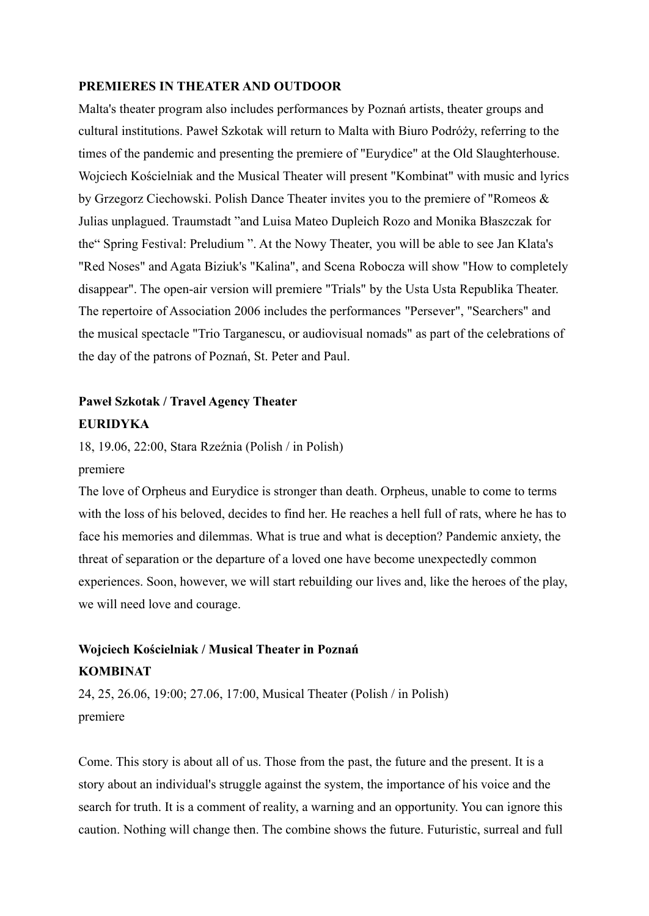**PREMIERES IN THEATER AND OUTDOOR**

Malta's theater program also includes performances by Poznań artists, theater groups and cultural institutions. Paweł Szkotak will return to Malta with Biuro Podróży, referring to the times of the pandemic and presenting the premiere of "Eurydice" at the Old Slaughterhouse. Wojciech Kościelniak and the Musical Theater will present "Kombinat" with music and lyrics by Grzegorz Ciechowski. Polish Dance Theater invites you to the premiere of "Romeos & Julias unplagued. Traumstadt "and Luisa Mateo Dupleich Rozo and Monika Błaszczak for the" Spring Festival: Preludium ". At the Nowy Theater, you will be able to see Jan Klata's "Red Noses" and Agata Biziuk's "Kalina", and Scena Robocza will show "How to completely disappear". The open-air version will premiere "Trials" by the Usta Usta Republika Theater. The repertoire of Association 2006 includes the performances "Persever", "Searchers" and the musical spectacle "Trio Targanescu, or audiovisual nomads" as part of the celebrations of the day of the patrons of Poznań, St. Peter and Paul.

**Paweł Szkotak / Travel Agency Theater**
**EURIDYKA**

18, 19.06, 22:00, Stara Rzeźnia (Polish / in Polish)
premiere

The love of Orpheus and Eurydice is stronger than death. Orpheus, unable to come to terms with the loss of his beloved, decides to find her. He reaches a hell full of rats, where he has to face his memories and dilemmas. What is true and what is deception? Pandemic anxiety, the threat of separation or the departure of a loved one have become unexpectedly common experiences. Soon, however, we will start rebuilding our lives and, like the heroes of the play, we will need love and courage.

**Wojciech Kościelniak / Musical Theater in Poznań**
**KOMBINAT**

24, 25, 26.06, 19:00; 27.06, 17:00, Musical Theater (Polish / in Polish)
premiere

Come. This story is about all of us. Those from the past, the future and the present. It is a story about an individual's struggle against the system, the importance of his voice and the search for truth. It is a comment of reality, a warning and an opportunity. You can ignore this caution. Nothing will change then. The combine shows the future. Futuristic, surreal and full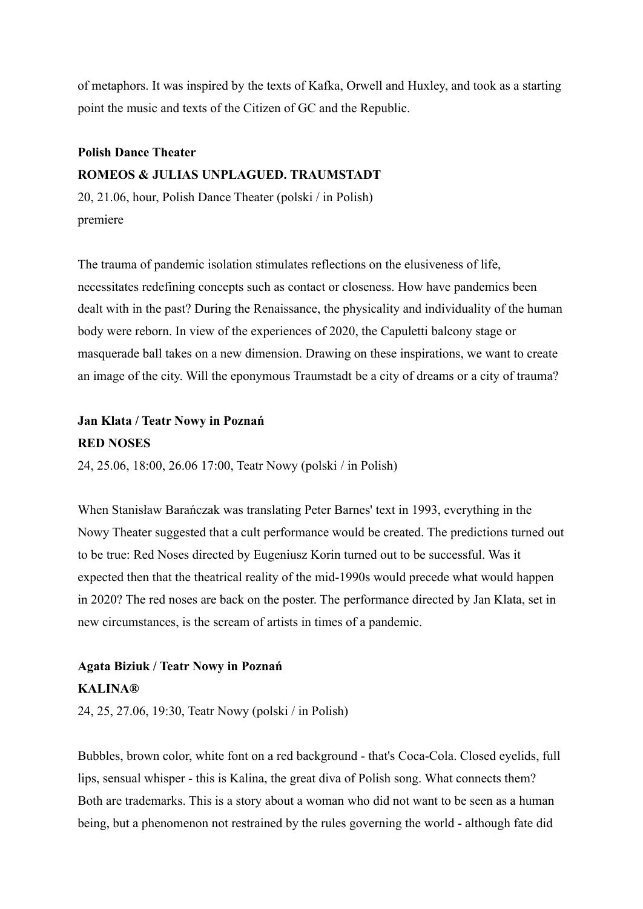of metaphors. It was inspired by the texts of Kafka, Orwell and Huxley, and took as a starting point the music and texts of the Citizen of GC and the Republic.

**Polish Dance Theater**
**ROMEOS & JULIAS UNPLAGUED. TRAUMSTADT**
20, 21.06, hour, Polish Dance Theater (polski / in Polish)
premiere

The trauma of pandemic isolation stimulates reflections on the elusiveness of life, necessitates redefining concepts such as contact or closeness. How have pandemics been dealt with in the past? During the Renaissance, the physicality and individuality of the human body were reborn. In view of the experiences of 2020, the Capuletti balcony stage or masquerade ball takes on a new dimension. Drawing on these inspirations, we want to create an image of the city. Will the eponymous Traumstadt be a city of dreams or a city of trauma?

**Jan Klata / Teatr Nowy in Poznań**
**RED NOSES**
24, 25.06, 18:00, 26.06 17:00, Teatr Nowy (polski / in Polish)

When Stanisław Barańczak was translating Peter Barnes' text in 1993, everything in the Nowy Theater suggested that a cult performance would be created. The predictions turned out to be true: Red Noses directed by Eugeniusz Korin turned out to be successful. Was it expected then that the theatrical reality of the mid-1990s would precede what would happen in 2020? The red noses are back on the poster. The performance directed by Jan Klata, set in new circumstances, is the scream of artists in times of a pandemic.

**Agata Biziuk / Teatr Nowy in Poznań**
**KALINA®**
24, 25, 27.06, 19:30, Teatr Nowy (polski / in Polish)

Bubbles, brown color, white font on a red background - that's Coca-Cola. Closed eyelids, full lips, sensual whisper - this is Kalina, the great diva of Polish song. What connects them? Both are trademarks. This is a story about a woman who did not want to be seen as a human being, but a phenomenon not restrained by the rules governing the world - although fate did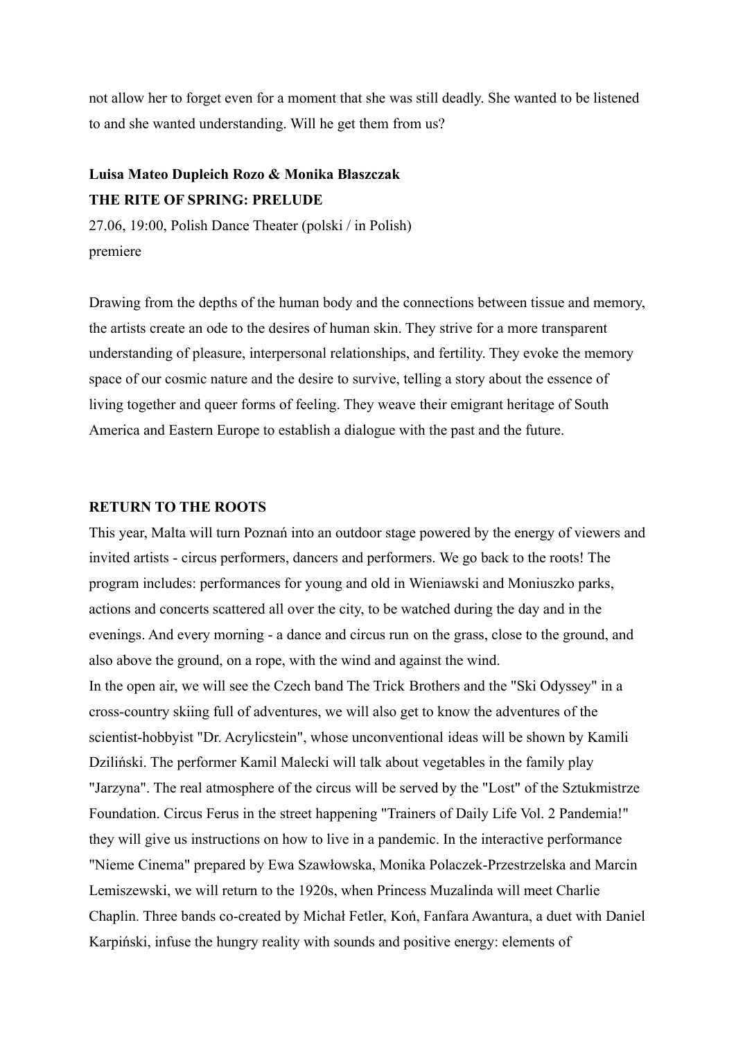not allow her to forget even for a moment that she was still deadly. She wanted to be listened to and she wanted understanding. Will he get them from us?

**Luisa Mateo Dupleich Rozo & Monika Błaszczak**
**THE RITE OF SPRING: PRELUDE**
27.06, 19:00, Polish Dance Theater (polski / in Polish)
premiere

Drawing from the depths of the human body and the connections between tissue and memory, the artists create an ode to the desires of human skin. They strive for a more transparent understanding of pleasure, interpersonal relationships, and fertility. They evoke the memory space of our cosmic nature and the desire to survive, telling a story about the essence of living together and queer forms of feeling. They weave their emigrant heritage of South America and Eastern Europe to establish a dialogue with the past and the future.

**RETURN TO THE ROOTS**

This year, Malta will turn Poznań into an outdoor stage powered by the energy of viewers and invited artists - circus performers, dancers and performers. We go back to the roots! The program includes: performances for young and old in Wieniawski and Moniuszko parks, actions and concerts scattered all over the city, to be watched during the day and in the evenings. And every morning - a dance and circus run on the grass, close to the ground, and also above the ground, on a rope, with the wind and against the wind.
In the open air, we will see the Czech band The Trick Brothers and the "Ski Odyssey" in a cross-country skiing full of adventures, we will also get to know the adventures of the scientist-hobbyist "Dr. Acrylicstein", whose unconventional ideas will be shown by Kamili Dziliński. The performer Kamil Malecki will talk about vegetables in the family play "Jarzyna". The real atmosphere of the circus will be served by the "Lost" of the Sztukmistrze Foundation. Circus Ferus in the street happening "Trainers of Daily Life Vol. 2 Pandemia!" they will give us instructions on how to live in a pandemic. In the interactive performance "Nieme Cinema" prepared by Ewa Szawłowska, Monika Polaczek-Przestrzelska and Marcin Lemiszewski, we will return to the 1920s, when Princess Muzalinda will meet Charlie Chaplin. Three bands co-created by Michał Fetler, Koń, Fanfara Awantura, a duet with Daniel Karpiński, infuse the hungry reality with sounds and positive energy: elements of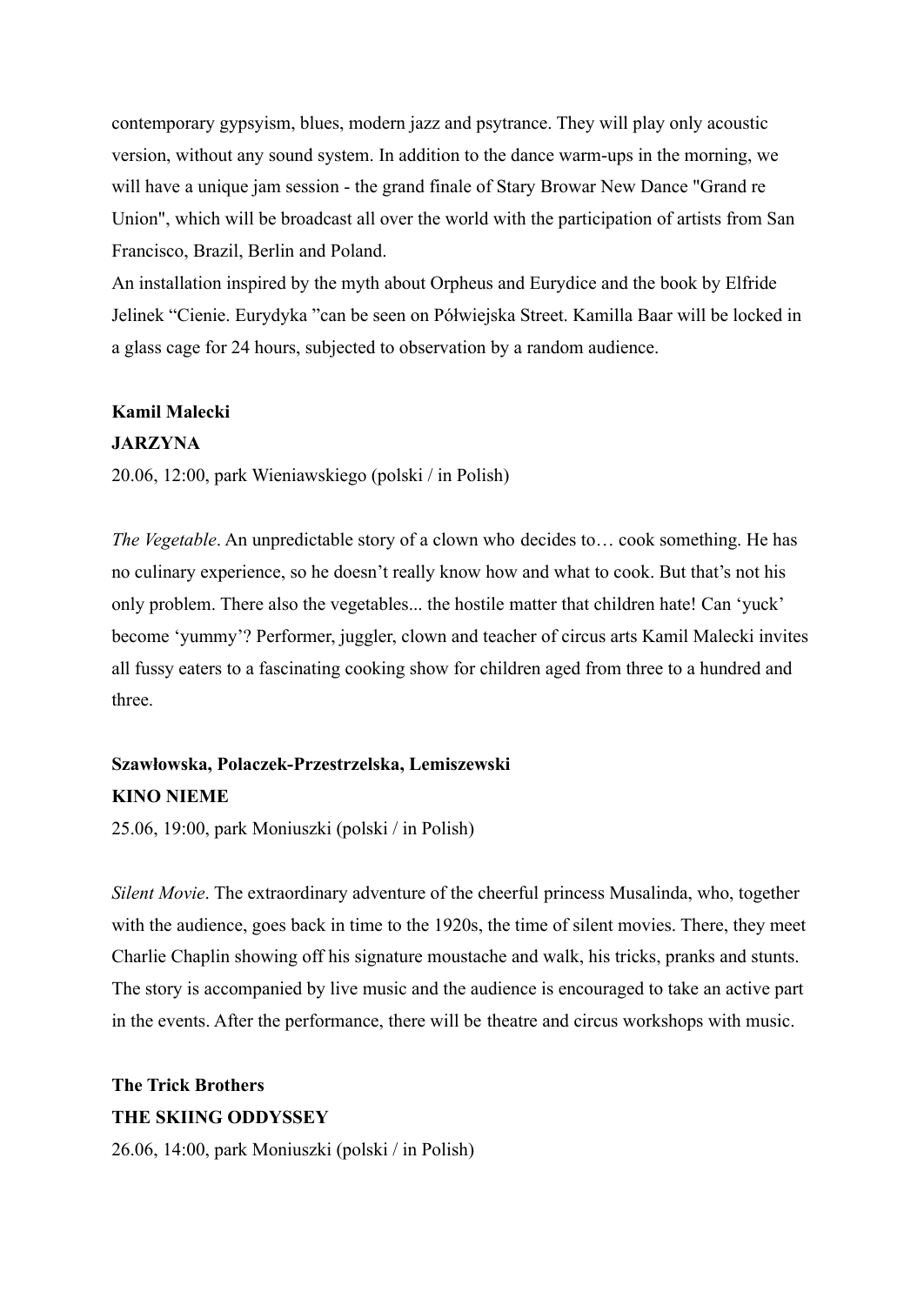contemporary gypsyism, blues, modern jazz and psytrance. They will play only acoustic version, without any sound system. In addition to the dance warm-ups in the morning, we will have a unique jam session - the grand finale of Stary Browar New Dance "Grand re Union", which will be broadcast all over the world with the participation of artists from San Francisco, Brazil, Berlin and Poland.
An installation inspired by the myth about Orpheus and Eurydice and the book by Elfride Jelinek "Cienie. Eurydyka "can be seen on Półwiejska Street. Kamilla Baar will be locked in a glass cage for 24 hours, subjected to observation by a random audience.

**Kamil Malecki**
**JARZYNA**
20.06, 12:00, park Wieniawskiego (polski / in Polish)

*The Vegetable*. An unpredictable story of a clown who decides to… cook something. He has no culinary experience, so he doesn't really know how and what to cook. But that's not his only problem. There also the vegetables... the hostile matter that children hate! Can 'yuck' become 'yummy'? Performer, juggler, clown and teacher of circus arts Kamil Malecki invites all fussy eaters to a fascinating cooking show for children aged from three to a hundred and three.

**Szawłowska, Polaczek-Przestrzelska, Lemiszewski**
**KINO NIEME**
25.06, 19:00, park Moniuszki (polski / in Polish)

*Silent Movie*. The extraordinary adventure of the cheerful princess Musalinda, who, together with the audience, goes back in time to the 1920s, the time of silent movies. There, they meet Charlie Chaplin showing off his signature moustache and walk, his tricks, pranks and stunts. The story is accompanied by live music and the audience is encouraged to take an active part in the events. After the performance, there will be theatre and circus workshops with music.

**The Trick Brothers**
**THE SKIING ODDYSSEY**
26.06, 14:00, park Moniuszki (polski / in Polish)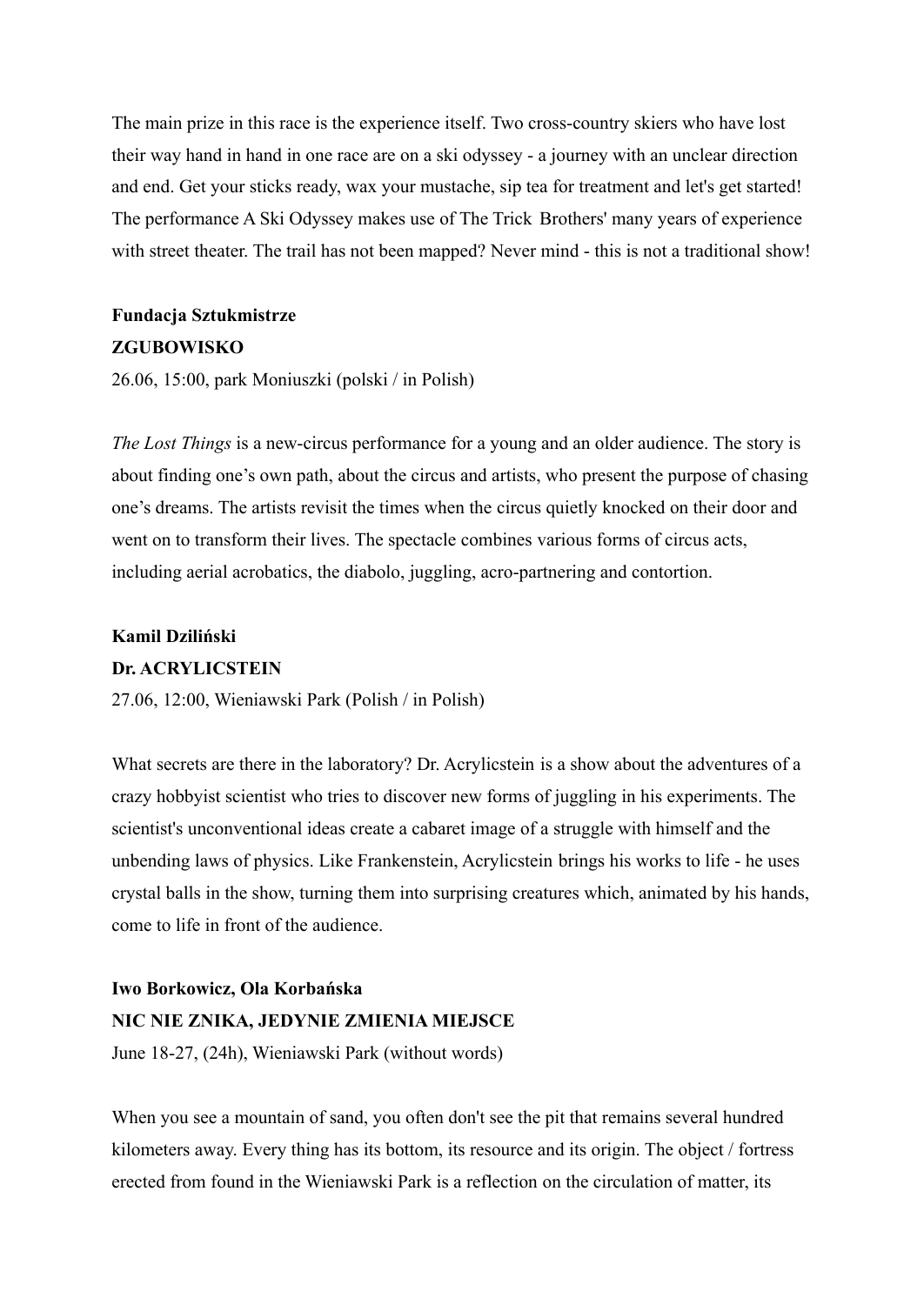The main prize in this race is the experience itself. Two cross-country skiers who have lost their way hand in hand in one race are on a ski odyssey - a journey with an unclear direction and end. Get your sticks ready, wax your mustache, sip tea for treatment and let's get started! The performance A Ski Odyssey makes use of The Trick Brothers' many years of experience with street theater. The trail has not been mapped? Never mind - this is not a traditional show!

**Fundacja Sztukmistrze**
**ZGUBOWISKO**
26.06, 15:00, park Moniuszki (polski / in Polish)

*The Lost Things* is a new-circus performance for a young and an older audience. The story is about finding one's own path, about the circus and artists, who present the purpose of chasing one's dreams. The artists revisit the times when the circus quietly knocked on their door and went on to transform their lives. The spectacle combines various forms of circus acts, including aerial acrobatics, the diabolo, juggling, acro-partnering and contortion.

**Kamil Dziliński**
**Dr. ACRYLICSTEIN**
27.06, 12:00, Wieniawski Park (Polish / in Polish)

What secrets are there in the laboratory? Dr. Acrylicstein is a show about the adventures of a crazy hobbyist scientist who tries to discover new forms of juggling in his experiments. The scientist's unconventional ideas create a cabaret image of a struggle with himself and the unbending laws of physics. Like Frankenstein, Acrylicstein brings his works to life - he uses crystal balls in the show, turning them into surprising creatures which, animated by his hands, come to life in front of the audience.

**Iwo Borkowicz, Ola Korbańska**
**NIC NIE ZNIKA, JEDYNIE ZMIENIA MIEJSCE**
June 18-27, (24h), Wieniawski Park (without words)

When you see a mountain of sand, you often don't see the pit that remains several hundred kilometers away. Every thing has its bottom, its resource and its origin. The object / fortress erected from found in the Wieniawski Park is a reflection on the circulation of matter, its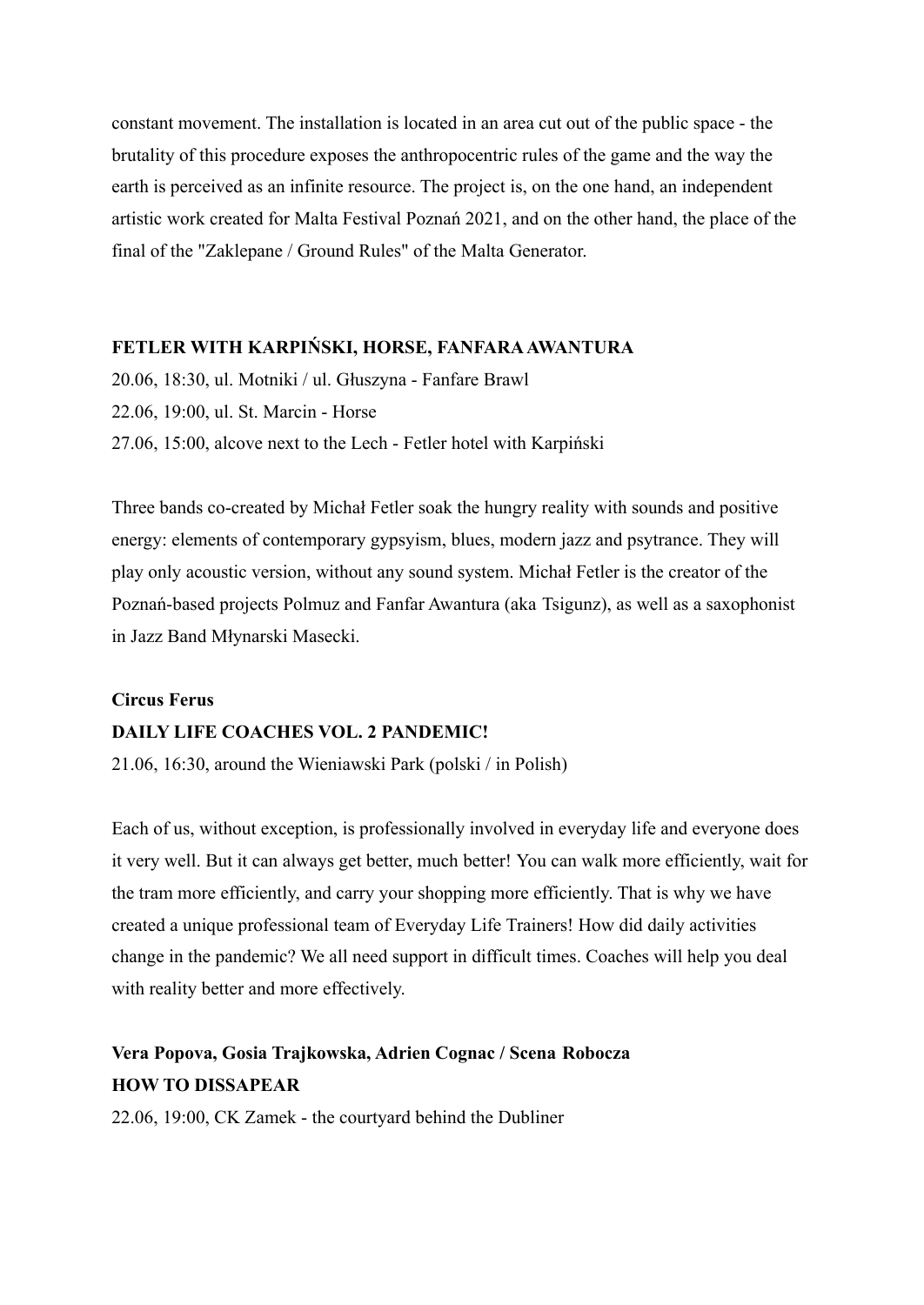constant movement. The installation is located in an area cut out of the public space - the brutality of this procedure exposes the anthropocentric rules of the game and the way the earth is perceived as an infinite resource. The project is, on the one hand, an independent artistic work created for Malta Festival Poznań 2021, and on the other hand, the place of the final of the "Zaklepane / Ground Rules" of the Malta Generator.

**FETLER WITH KARPIŃSKI, HORSE, FANFARA AWANTURA**

20.06, 18:30, ul. Motniki / ul. Głuszyna - Fanfare Brawl
22.06, 19:00, ul. St. Marcin - Horse
27.06, 15:00, alcove next to the Lech - Fetler hotel with Karpiński

Three bands co-created by Michał Fetler soak the hungry reality with sounds and positive energy: elements of contemporary gypsyism, blues, modern jazz and psytrance. They will play only acoustic version, without any sound system. Michał Fetler is the creator of the Poznań-based projects Polmuz and Fanfar Awantura (aka Tsigunz), as well as a saxophonist in Jazz Band Młynarski Masecki.

**Circus Ferus**
**DAILY LIFE COACHES VOL. 2 PANDEMIC!**

21.06, 16:30, around the Wieniawski Park (polski / in Polish)

Each of us, without exception, is professionally involved in everyday life and everyone does it very well. But it can always get better, much better! You can walk more efficiently, wait for the tram more efficiently, and carry your shopping more efficiently. That is why we have created a unique professional team of Everyday Life Trainers! How did daily activities change in the pandemic? We all need support in difficult times. Coaches will help you deal with reality better and more effectively.

**Vera Popova, Gosia Trajkowska, Adrien Cognac / Scena Robocza**
**HOW TO DISSAPEAR**

22.06, 19:00, CK Zamek - the courtyard behind the Dubliner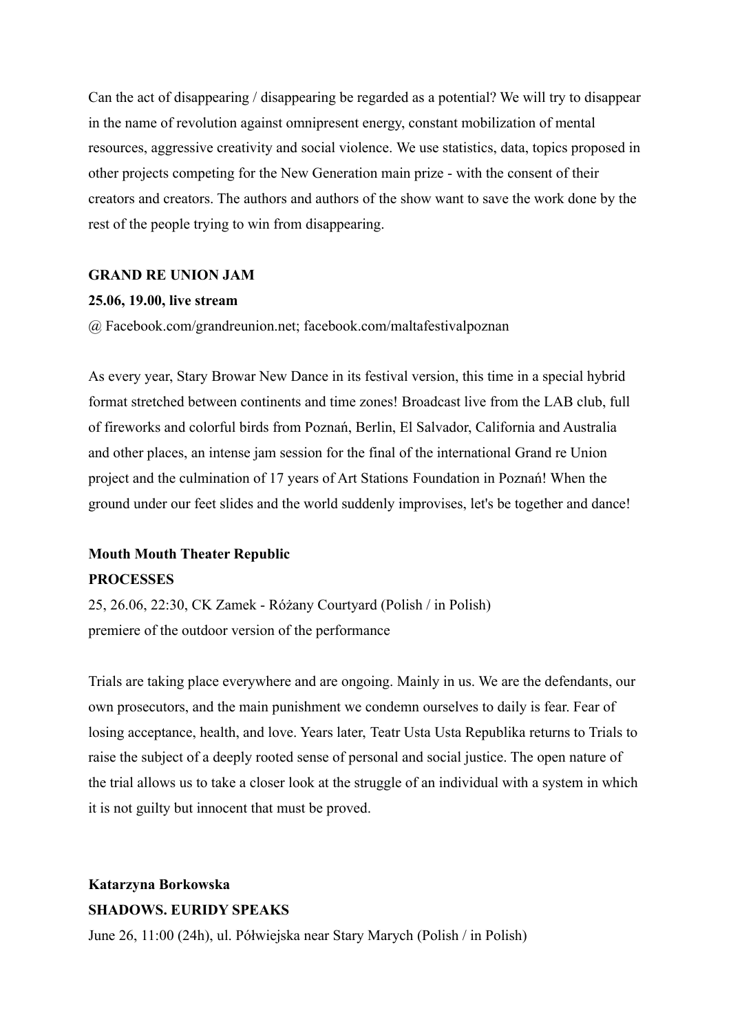Can the act of disappearing / disappearing be regarded as a potential? We will try to disappear in the name of revolution against omnipresent energy, constant mobilization of mental resources, aggressive creativity and social violence. We use statistics, data, topics proposed in other projects competing for the New Generation main prize - with the consent of their creators and creators. The authors and authors of the show want to save the work done by the rest of the people trying to win from disappearing.

**GRAND RE UNION JAM**

**25.06, 19.00, live stream**

@ Facebook.com/grandreunion.net; facebook.com/maltafestivalpoznan

As every year, Stary Browar New Dance in its festival version, this time in a special hybrid format stretched between continents and time zones! Broadcast live from the LAB club, full of fireworks and colorful birds from Poznań, Berlin, El Salvador, California and Australia and other places, an intense jam session for the final of the international Grand re Union project and the culmination of 17 years of Art Stations Foundation in Poznań! When the ground under our feet slides and the world suddenly improvises, let's be together and dance!

**Mouth Mouth Theater Republic**

**PROCESSES**

25, 26.06, 22:30, CK Zamek - Różany Courtyard (Polish / in Polish)

premiere of the outdoor version of the performance

Trials are taking place everywhere and are ongoing. Mainly in us. We are the defendants, our own prosecutors, and the main punishment we condemn ourselves to daily is fear. Fear of losing acceptance, health, and love. Years later, Teatr Usta Usta Republika returns to Trials to raise the subject of a deeply rooted sense of personal and social justice. The open nature of the trial allows us to take a closer look at the struggle of an individual with a system in which it is not guilty but innocent that must be proved.

**Katarzyna Borkowska**

**SHADOWS. EURIDY SPEAKS**

June 26, 11:00 (24h), ul. Półwiejska near Stary Marych (Polish / in Polish)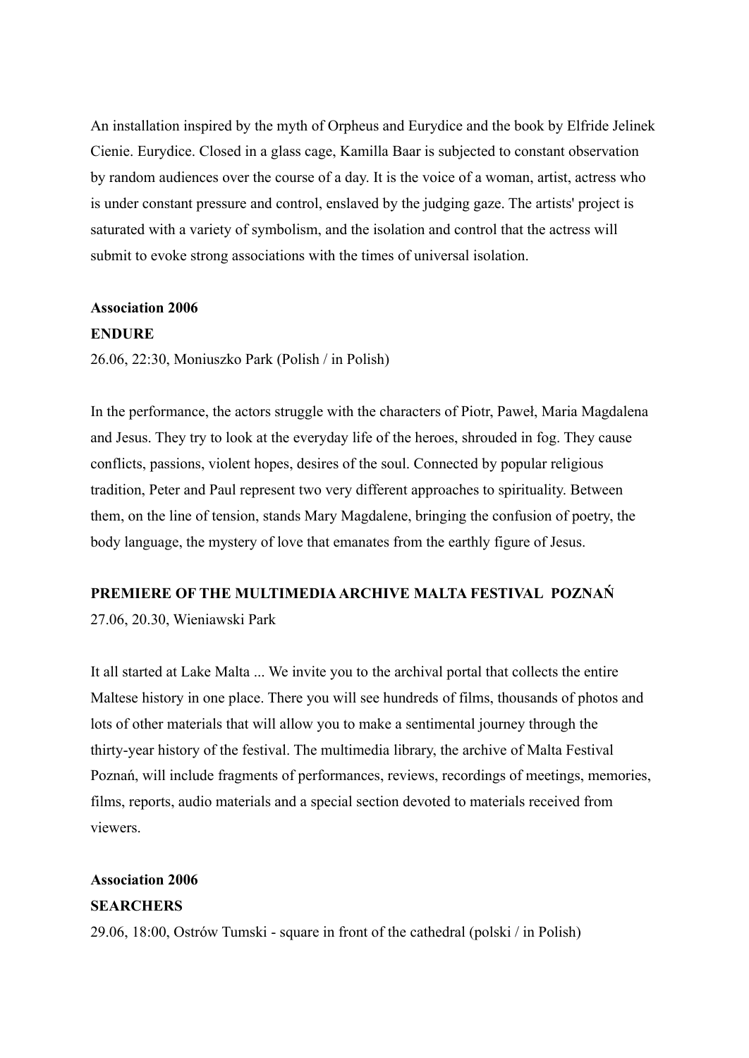An installation inspired by the myth of Orpheus and Eurydice and the book by Elfride Jelinek Cienie. Eurydice. Closed in a glass cage, Kamilla Baar is subjected to constant observation by random audiences over the course of a day. It is the voice of a woman, artist, actress who is under constant pressure and control, enslaved by the judging gaze. The artists' project is saturated with a variety of symbolism, and the isolation and control that the actress will submit to evoke strong associations with the times of universal isolation.

**Association 2006**

**ENDURE**

26.06, 22:30, Moniuszko Park (Polish / in Polish)

In the performance, the actors struggle with the characters of Piotr, Paweł, Maria Magdalena and Jesus. They try to look at the everyday life of the heroes, shrouded in fog. They cause conflicts, passions, violent hopes, desires of the soul. Connected by popular religious tradition, Peter and Paul represent two very different approaches to spirituality. Between them, on the line of tension, stands Mary Magdalene, bringing the confusion of poetry, the body language, the mystery of love that emanates from the earthly figure of Jesus.

**PREMIERE OF THE MULTIMEDIA ARCHIVE MALTA FESTIVAL POZNAŃ**

27.06, 20.30, Wieniawski Park

It all started at Lake Malta ... We invite you to the archival portal that collects the entire Maltese history in one place. There you will see hundreds of films, thousands of photos and lots of other materials that will allow you to make a sentimental journey through the thirty-year history of the festival. The multimedia library, the archive of Malta Festival Poznań, will include fragments of performances, reviews, recordings of meetings, memories, films, reports, audio materials and a special section devoted to materials received from viewers.

**Association 2006**

**SEARCHERS**

29.06, 18:00, Ostrów Tumski - square in front of the cathedral (polski / in Polish)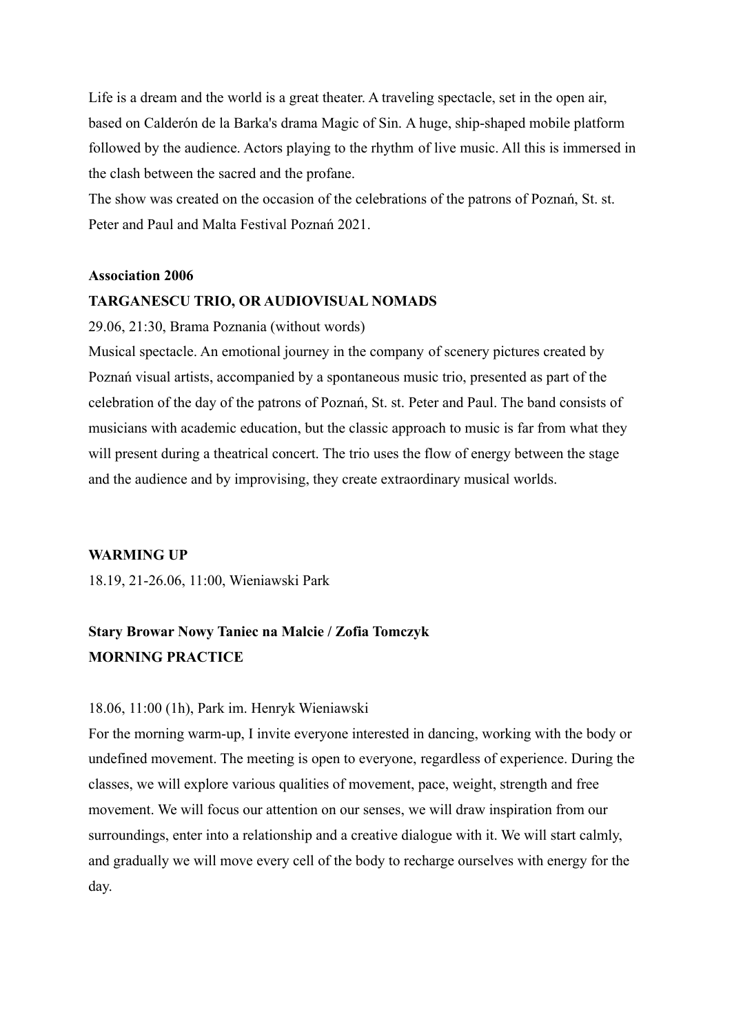Life is a dream and the world is a great theater. A traveling spectacle, set in the open air, based on Calderón de la Barka's drama Magic of Sin. A huge, ship-shaped mobile platform followed by the audience. Actors playing to the rhythm of live music. All this is immersed in the clash between the sacred and the profane.
The show was created on the occasion of the celebrations of the patrons of Poznań, St. st. Peter and Paul and Malta Festival Poznań 2021.

**Association 2006**
**TARGANESCU TRIO, OR AUDIOVISUAL NOMADS**

29.06, 21:30, Brama Poznania (without words)
Musical spectacle. An emotional journey in the company of scenery pictures created by Poznań visual artists, accompanied by a spontaneous music trio, presented as part of the celebration of the day of the patrons of Poznań, St. st. Peter and Paul. The band consists of musicians with academic education, but the classic approach to music is far from what they will present during a theatrical concert. The trio uses the flow of energy between the stage and the audience and by improvising, they create extraordinary musical worlds.

**WARMING UP**

18.19, 21-26.06, 11:00, Wieniawski Park

**Stary Browar Nowy Taniec na Malcie / Zofia Tomczyk**
**MORNING PRACTICE**

18.06, 11:00 (1h), Park im. Henryk Wieniawski
For the morning warm-up, I invite everyone interested in dancing, working with the body or undefined movement. The meeting is open to everyone, regardless of experience. During the classes, we will explore various qualities of movement, pace, weight, strength and free movement. We will focus our attention on our senses, we will draw inspiration from our surroundings, enter into a relationship and a creative dialogue with it. We will start calmly, and gradually we will move every cell of the body to recharge ourselves with energy for the day.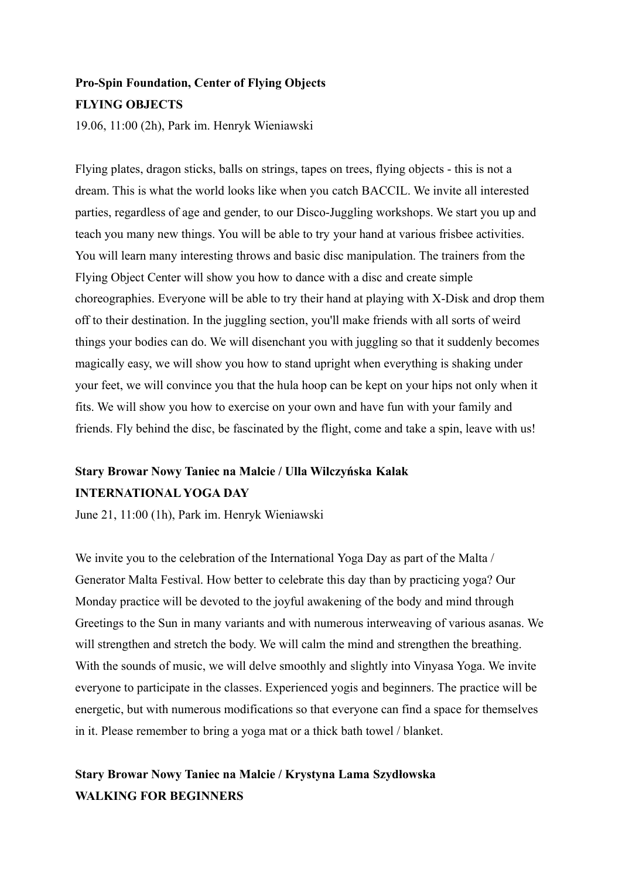**Pro-Spin Foundation, Center of Flying Objects**
**FLYING OBJECTS**
19.06, 11:00 (2h), Park im. Henryk Wieniawski

Flying plates, dragon sticks, balls on strings, tapes on trees, flying objects - this is not a dream. This is what the world looks like when you catch BACCIL. We invite all interested parties, regardless of age and gender, to our Disco-Juggling workshops. We start you up and teach you many new things. You will be able to try your hand at various frisbee activities. You will learn many interesting throws and basic disc manipulation. The trainers from the Flying Object Center will show you how to dance with a disc and create simple choreographies. Everyone will be able to try their hand at playing with X-Disk and drop them off to their destination. In the juggling section, you'll make friends with all sorts of weird things your bodies can do. We will disenchant you with juggling so that it suddenly becomes magically easy, we will show you how to stand upright when everything is shaking under your feet, we will convince you that the hula hoop can be kept on your hips not only when it fits. We will show you how to exercise on your own and have fun with your family and friends. Fly behind the disc, be fascinated by the flight, come and take a spin, leave with us!

**Stary Browar Nowy Taniec na Malcie / Ulla Wilczyńska Kalak**
**INTERNATIONAL YOGA DAY**
June 21, 11:00 (1h), Park im. Henryk Wieniawski

We invite you to the celebration of the International Yoga Day as part of the Malta / Generator Malta Festival. How better to celebrate this day than by practicing yoga? Our Monday practice will be devoted to the joyful awakening of the body and mind through Greetings to the Sun in many variants and with numerous interweaving of various asanas. We will strengthen and stretch the body. We will calm the mind and strengthen the breathing. With the sounds of music, we will delve smoothly and slightly into Vinyasa Yoga. We invite everyone to participate in the classes. Experienced yogis and beginners. The practice will be energetic, but with numerous modifications so that everyone can find a space for themselves in it. Please remember to bring a yoga mat or a thick bath towel / blanket.

**Stary Browar Nowy Taniec na Malcie / Krystyna Lama Szydłowska**
**WALKING FOR BEGINNERS**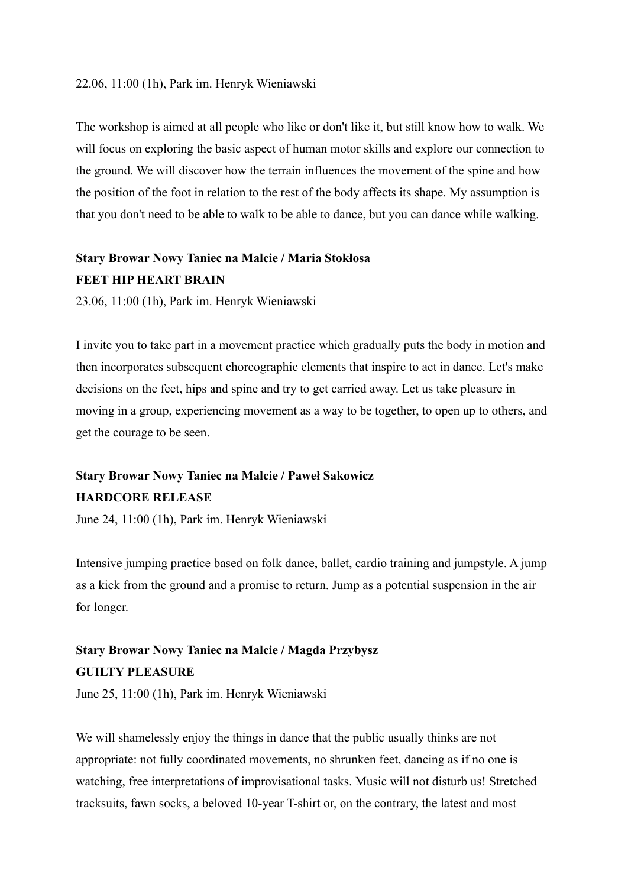22.06, 11:00 (1h), Park im. Henryk Wieniawski

The workshop is aimed at all people who like or don't like it, but still know how to walk. We will focus on exploring the basic aspect of human motor skills and explore our connection to the ground. We will discover how the terrain influences the movement of the spine and how the position of the foot in relation to the rest of the body affects its shape. My assumption is that you don't need to be able to walk to be able to dance, but you can dance while walking.

**Stary Browar Nowy Taniec na Malcie / Maria Stokłosa**
**FEET HIP HEART BRAIN**
23.06, 11:00 (1h), Park im. Henryk Wieniawski

I invite you to take part in a movement practice which gradually puts the body in motion and then incorporates subsequent choreographic elements that inspire to act in dance. Let's make decisions on the feet, hips and spine and try to get carried away. Let us take pleasure in moving in a group, experiencing movement as a way to be together, to open up to others, and get the courage to be seen.

**Stary Browar Nowy Taniec na Malcie / Paweł Sakowicz**
**HARDCORE RELEASE**
June 24, 11:00 (1h), Park im. Henryk Wieniawski

Intensive jumping practice based on folk dance, ballet, cardio training and jumpstyle. A jump as a kick from the ground and a promise to return. Jump as a potential suspension in the air for longer.

**Stary Browar Nowy Taniec na Malcie / Magda Przybysz**
**GUILTY PLEASURE**
June 25, 11:00 (1h), Park im. Henryk Wieniawski

We will shamelessly enjoy the things in dance that the public usually thinks are not appropriate: not fully coordinated movements, no shrunken feet, dancing as if no one is watching, free interpretations of improvisational tasks. Music will not disturb us! Stretched tracksuits, fawn socks, a beloved 10-year T-shirt or, on the contrary, the latest and most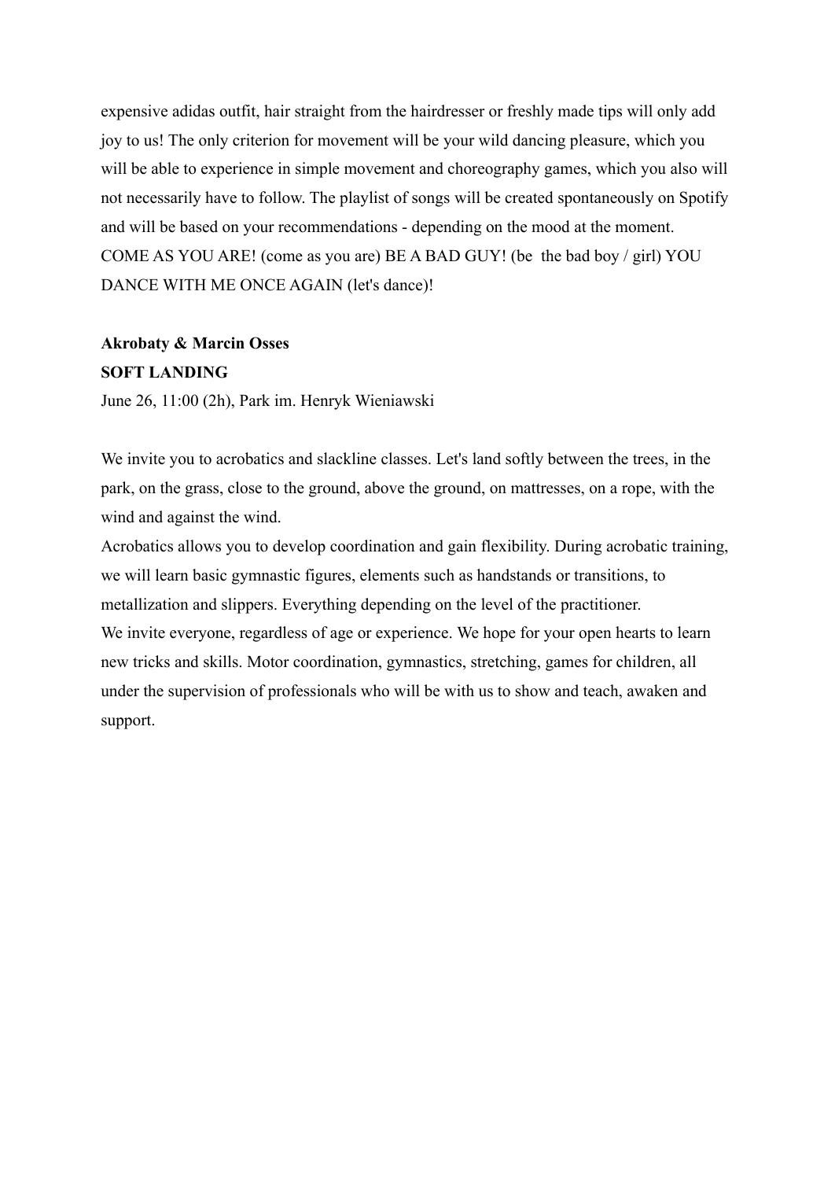expensive adidas outfit, hair straight from the hairdresser or freshly made tips will only add joy to us! The only criterion for movement will be your wild dancing pleasure, which you will be able to experience in simple movement and choreography games, which you also will not necessarily have to follow. The playlist of songs will be created spontaneously on Spotify and will be based on your recommendations - depending on the mood at the moment. COME AS YOU ARE! (come as you are) BE A BAD GUY! (be the bad boy / girl) YOU DANCE WITH ME ONCE AGAIN (let's dance)!

**Akrobaty & Marcin Osses**
**SOFT LANDING**
June 26, 11:00 (2h), Park im. Henryk Wieniawski

We invite you to acrobatics and slackline classes. Let's land softly between the trees, in the park, on the grass, close to the ground, above the ground, on mattresses, on a rope, with the wind and against the wind.
Acrobatics allows you to develop coordination and gain flexibility. During acrobatic training, we will learn basic gymnastic figures, elements such as handstands or transitions, to metallization and slippers. Everything depending on the level of the practitioner.
We invite everyone, regardless of age or experience. We hope for your open hearts to learn new tricks and skills. Motor coordination, gymnastics, stretching, games for children, all under the supervision of professionals who will be with us to show and teach, awaken and support.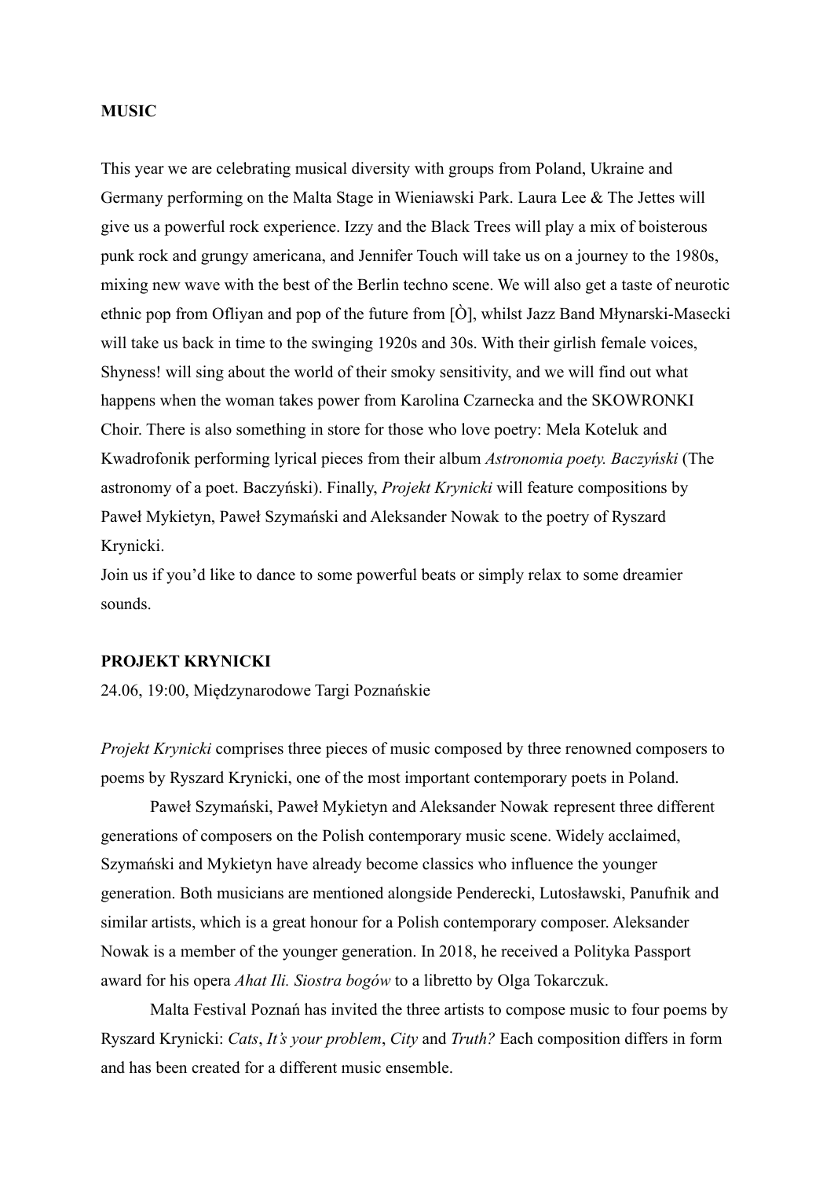**MUSIC**

This year we are celebrating musical diversity with groups from Poland, Ukraine and Germany performing on the Malta Stage in Wieniawski Park. Laura Lee & The Jettes will give us a powerful rock experience. Izzy and the Black Trees will play a mix of boisterous punk rock and grungy americana, and Jennifer Touch will take us on a journey to the 1980s, mixing new wave with the best of the Berlin techno scene. We will also get a taste of neurotic ethnic pop from Ofliyan and pop of the future from [Ò], whilst Jazz Band Młynarski-Masecki will take us back in time to the swinging 1920s and 30s. With their girlish female voices, Shyness! will sing about the world of their smoky sensitivity, and we will find out what happens when the woman takes power from Karolina Czarnecka and the SKOWRONKI Choir. There is also something in store for those who love poetry: Mela Koteluk and Kwadrofonik performing lyrical pieces from their album *Astronomia poety. Baczyński* (The astronomy of a poet. Baczyński). Finally, *Projekt Krynicki* will feature compositions by Paweł Mykietyn, Paweł Szymański and Aleksander Nowak to the poetry of Ryszard Krynicki.

Join us if you'd like to dance to some powerful beats or simply relax to some dreamier sounds.

**PROJEKT KRYNICKI**

24.06, 19:00, Międzynarodowe Targi Poznańskie

*Projekt Krynicki* comprises three pieces of music composed by three renowned composers to poems by Ryszard Krynicki, one of the most important contemporary poets in Poland.

Paweł Szymański, Paweł Mykietyn and Aleksander Nowak represent three different generations of composers on the Polish contemporary music scene. Widely acclaimed, Szymański and Mykietyn have already become classics who influence the younger generation. Both musicians are mentioned alongside Penderecki, Lutosławski, Panufnik and similar artists, which is a great honour for a Polish contemporary composer. Aleksander Nowak is a member of the younger generation. In 2018, he received a Polityka Passport award for his opera *Ahat Ili. Siostra bogów* to a libretto by Olga Tokarczuk.

Malta Festival Poznań has invited the three artists to compose music to four poems by Ryszard Krynicki: *Cats*, *It's your problem*, *City* and *Truth?* Each composition differs in form and has been created for a different music ensemble.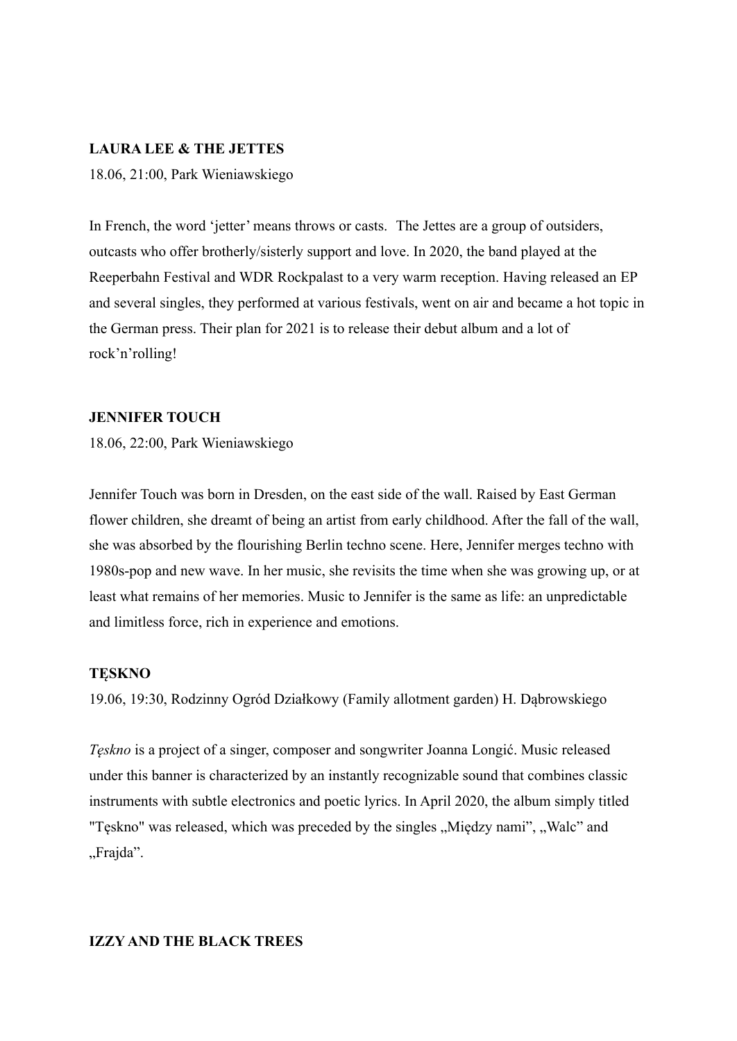**LAURA LEE & THE JETTES**

18.06, 21:00, Park Wieniawskiego

In French, the word 'jetter' means throws or casts. The Jettes are a group of outsiders, outcasts who offer brotherly/sisterly support and love. In 2020, the band played at the Reeperbahn Festival and WDR Rockpalast to a very warm reception. Having released an EP and several singles, they performed at various festivals, went on air and became a hot topic in the German press. Their plan for 2021 is to release their debut album and a lot of rock'n'rolling!

**JENNIFER TOUCH**

18.06, 22:00, Park Wieniawskiego

Jennifer Touch was born in Dresden, on the east side of the wall. Raised by East German flower children, she dreamt of being an artist from early childhood. After the fall of the wall, she was absorbed by the flourishing Berlin techno scene. Here, Jennifer merges techno with 1980s-pop and new wave. In her music, she revisits the time when she was growing up, or at least what remains of her memories. Music to Jennifer is the same as life: an unpredictable and limitless force, rich in experience and emotions.

**TĘSKNO**

19.06, 19:30, Rodzinny Ogród Działkowy (Family allotment garden) H. Dąbrowskiego

*Tęskno* is a project of a singer, composer and songwriter Joanna Longić. Music released under this banner is characterized by an instantly recognizable sound that combines classic instruments with subtle electronics and poetic lyrics. In April 2020, the album simply titled "Tęskno" was released, which was preceded by the singles „Między nami", „Walc" and „Frajda".

**IZZY AND THE BLACK TREES**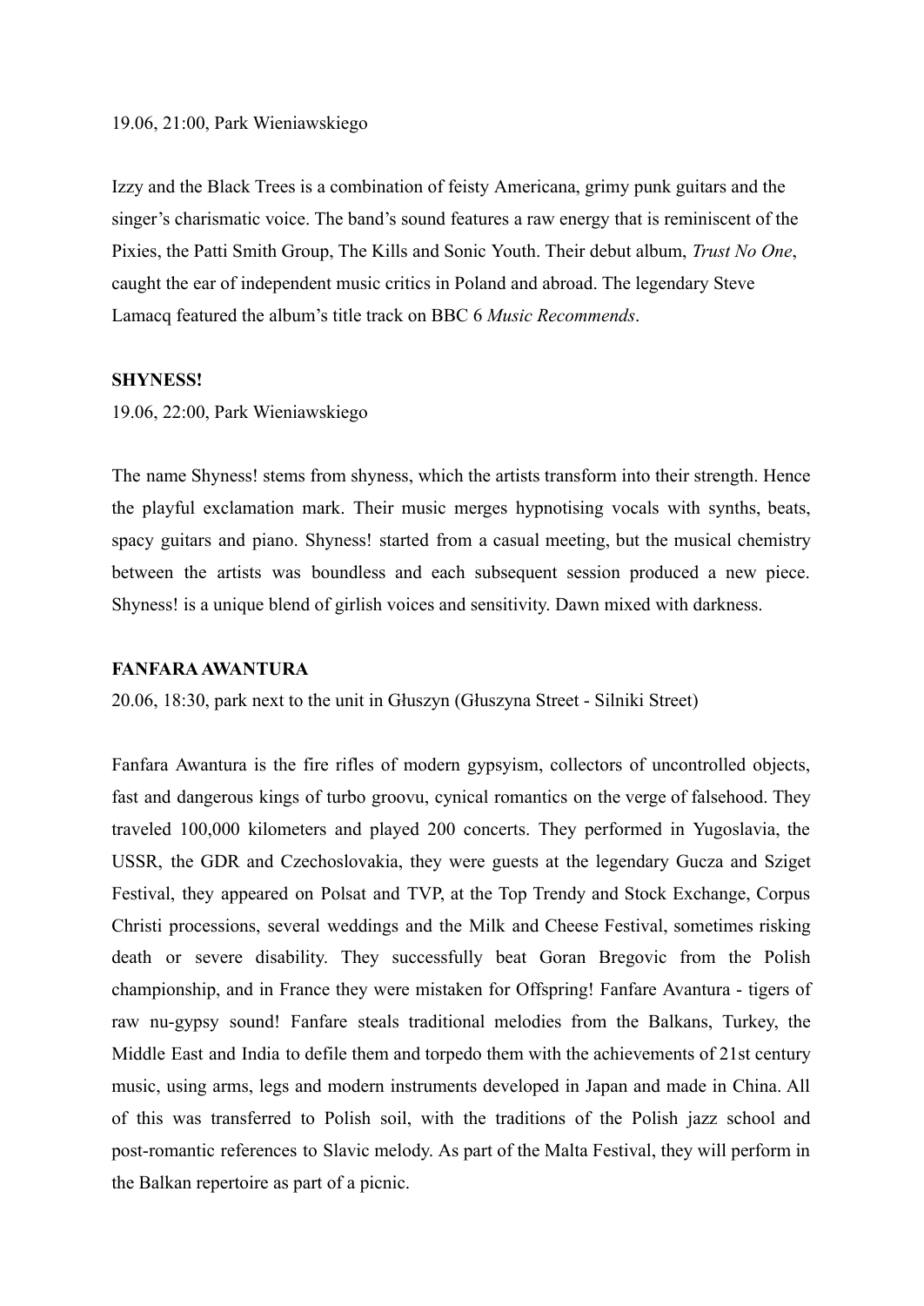19.06, 21:00, Park Wieniawskiego

Izzy and the Black Trees is a combination of feisty Americana, grimy punk guitars and the singer's charismatic voice. The band's sound features a raw energy that is reminiscent of the Pixies, the Patti Smith Group, The Kills and Sonic Youth. Their debut album, *Trust No One*, caught the ear of independent music critics in Poland and abroad. The legendary Steve Lamacq featured the album's title track on BBC 6 *Music Recommends*.

**SHYNESS!**

19.06, 22:00, Park Wieniawskiego

The name Shyness! stems from shyness, which the artists transform into their strength. Hence the playful exclamation mark. Their music merges hypnotising vocals with synths, beats, spacy guitars and piano. Shyness! started from a casual meeting, but the musical chemistry between the artists was boundless and each subsequent session produced a new piece. Shyness! is a unique blend of girlish voices and sensitivity. Dawn mixed with darkness.

**FANFARA AWANTURA**

20.06, 18:30, park next to the unit in Głuszyn (Głuszyna Street - Silniki Street)

Fanfara Awantura is the fire rifles of modern gypsyism, collectors of uncontrolled objects, fast and dangerous kings of turbo groovu, cynical romantics on the verge of falsehood. They traveled 100,000 kilometers and played 200 concerts. They performed in Yugoslavia, the USSR, the GDR and Czechoslovakia, they were guests at the legendary Gucza and Sziget Festival, they appeared on Polsat and TVP, at the Top Trendy and Stock Exchange, Corpus Christi processions, several weddings and the Milk and Cheese Festival, sometimes risking death or severe disability. They successfully beat Goran Bregovic from the Polish championship, and in France they were mistaken for Offspring! Fanfare Avantura - tigers of raw nu-gypsy sound! Fanfare steals traditional melodies from the Balkans, Turkey, the Middle East and India to defile them and torpedo them with the achievements of 21st century music, using arms, legs and modern instruments developed in Japan and made in China. All of this was transferred to Polish soil, with the traditions of the Polish jazz school and post-romantic references to Slavic melody. As part of the Malta Festival, they will perform in the Balkan repertoire as part of a picnic.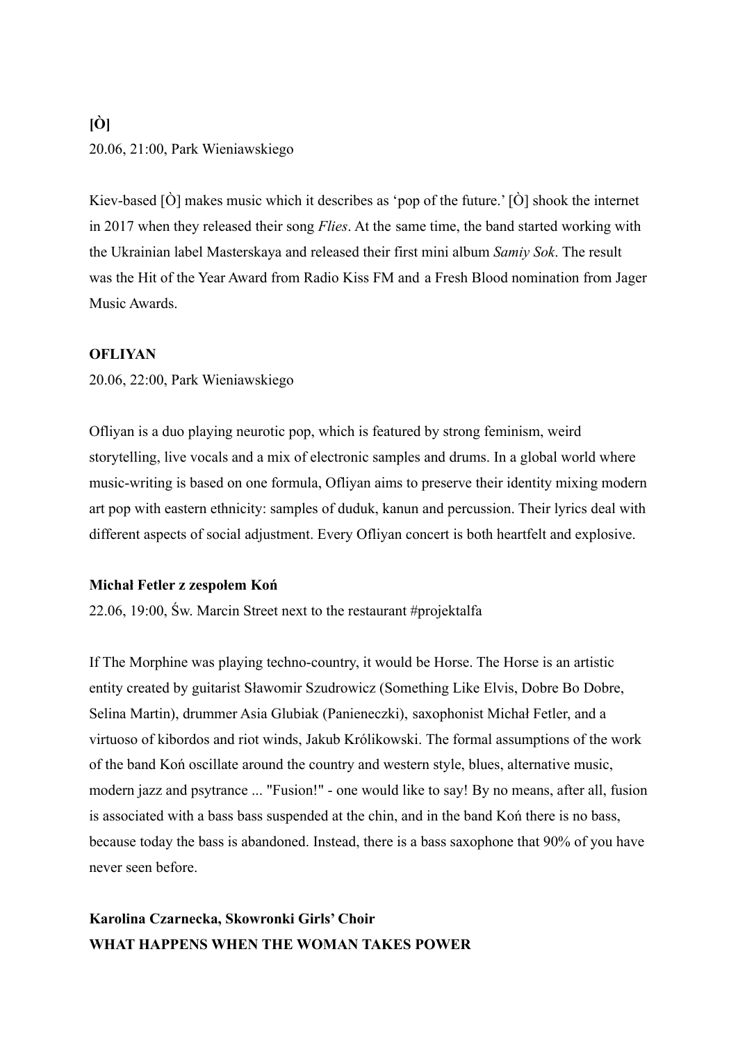**[Ò]**

20.06, 21:00, Park Wieniawskiego

Kiev-based [Ò] makes music which it describes as 'pop of the future.' [Ò] shook the internet in 2017 when they released their song *Flies*. At the same time, the band started working with the Ukrainian label Masterskaya and released their first mini album *Samiy Sok*. The result was the Hit of the Year Award from Radio Kiss FM and a Fresh Blood nomination from Jager Music Awards.

**OFLIYAN**

20.06, 22:00, Park Wieniawskiego

Ofliyan is a duo playing neurotic pop, which is featured by strong feminism, weird storytelling, live vocals and a mix of electronic samples and drums. In a global world where music-writing is based on one formula, Ofliyan aims to preserve their identity mixing modern art pop with eastern ethnicity: samples of duduk, kanun and percussion. Their lyrics deal with different aspects of social adjustment. Every Ofliyan concert is both heartfelt and explosive.

**Michał Fetler z zespołem Koń**

22.06, 19:00, Św. Marcin Street next to the restaurant #projektalfa

If The Morphine was playing techno-country, it would be Horse. The Horse is an artistic entity created by guitarist Sławomir Szudrowicz (Something Like Elvis, Dobre Bo Dobre, Selina Martin), drummer Asia Glubiak (Panieneczki), saxophonist Michał Fetler, and a virtuoso of kibordos and riot winds, Jakub Królikowski. The formal assumptions of the work of the band Koń oscillate around the country and western style, blues, alternative music, modern jazz and psytrance ... "Fusion!" - one would like to say! By no means, after all, fusion is associated with a bass bass suspended at the chin, and in the band Koń there is no bass, because today the bass is abandoned. Instead, there is a bass saxophone that 90% of you have never seen before.

**Karolina Czarnecka, Skowronki Girls' Choir**

**WHAT HAPPENS WHEN THE WOMAN TAKES POWER**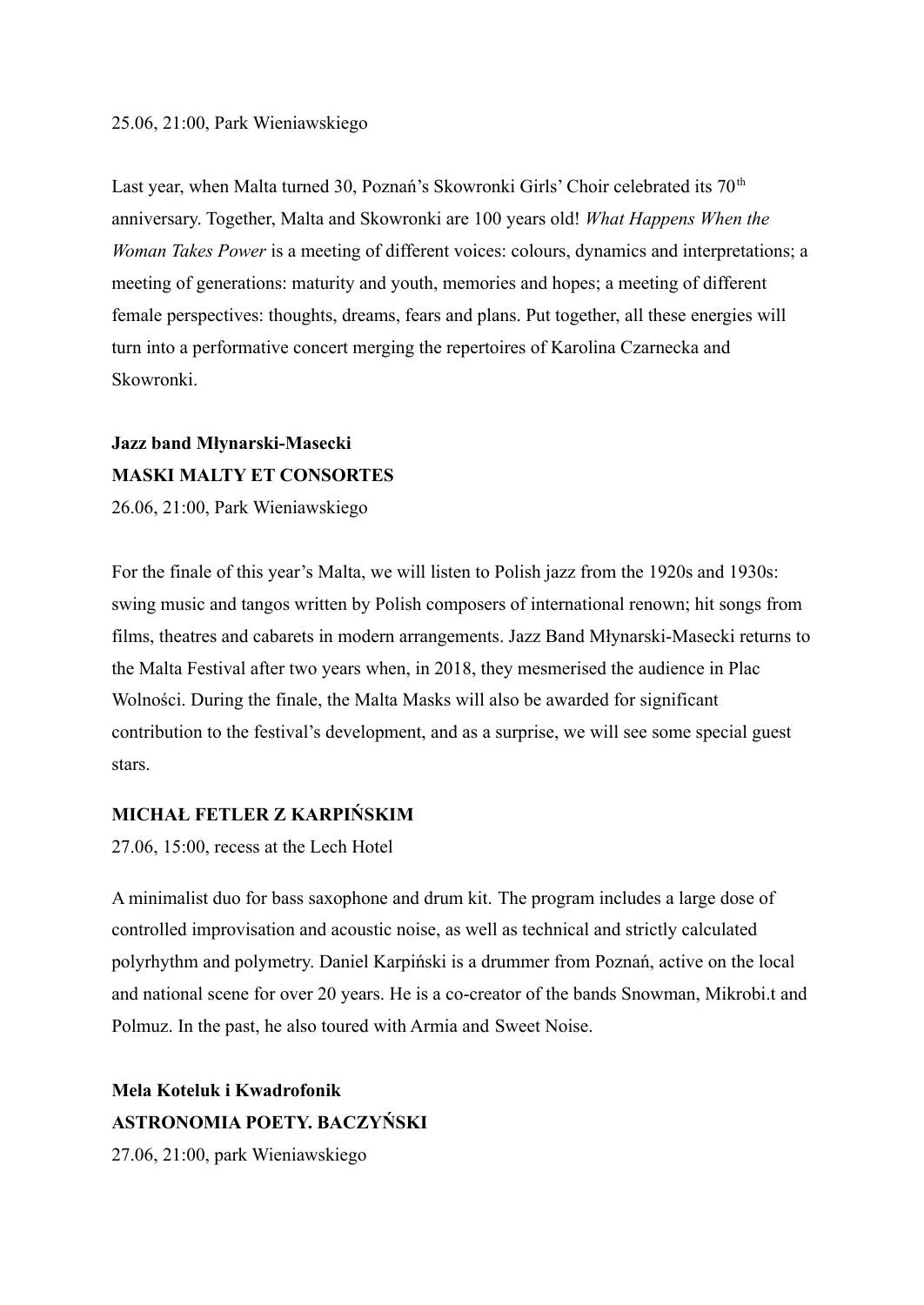25.06, 21:00, Park Wieniawskiego

Last year, when Malta turned 30, Poznań's Skowronki Girls' Choir celebrated its 70th anniversary. Together, Malta and Skowronki are 100 years old! *What Happens When the Woman Takes Power* is a meeting of different voices: colours, dynamics and interpretations; a meeting of generations: maturity and youth, memories and hopes; a meeting of different female perspectives: thoughts, dreams, fears and plans. Put together, all these energies will turn into a performative concert merging the repertoires of Karolina Czarnecka and Skowronki.

**Jazz band Młynarski-Masecki**
**MASKI MALTY ET CONSORTES**

26.06, 21:00, Park Wieniawskiego

For the finale of this year's Malta, we will listen to Polish jazz from the 1920s and 1930s: swing music and tangos written by Polish composers of international renown; hit songs from films, theatres and cabarets in modern arrangements. Jazz Band Młynarski-Masecki returns to the Malta Festival after two years when, in 2018, they mesmerised the audience in Plac Wolności. During the finale, the Malta Masks will also be awarded for significant contribution to the festival's development, and as a surprise, we will see some special guest stars.

**MICHAŁ FETLER Z KARPIŃSKIM**

27.06, 15:00, recess at the Lech Hotel

A minimalist duo for bass saxophone and drum kit. The program includes a large dose of controlled improvisation and acoustic noise, as well as technical and strictly calculated polyrhythm and polymetry. Daniel Karpiński is a drummer from Poznań, active on the local and national scene for over 20 years. He is a co-creator of the bands Snowman, Mikrobi.t and Polmuz. In the past, he also toured with Armia and Sweet Noise.

**Mela Koteluk i Kwadrofonik**
**ASTRONOMIA POETY. BACZYŃSKI**

27.06, 21:00, park Wieniawskiego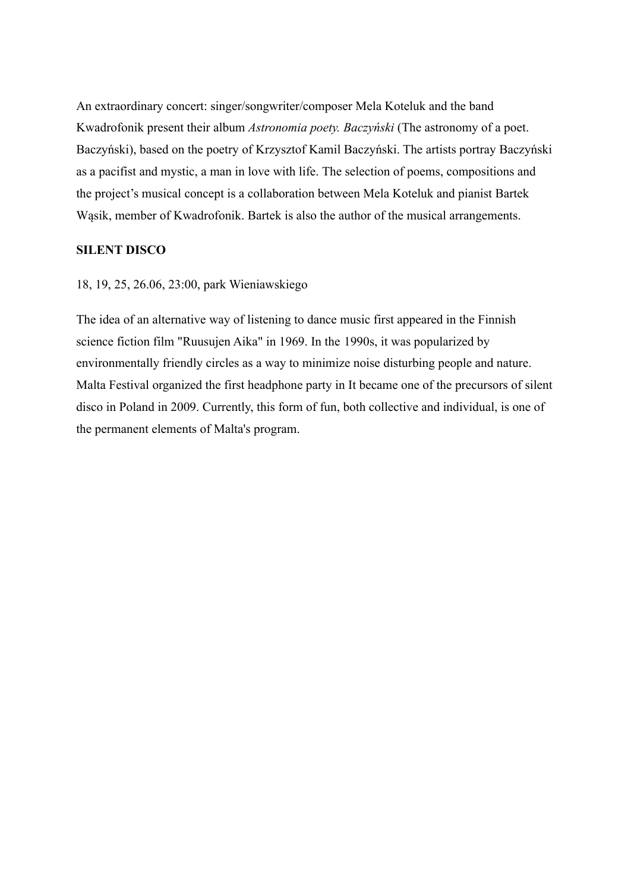An extraordinary concert: singer/songwriter/composer Mela Koteluk and the band Kwadrofonik present their album *Astronomia poety. Baczyński* (The astronomy of a poet. Baczyński), based on the poetry of Krzysztof Kamil Baczyński. The artists portray Baczyński as a pacifist and mystic, a man in love with life. The selection of poems, compositions and the project's musical concept is a collaboration between Mela Koteluk and pianist Bartek Wąsik, member of Kwadrofonik. Bartek is also the author of the musical arrangements.

**SILENT DISCO**

18, 19, 25, 26.06, 23:00, park Wieniawskiego

The idea of an alternative way of listening to dance music first appeared in the Finnish science fiction film "Ruusujen Aika" in 1969. In the 1990s, it was popularized by environmentally friendly circles as a way to minimize noise disturbing people and nature. Malta Festival organized the first headphone party in It became one of the precursors of silent disco in Poland in 2009. Currently, this form of fun, both collective and individual, is one of the permanent elements of Malta's program.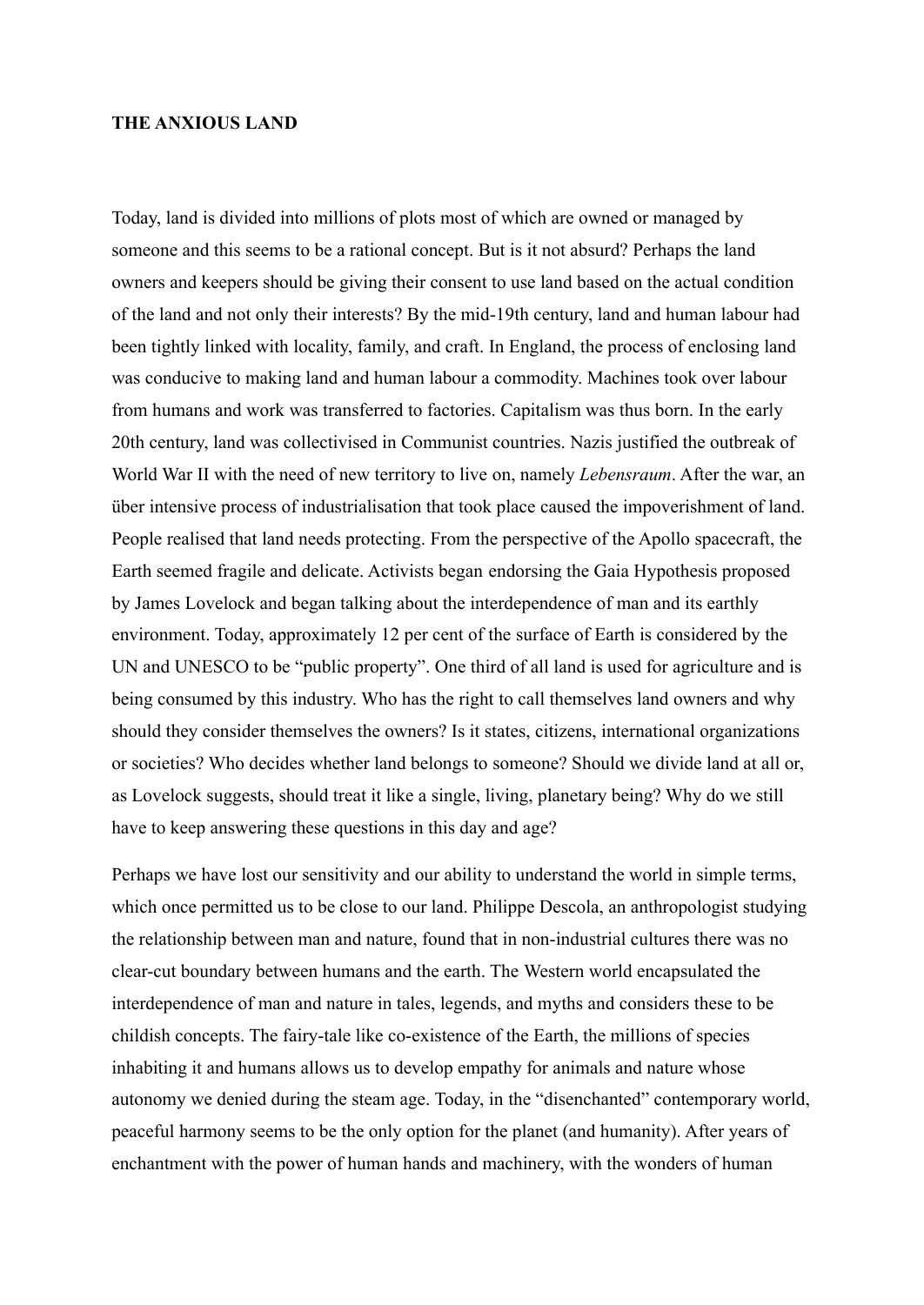**THE ANXIOUS LAND**

Today, land is divided into millions of plots most of which are owned or managed by someone and this seems to be a rational concept. But is it not absurd? Perhaps the land owners and keepers should be giving their consent to use land based on the actual condition of the land and not only their interests? By the mid-19th century, land and human labour had been tightly linked with locality, family, and craft. In England, the process of enclosing land was conducive to making land and human labour a commodity. Machines took over labour from humans and work was transferred to factories. Capitalism was thus born. In the early 20th century, land was collectivised in Communist countries. Nazis justified the outbreak of World War II with the need of new territory to live on, namely *Lebensraum*. After the war, an über intensive process of industrialisation that took place caused the impoverishment of land. People realised that land needs protecting. From the perspective of the Apollo spacecraft, the Earth seemed fragile and delicate. Activists began endorsing the Gaia Hypothesis proposed by James Lovelock and began talking about the interdependence of man and its earthly environment. Today, approximately 12 per cent of the surface of Earth is considered by the UN and UNESCO to be "public property". One third of all land is used for agriculture and is being consumed by this industry. Who has the right to call themselves land owners and why should they consider themselves the owners? Is it states, citizens, international organizations or societies? Who decides whether land belongs to someone? Should we divide land at all or, as Lovelock suggests, should treat it like a single, living, planetary being? Why do we still have to keep answering these questions in this day and age?

Perhaps we have lost our sensitivity and our ability to understand the world in simple terms, which once permitted us to be close to our land. Philippe Descola, an anthropologist studying the relationship between man and nature, found that in non-industrial cultures there was no clear-cut boundary between humans and the earth. The Western world encapsulated the interdependence of man and nature in tales, legends, and myths and considers these to be childish concepts. The fairy-tale like co-existence of the Earth, the millions of species inhabiting it and humans allows us to develop empathy for animals and nature whose autonomy we denied during the steam age. Today, in the "disenchanted" contemporary world, peaceful harmony seems to be the only option for the planet (and humanity). After years of enchantment with the power of human hands and machinery, with the wonders of human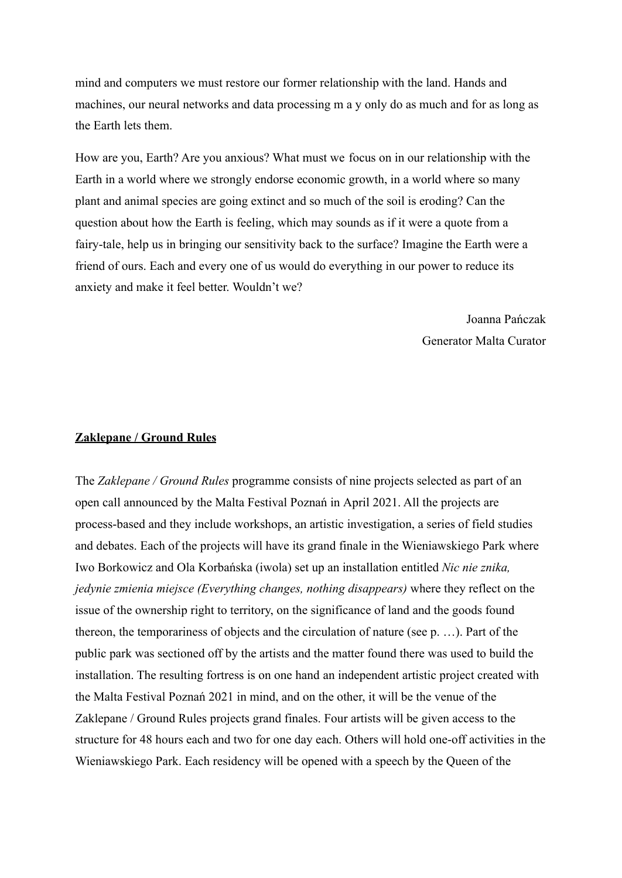mind and computers we must restore our former relationship with the land. Hands and machines, our neural networks and data processing m a y only do as much and for as long as the Earth lets them.

How are you, Earth? Are you anxious? What must we focus on in our relationship with the Earth in a world where we strongly endorse economic growth, in a world where so many plant and animal species are going extinct and so much of the soil is eroding? Can the question about how the Earth is feeling, which may sounds as if it were a quote from a fairy-tale, help us in bringing our sensitivity back to the surface? Imagine the Earth were a friend of ours. Each and every one of us would do everything in our power to reduce its anxiety and make it feel better. Wouldn't we?

Joanna Pańczak
Generator Malta Curator

**Zaklepane / Ground Rules**

The *Zaklepane / Ground Rules* programme consists of nine projects selected as part of an open call announced by the Malta Festival Poznań in April 2021. All the projects are process-based and they include workshops, an artistic investigation, a series of field studies and debates. Each of the projects will have its grand finale in the Wieniawskiego Park where Iwo Borkowicz and Ola Korbańska (iwola) set up an installation entitled *Nic nie znika, jedynie zmienia miejsce (Everything changes, nothing disappears)* where they reflect on the issue of the ownership right to territory, on the significance of land and the goods found thereon, the temporariness of objects and the circulation of nature (see p. …). Part of the public park was sectioned off by the artists and the matter found there was used to build the installation. The resulting fortress is on one hand an independent artistic project created with the Malta Festival Poznań 2021 in mind, and on the other, it will be the venue of the Zaklepane / Ground Rules projects grand finales. Four artists will be given access to the structure for 48 hours each and two for one day each. Others will hold one-off activities in the Wieniawskiego Park. Each residency will be opened with a speech by the Queen of the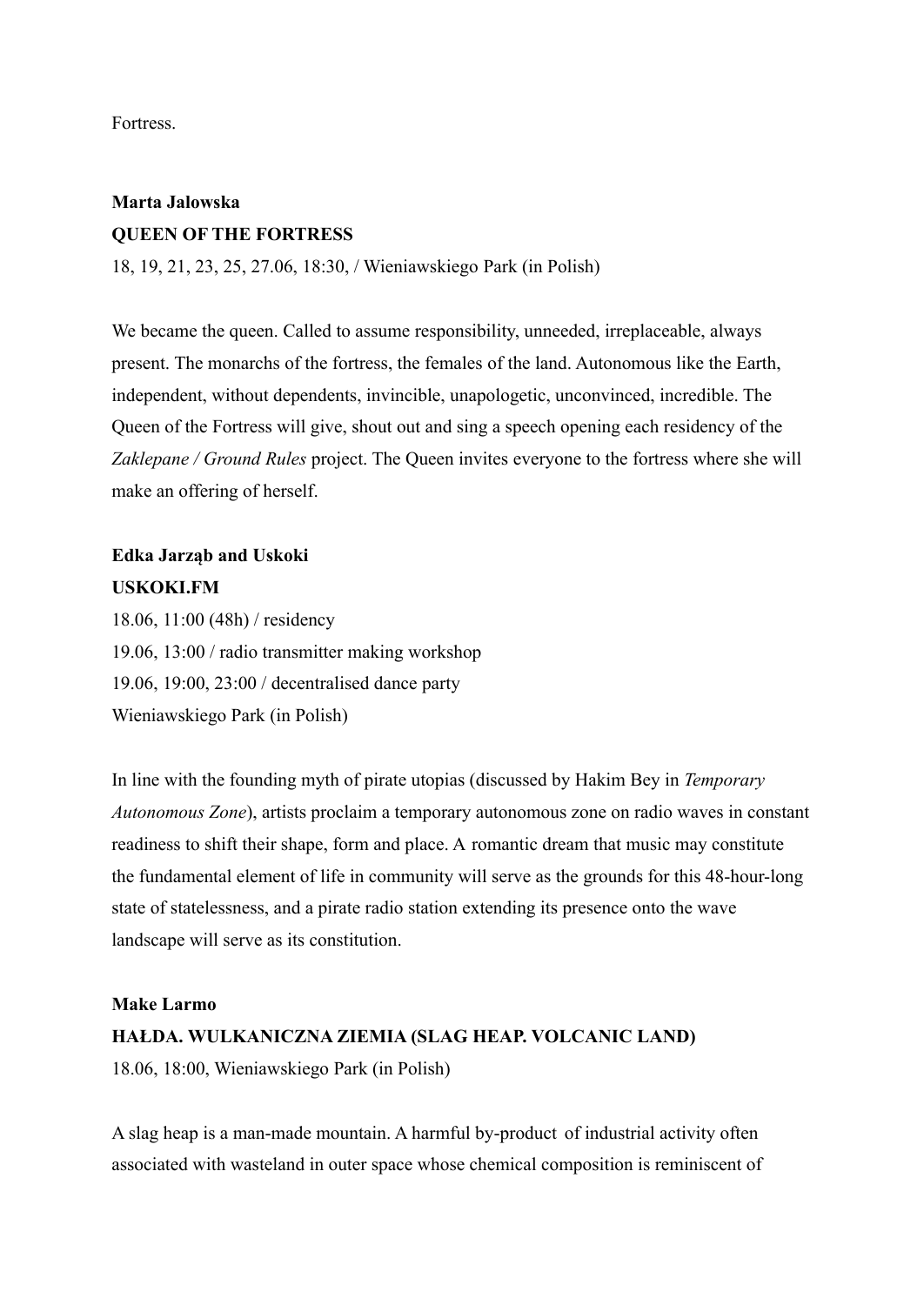Fortress.

**Marta Jalowska**
**QUEEN OF THE FORTRESS**
18, 19, 21, 23, 25, 27.06, 18:30, / Wieniawskiego Park (in Polish)

We became the queen. Called to assume responsibility, unneeded, irreplaceable, always present. The monarchs of the fortress, the females of the land. Autonomous like the Earth, independent, without dependents, invincible, unapologetic, unconvinced, incredible. The Queen of the Fortress will give, shout out and sing a speech opening each residency of the *Zaklepane / Ground Rules* project. The Queen invites everyone to the fortress where she will make an offering of herself.

**Edka Jarząb and Uskoki**
**USKOKI.FM**
18.06, 11:00 (48h) / residency
19.06, 13:00 / radio transmitter making workshop
19.06, 19:00, 23:00 / decentralised dance party
Wieniawskiego Park (in Polish)

In line with the founding myth of pirate utopias (discussed by Hakim Bey in *Temporary Autonomous Zone*), artists proclaim a temporary autonomous zone on radio waves in constant readiness to shift their shape, form and place. A romantic dream that music may constitute the fundamental element of life in community will serve as the grounds for this 48-hour-long state of statelessness, and a pirate radio station extending its presence onto the wave landscape will serve as its constitution.

**Make Larmo**
**HAŁDA. WULKANICZNA ZIEMIA (SLAG HEAP. VOLCANIC LAND)**
18.06, 18:00, Wieniawskiego Park (in Polish)

A slag heap is a man-made mountain. A harmful by-product of industrial activity often associated with wasteland in outer space whose chemical composition is reminiscent of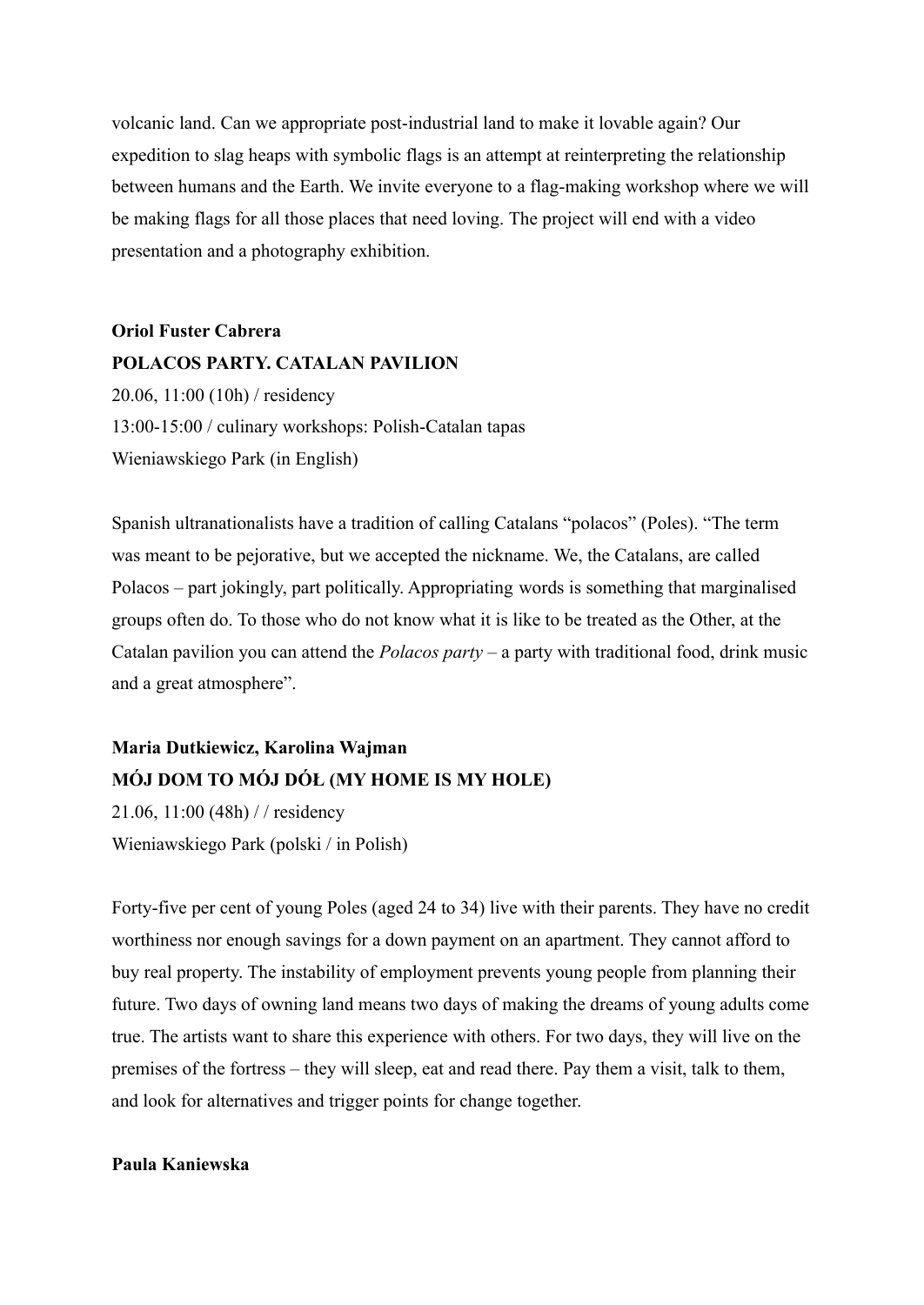volcanic land. Can we appropriate post-industrial land to make it lovable again? Our expedition to slag heaps with symbolic flags is an attempt at reinterpreting the relationship between humans and the Earth. We invite everyone to a flag-making workshop where we will be making flags for all those places that need loving. The project will end with a video presentation and a photography exhibition.

**Oriol Fuster Cabrera**
**POLACOS PARTY. CATALAN PAVILION**
20.06, 11:00 (10h) / residency
13:00-15:00 / culinary workshops: Polish-Catalan tapas
Wieniawskiego Park (in English)

Spanish ultranationalists have a tradition of calling Catalans "polacos" (Poles). "The term was meant to be pejorative, but we accepted the nickname. We, the Catalans, are called Polacos – part jokingly, part politically. Appropriating words is something that marginalised groups often do. To those who do not know what it is like to be treated as the Other, at the Catalan pavilion you can attend the *Polacos party* – a party with traditional food, drink music and a great atmosphere".

**Maria Dutkiewicz, Karolina Wajman**
**MÓJ DOM TO MÓJ DÓŁ (MY HOME IS MY HOLE)**
21.06, 11:00 (48h) / / residency
Wieniawskiego Park (polski / in Polish)

Forty-five per cent of young Poles (aged 24 to 34) live with their parents. They have no credit worthiness nor enough savings for a down payment on an apartment. They cannot afford to buy real property. The instability of employment prevents young people from planning their future. Two days of owning land means two days of making the dreams of young adults come true. The artists want to share this experience with others. For two days, they will live on the premises of the fortress – they will sleep, eat and read there. Pay them a visit, talk to them, and look for alternatives and trigger points for change together.

**Paula Kaniewska**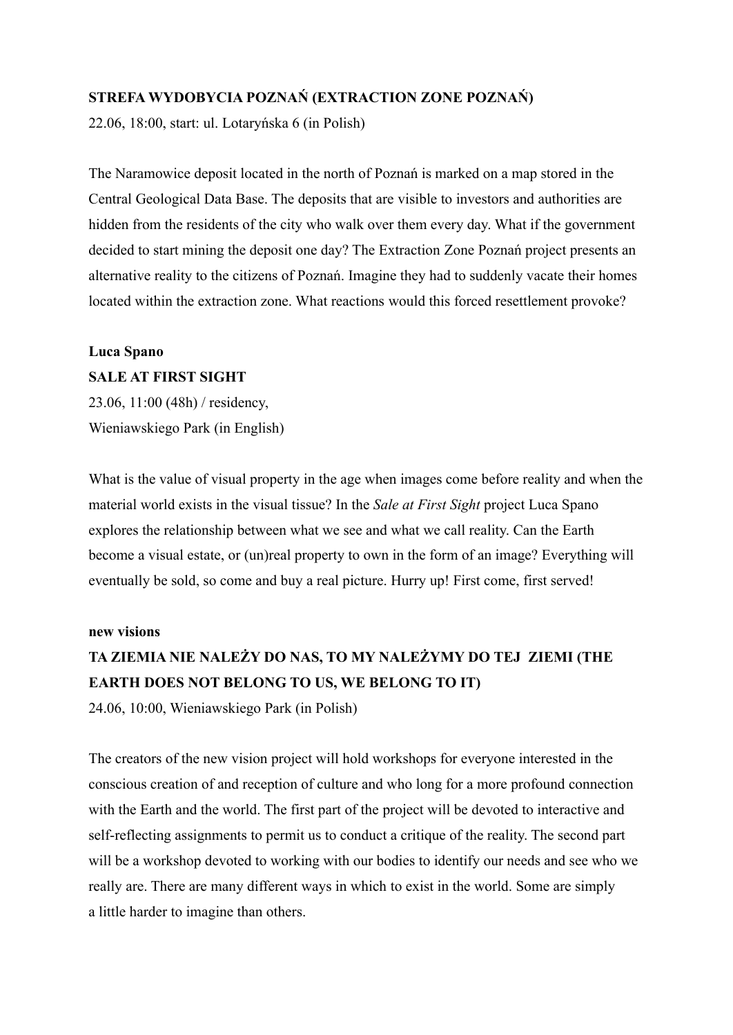**STREFA WYDOBYCIA POZNAŃ (EXTRACTION ZONE POZNAŃ)**

22.06, 18:00, start: ul. Lotaryńska 6 (in Polish)

The Naramowice deposit located in the north of Poznań is marked on a map stored in the Central Geological Data Base. The deposits that are visible to investors and authorities are hidden from the residents of the city who walk over them every day. What if the government decided to start mining the deposit one day? The Extraction Zone Poznań project presents an alternative reality to the citizens of Poznań. Imagine they had to suddenly vacate their homes located within the extraction zone. What reactions would this forced resettlement provoke?

**Luca Spano**

**SALE AT FIRST SIGHT**

23.06, 11:00 (48h) / residency,
Wieniawskiego Park (in English)

What is the value of visual property in the age when images come before reality and when the material world exists in the visual tissue? In the *Sale at First Sight* project Luca Spano explores the relationship between what we see and what we call reality. Can the Earth become a visual estate, or (un)real property to own in the form of an image? Everything will eventually be sold, so come and buy a real picture. Hurry up! First come, first served!

**new visions**

**TA ZIEMIA NIE NALEŻY DO NAS, TO MY NALEŻYMY DO TEJ ZIEMI (THE EARTH DOES NOT BELONG TO US, WE BELONG TO IT)**

24.06, 10:00, Wieniawskiego Park (in Polish)

The creators of the new vision project will hold workshops for everyone interested in the conscious creation of and reception of culture and who long for a more profound connection with the Earth and the world. The first part of the project will be devoted to interactive and self-reflecting assignments to permit us to conduct a critique of the reality. The second part will be a workshop devoted to working with our bodies to identify our needs and see who we really are. There are many different ways in which to exist in the world. Some are simply a little harder to imagine than others.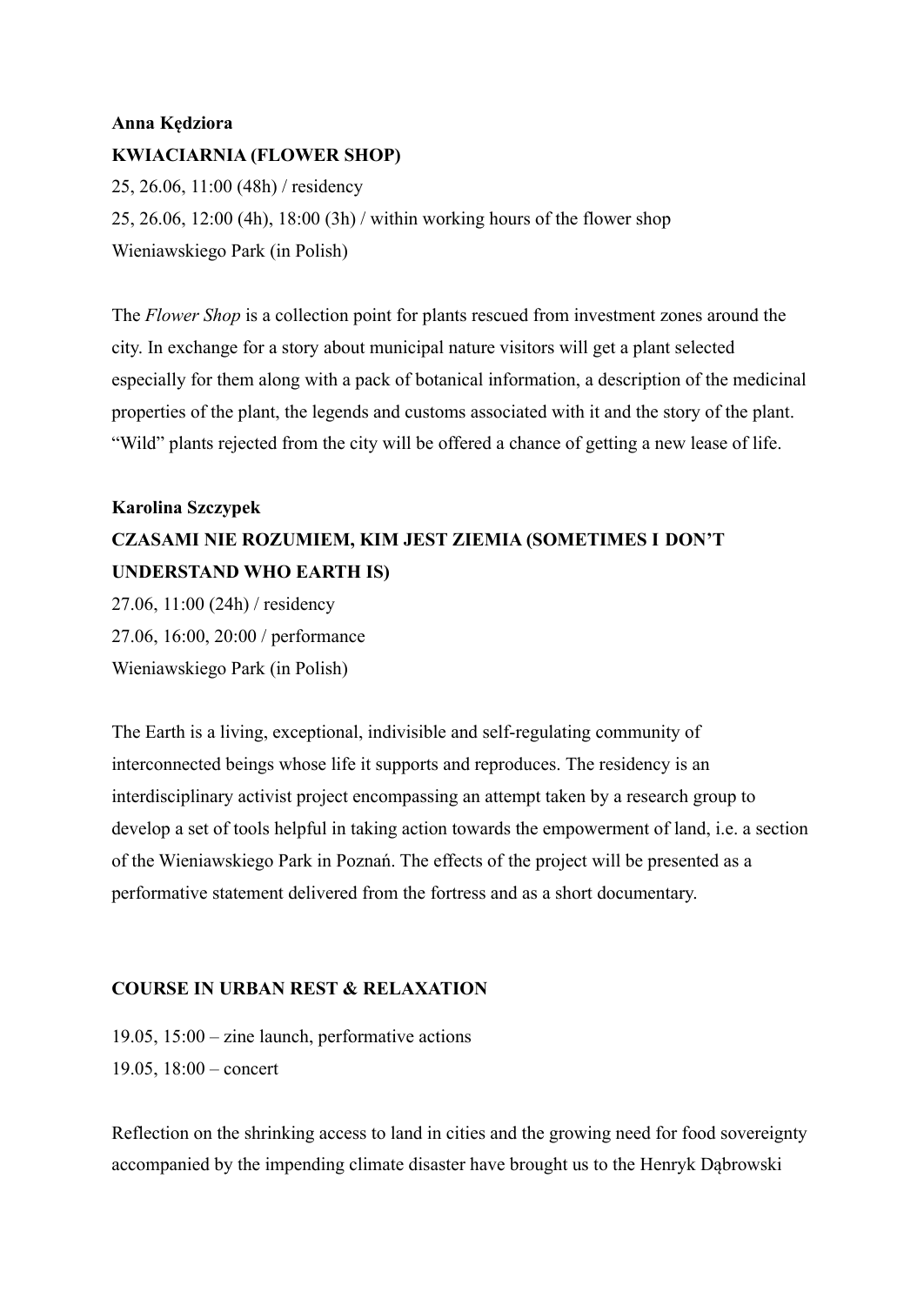**Anna Kędziora**

**KWIACIARNIA (FLOWER SHOP)**

25, 26.06, 11:00 (48h) / residency

25, 26.06, 12:00 (4h), 18:00 (3h) / within working hours of the flower shop

Wieniawskiego Park (in Polish)

The *Flower Shop* is a collection point for plants rescued from investment zones around the city. In exchange for a story about municipal nature visitors will get a plant selected especially for them along with a pack of botanical information, a description of the medicinal properties of the plant, the legends and customs associated with it and the story of the plant. "Wild" plants rejected from the city will be offered a chance of getting a new lease of life.

**Karolina Szczypek**

**CZASAMI NIE ROZUMIEM, KIM JEST ZIEMIA (SOMETIMES I DON'T UNDERSTAND WHO EARTH IS)**

27.06, 11:00 (24h) / residency

27.06, 16:00, 20:00 / performance

Wieniawskiego Park (in Polish)

The Earth is a living, exceptional, indivisible and self-regulating community of interconnected beings whose life it supports and reproduces. The residency is an interdisciplinary activist project encompassing an attempt taken by a research group to develop a set of tools helpful in taking action towards the empowerment of land, i.e. a section of the Wieniawskiego Park in Poznań. The effects of the project will be presented as a performative statement delivered from the fortress and as a short documentary.

**COURSE IN URBAN REST & RELAXATION**

19.05, 15:00 – zine launch, performative actions

19.05, 18:00 – concert

Reflection on the shrinking access to land in cities and the growing need for food sovereignty accompanied by the impending climate disaster have brought us to the Henryk Dąbrowski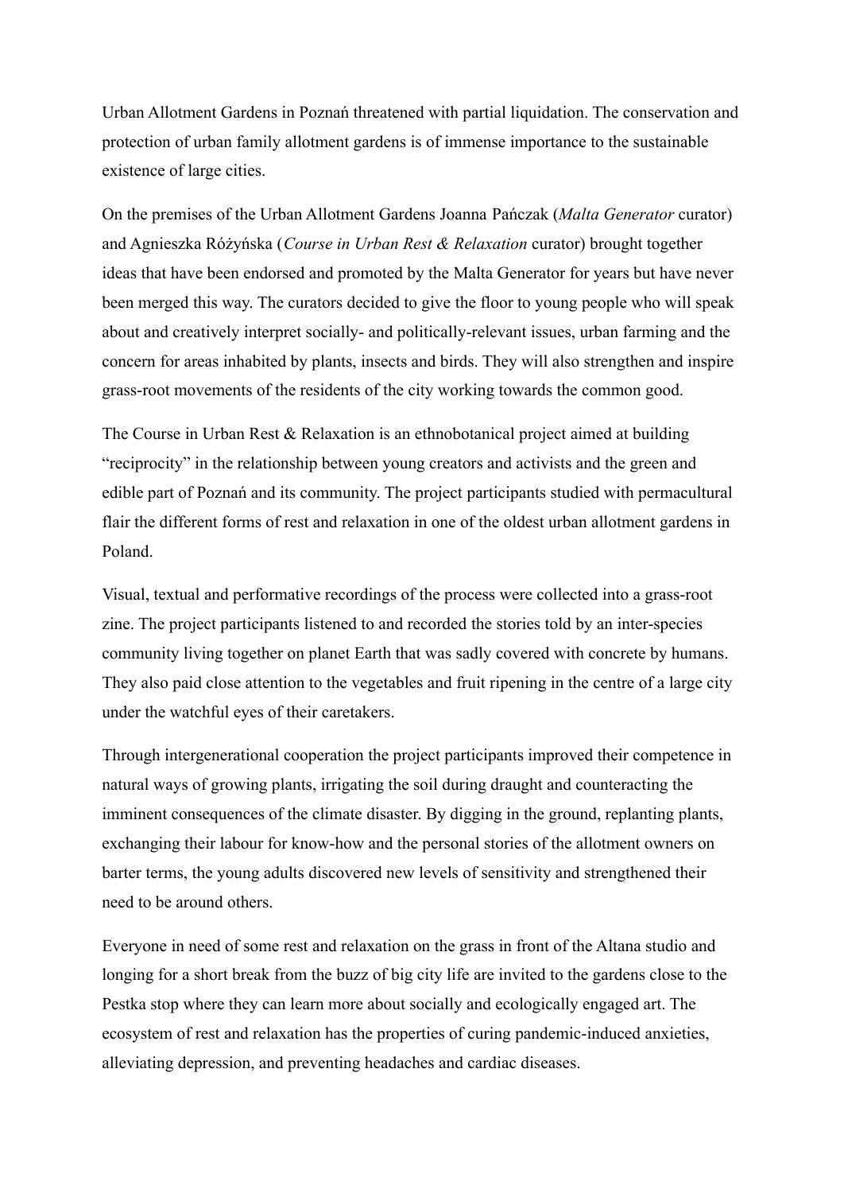Urban Allotment Gardens in Poznań threatened with partial liquidation. The conservation and protection of urban family allotment gardens is of immense importance to the sustainable existence of large cities.

On the premises of the Urban Allotment Gardens Joanna Pańczak (*Malta Generator* curator) and Agnieszka Różyńska (*Course in Urban Rest & Relaxation* curator) brought together ideas that have been endorsed and promoted by the Malta Generator for years but have never been merged this way. The curators decided to give the floor to young people who will speak about and creatively interpret socially- and politically-relevant issues, urban farming and the concern for areas inhabited by plants, insects and birds. They will also strengthen and inspire grass-root movements of the residents of the city working towards the common good.

The Course in Urban Rest & Relaxation is an ethnobotanical project aimed at building "reciprocity" in the relationship between young creators and activists and the green and edible part of Poznań and its community. The project participants studied with permacultural flair the different forms of rest and relaxation in one of the oldest urban allotment gardens in Poland.

Visual, textual and performative recordings of the process were collected into a grass-root zine. The project participants listened to and recorded the stories told by an inter-species community living together on planet Earth that was sadly covered with concrete by humans. They also paid close attention to the vegetables and fruit ripening in the centre of a large city under the watchful eyes of their caretakers.

Through intergenerational cooperation the project participants improved their competence in natural ways of growing plants, irrigating the soil during draught and counteracting the imminent consequences of the climate disaster. By digging in the ground, replanting plants, exchanging their labour for know-how and the personal stories of the allotment owners on barter terms, the young adults discovered new levels of sensitivity and strengthened their need to be around others.

Everyone in need of some rest and relaxation on the grass in front of the Altana studio and longing for a short break from the buzz of big city life are invited to the gardens close to the Pestka stop where they can learn more about socially and ecologically engaged art. The ecosystem of rest and relaxation has the properties of curing pandemic-induced anxieties, alleviating depression, and preventing headaches and cardiac diseases.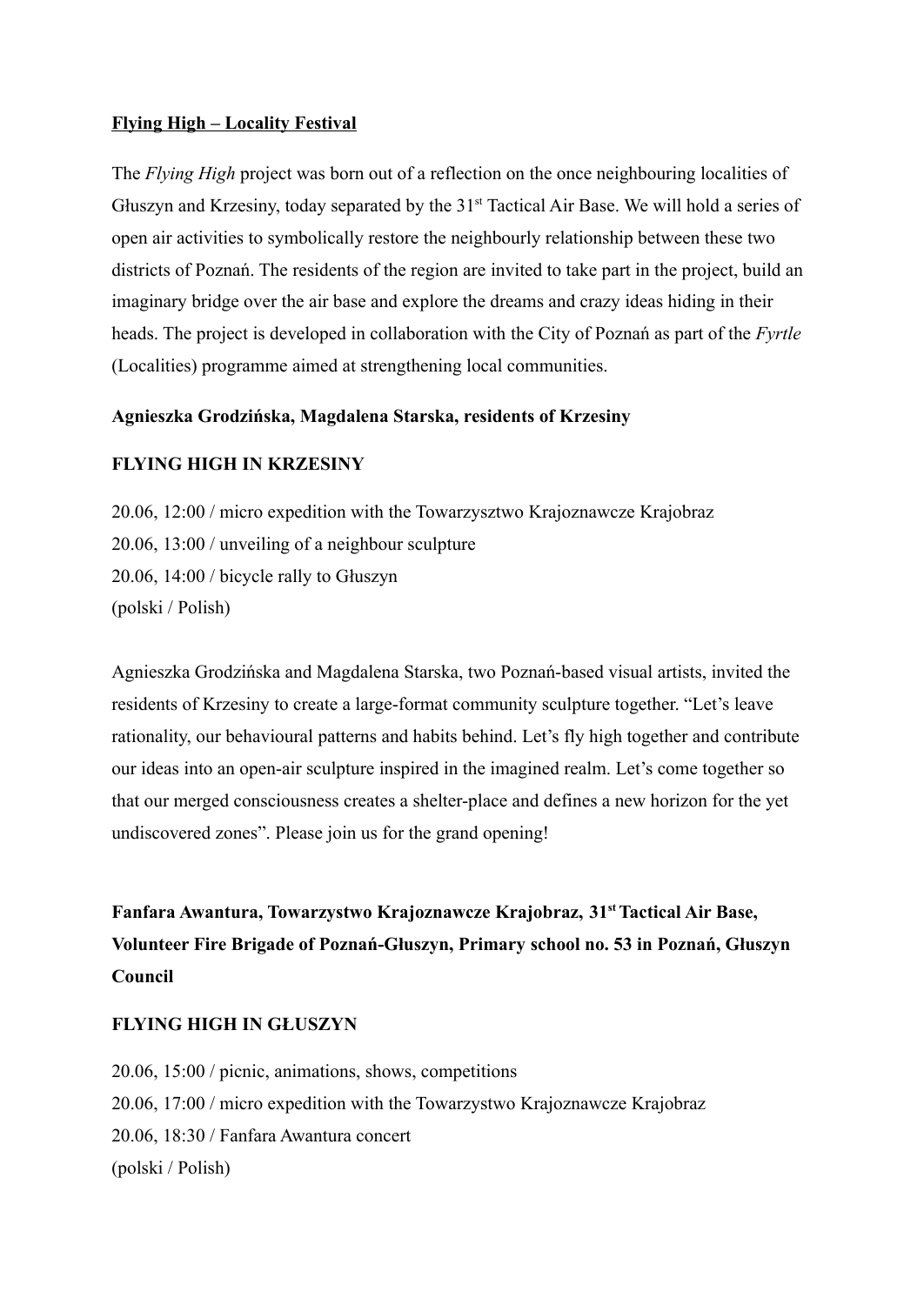**Flying High – Locality Festival**

The *Flying High* project was born out of a reflection on the once neighbouring localities of Głuszyn and Krzesiny, today separated by the 31st Tactical Air Base. We will hold a series of open air activities to symbolically restore the neighbourly relationship between these two districts of Poznań. The residents of the region are invited to take part in the project, build an imaginary bridge over the air base and explore the dreams and crazy ideas hiding in their heads. The project is developed in collaboration with the City of Poznań as part of the *Fyrtle* (Localities) programme aimed at strengthening local communities.

**Agnieszka Grodzińska, Magdalena Starska, residents of Krzesiny**

**FLYING HIGH IN KRZESINY**

20.06, 12:00 / micro expedition with the Towarzysztwo Krajoznawcze Krajobraz
20.06, 13:00 / unveiling of a neighbour sculpture
20.06, 14:00 / bicycle rally to Głuszyn
(polski / Polish)

Agnieszka Grodzińska and Magdalena Starska, two Poznań-based visual artists, invited the residents of Krzesiny to create a large-format community sculpture together. "Let's leave rationality, our behavioural patterns and habits behind. Let's fly high together and contribute our ideas into an open-air sculpture inspired in the imagined realm. Let's come together so that our merged consciousness creates a shelter-place and defines a new horizon for the yet undiscovered zones". Please join us for the grand opening!

**Fanfara Awantura, Towarzystwo Krajoznawcze Krajobraz, 31st Tactical Air Base, Volunteer Fire Brigade of Poznań-Głuszyn, Primary school no. 53 in Poznań, Głuszyn Council**

**FLYING HIGH IN GŁUSZYN**

20.06, 15:00 / picnic, animations, shows, competitions
20.06, 17:00 / micro expedition with the Towarzystwo Krajoznawcze Krajobraz
20.06, 18:30 / Fanfara Awantura concert
(polski / Polish)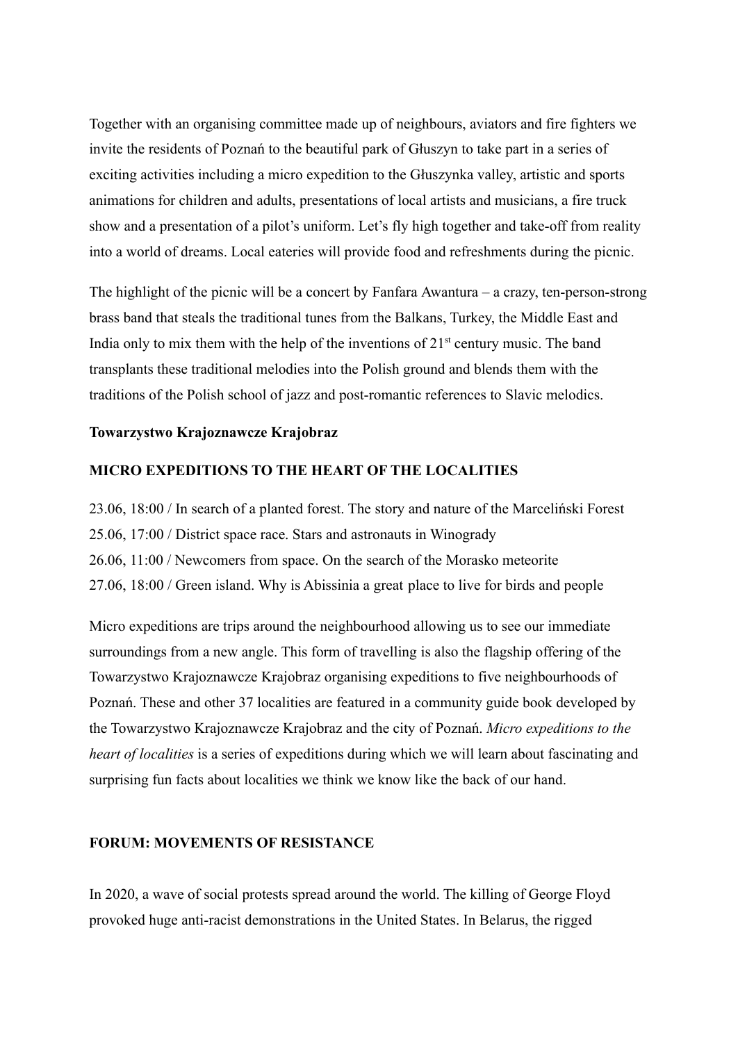Together with an organising committee made up of neighbours, aviators and fire fighters we invite the residents of Poznań to the beautiful park of Głuszyn to take part in a series of exciting activities including a micro expedition to the Głuszynka valley, artistic and sports animations for children and adults, presentations of local artists and musicians, a fire truck show and a presentation of a pilot's uniform. Let's fly high together and take-off from reality into a world of dreams. Local eateries will provide food and refreshments during the picnic.

The highlight of the picnic will be a concert by Fanfara Awantura – a crazy, ten-person-strong brass band that steals the traditional tunes from the Balkans, Turkey, the Middle East and India only to mix them with the help of the inventions of 21st century music. The band transplants these traditional melodies into the Polish ground and blends them with the traditions of the Polish school of jazz and post-romantic references to Slavic melodics.

**Towarzystwo Krajoznawcze Krajobraz**

**MICRO EXPEDITIONS TO THE HEART OF THE LOCALITIES**

23.06, 18:00 / In search of a planted forest. The story and nature of the Marceliński Forest
25.06, 17:00 / District space race. Stars and astronauts in Winogrady
26.06, 11:00 / Newcomers from space. On the search of the Morasko meteorite
27.06, 18:00 / Green island. Why is Abissinia a great place to live for birds and people

Micro expeditions are trips around the neighbourhood allowing us to see our immediate surroundings from a new angle. This form of travelling is also the flagship offering of the Towarzystwo Krajoznawcze Krajobraz organising expeditions to five neighbourhoods of Poznań. These and other 37 localities are featured in a community guide book developed by the Towarzystwo Krajoznawcze Krajobraz and the city of Poznań. *Micro expeditions to the heart of localities* is a series of expeditions during which we will learn about fascinating and surprising fun facts about localities we think we know like the back of our hand.

**FORUM: MOVEMENTS OF RESISTANCE**

In 2020, a wave of social protests spread around the world. The killing of George Floyd provoked huge anti-racist demonstrations in the United States. In Belarus, the rigged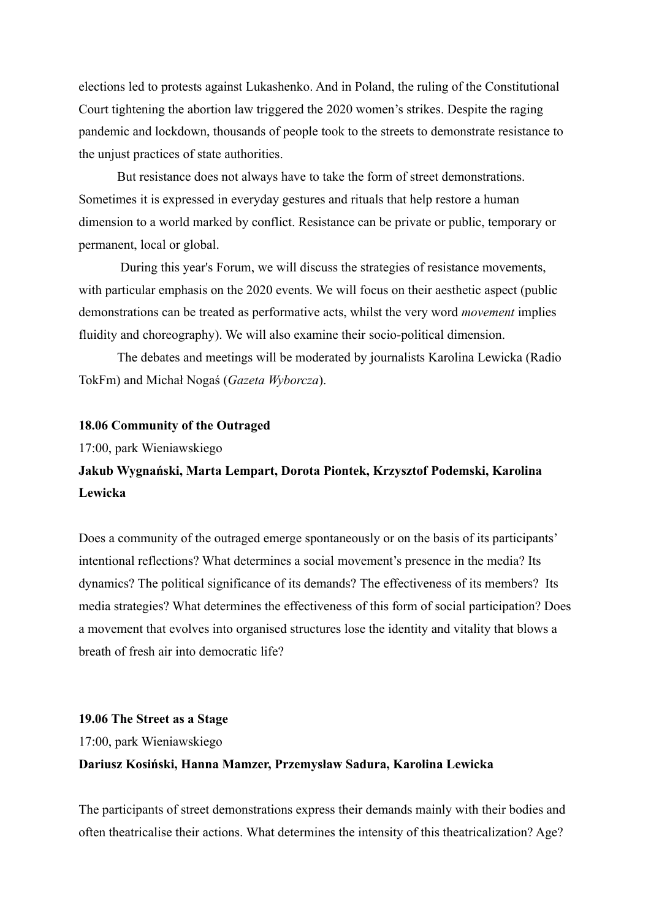elections led to protests against Lukashenko. And in Poland, the ruling of the Constitutional Court tightening the abortion law triggered the 2020 women's strikes. Despite the raging pandemic and lockdown, thousands of people took to the streets to demonstrate resistance to the unjust practices of state authorities.

But resistance does not always have to take the form of street demonstrations. Sometimes it is expressed in everyday gestures and rituals that help restore a human dimension to a world marked by conflict. Resistance can be private or public, temporary or permanent, local or global.

During this year's Forum, we will discuss the strategies of resistance movements, with particular emphasis on the 2020 events. We will focus on their aesthetic aspect (public demonstrations can be treated as performative acts, whilst the very word *movement* implies fluidity and choreography). We will also examine their socio-political dimension.

The debates and meetings will be moderated by journalists Karolina Lewicka (Radio TokFm) and Michał Nogaś (*Gazeta Wyborcza*).

**18.06 Community of the Outraged**

17:00, park Wieniawskiego

**Jakub Wygnański, Marta Lempart, Dorota Piontek, Krzysztof Podemski, Karolina Lewicka**

Does a community of the outraged emerge spontaneously or on the basis of its participants' intentional reflections? What determines a social movement's presence in the media? Its dynamics? The political significance of its demands? The effectiveness of its members? Its media strategies? What determines the effectiveness of this form of social participation? Does a movement that evolves into organised structures lose the identity and vitality that blows a breath of fresh air into democratic life?

**19.06 The Street as a Stage**

17:00, park Wieniawskiego

**Dariusz Kosiński, Hanna Mamzer, Przemysław Sadura, Karolina Lewicka**

The participants of street demonstrations express their demands mainly with their bodies and often theatricalise their actions. What determines the intensity of this theatricalization? Age?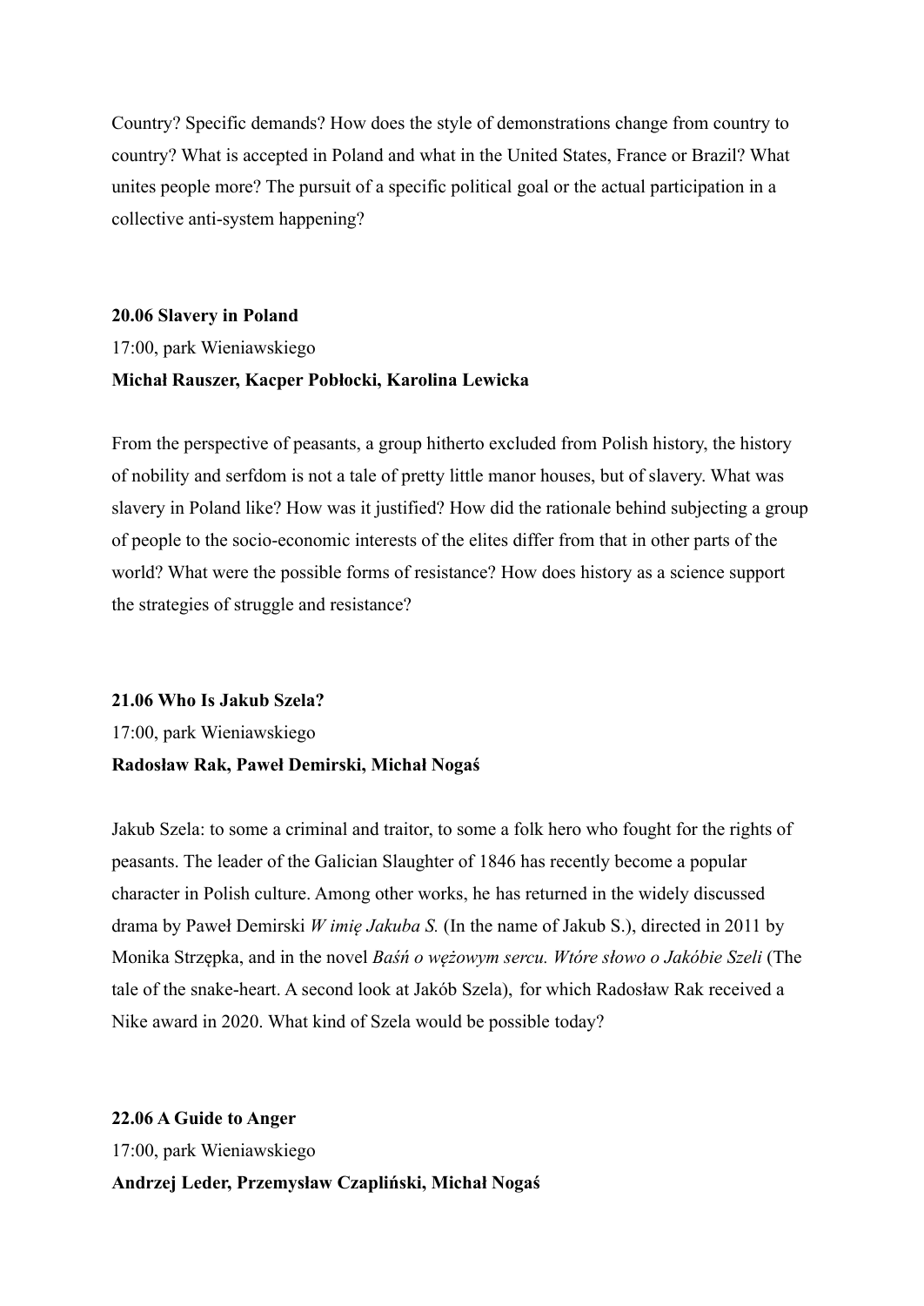Country? Specific demands? How does the style of demonstrations change from country to country? What is accepted in Poland and what in the United States, France or Brazil? What unites people more? The pursuit of a specific political goal or the actual participation in a collective anti-system happening?

**20.06 Slavery in Poland**

17:00, park Wieniawskiego

**Michał Rauszer, Kacper Pobłocki, Karolina Lewicka**

From the perspective of peasants, a group hitherto excluded from Polish history, the history of nobility and serfdom is not a tale of pretty little manor houses, but of slavery. What was slavery in Poland like? How was it justified? How did the rationale behind subjecting a group of people to the socio-economic interests of the elites differ from that in other parts of the world? What were the possible forms of resistance? How does history as a science support the strategies of struggle and resistance?

**21.06 Who Is Jakub Szela?**

17:00, park Wieniawskiego

**Radosław Rak, Paweł Demirski, Michał Nogaś**

Jakub Szela: to some a criminal and traitor, to some a folk hero who fought for the rights of peasants. The leader of the Galician Slaughter of 1846 has recently become a popular character in Polish culture. Among other works, he has returned in the widely discussed drama by Paweł Demirski *W imię Jakuba S.* (In the name of Jakub S.), directed in 2011 by Monika Strzępka, and in the novel *Baśń o wężowym sercu. Wtóre słowo o Jakóbie Szeli* (The tale of the snake-heart. A second look at Jakób Szela), for which Radosław Rak received a Nike award in 2020. What kind of Szela would be possible today?

**22.06 A Guide to Anger**

17:00, park Wieniawskiego

**Andrzej Leder, Przemysław Czapliński, Michał Nogaś**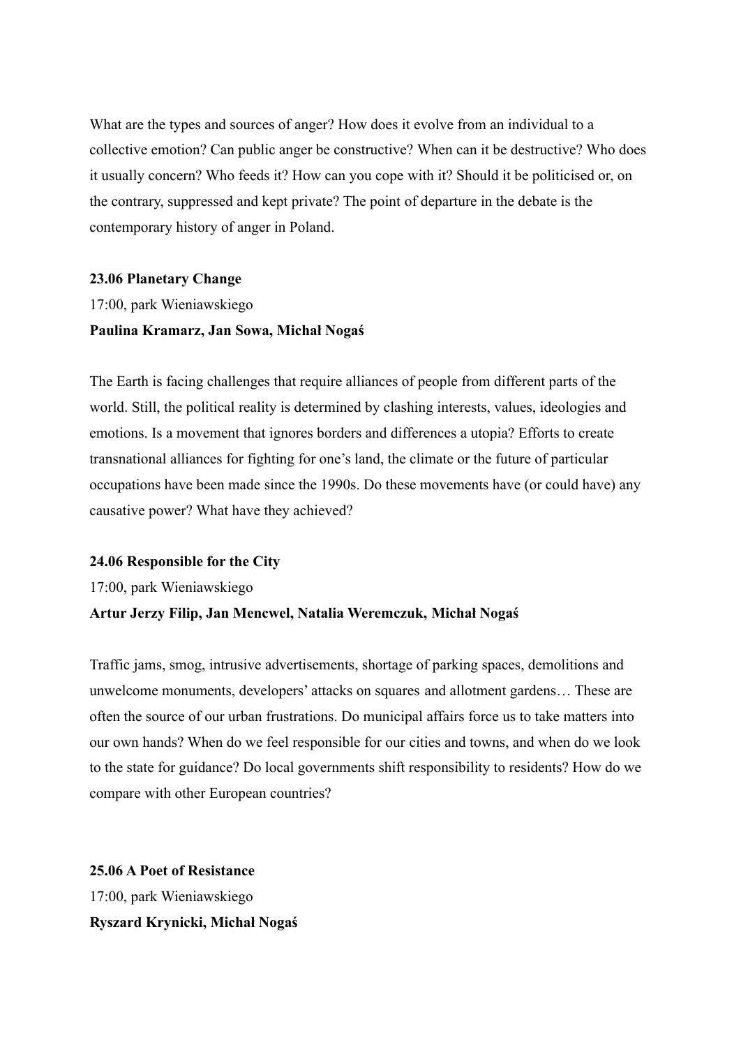What are the types and sources of anger? How does it evolve from an individual to a collective emotion? Can public anger be constructive? When can it be destructive? Who does it usually concern? Who feeds it? How can you cope with it? Should it be politicised or, on the contrary, suppressed and kept private? The point of departure in the debate is the contemporary history of anger in Poland.

**23.06 Planetary Change**

17:00, park Wieniawskiego

**Paulina Kramarz, Jan Sowa, Michał Nogaś**

The Earth is facing challenges that require alliances of people from different parts of the world. Still, the political reality is determined by clashing interests, values, ideologies and emotions. Is a movement that ignores borders and differences a utopia? Efforts to create transnational alliances for fighting for one's land, the climate or the future of particular occupations have been made since the 1990s. Do these movements have (or could have) any causative power? What have they achieved?

**24.06 Responsible for the City**

17:00, park Wieniawskiego

**Artur Jerzy Filip, Jan Mencwel, Natalia Weremczuk, Michał Nogaś**

Traffic jams, smog, intrusive advertisements, shortage of parking spaces, demolitions and unwelcome monuments, developers' attacks on squares and allotment gardens… These are often the source of our urban frustrations. Do municipal affairs force us to take matters into our own hands? When do we feel responsible for our cities and towns, and when do we look to the state for guidance? Do local governments shift responsibility to residents? How do we compare with other European countries?

**25.06 A Poet of Resistance**

17:00, park Wieniawskiego

**Ryszard Krynicki, Michał Nogaś**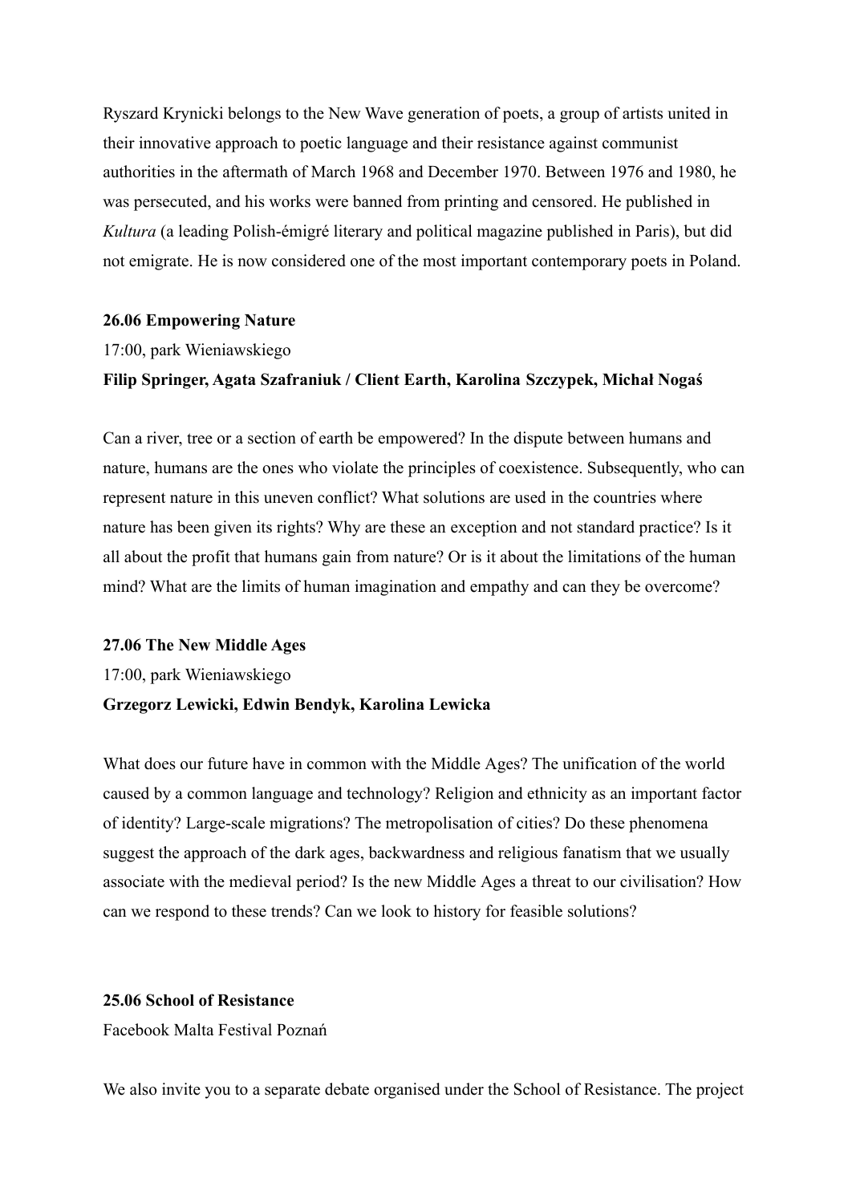Ryszard Krynicki belongs to the New Wave generation of poets, a group of artists united in their innovative approach to poetic language and their resistance against communist authorities in the aftermath of March 1968 and December 1970. Between 1976 and 1980, he was persecuted, and his works were banned from printing and censored. He published in *Kultura* (a leading Polish-émigré literary and political magazine published in Paris), but did not emigrate. He is now considered one of the most important contemporary poets in Poland.

**26.06 Empowering Nature**

17:00, park Wieniawskiego

**Filip Springer, Agata Szafraniuk / Client Earth, Karolina Szczypek, Michał Nogaś**

Can a river, tree or a section of earth be empowered? In the dispute between humans and nature, humans are the ones who violate the principles of coexistence. Subsequently, who can represent nature in this uneven conflict? What solutions are used in the countries where nature has been given its rights? Why are these an exception and not standard practice? Is it all about the profit that humans gain from nature? Or is it about the limitations of the human mind? What are the limits of human imagination and empathy and can they be overcome?

**27.06 The New Middle Ages**

17:00, park Wieniawskiego

**Grzegorz Lewicki, Edwin Bendyk, Karolina Lewicka**

What does our future have in common with the Middle Ages? The unification of the world caused by a common language and technology? Religion and ethnicity as an important factor of identity? Large-scale migrations? The metropolisation of cities? Do these phenomena suggest the approach of the dark ages, backwardness and religious fanatism that we usually associate with the medieval period? Is the new Middle Ages a threat to our civilisation? How can we respond to these trends? Can we look to history for feasible solutions?

**25.06 School of Resistance**

Facebook Malta Festival Poznań

We also invite you to a separate debate organised under the School of Resistance. The project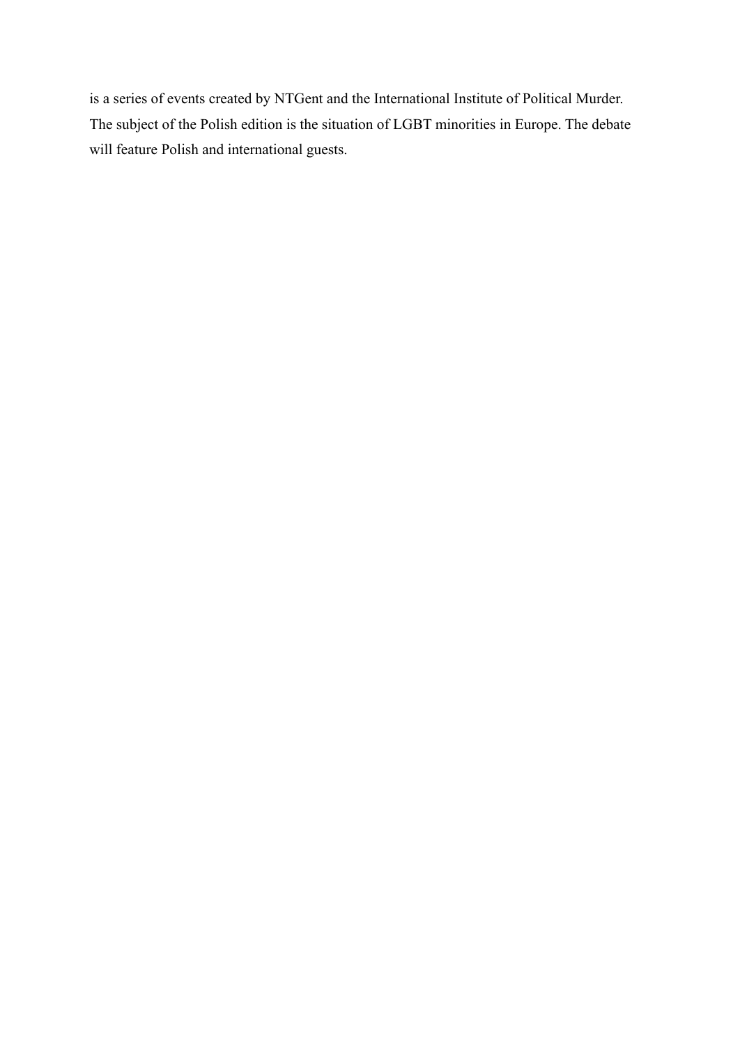is a series of events created by NTGent and the International Institute of Political Murder. The subject of the Polish edition is the situation of LGBT minorities in Europe. The debate will feature Polish and international guests.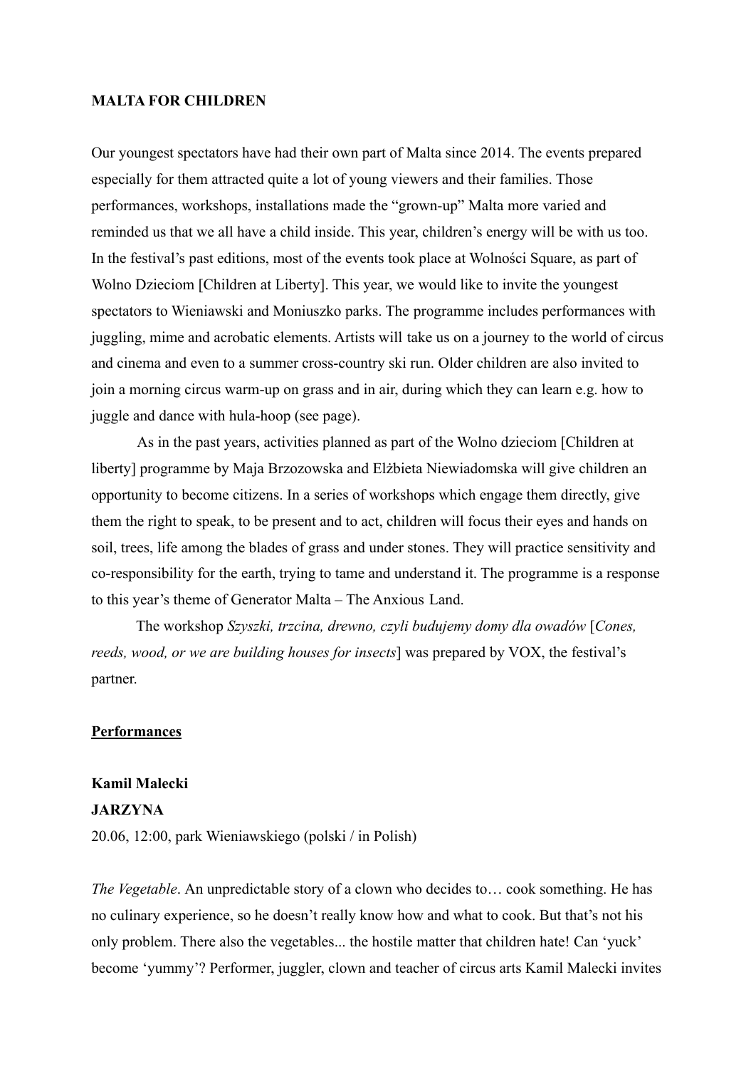**MALTA FOR CHILDREN**

Our youngest spectators have had their own part of Malta since 2014. The events prepared especially for them attracted quite a lot of young viewers and their families. Those performances, workshops, installations made the "grown-up" Malta more varied and reminded us that we all have a child inside. This year, children's energy will be with us too. In the festival's past editions, most of the events took place at Wolności Square, as part of Wolno Dzieciom [Children at Liberty]. This year, we would like to invite the youngest spectators to Wieniawski and Moniuszko parks. The programme includes performances with juggling, mime and acrobatic elements. Artists will take us on a journey to the world of circus and cinema and even to a summer cross-country ski run. Older children are also invited to join a morning circus warm-up on grass and in air, during which they can learn e.g. how to juggle and dance with hula-hoop (see page).

As in the past years, activities planned as part of the Wolno dzieciom [Children at liberty] programme by Maja Brzozowska and Elżbieta Niewiadomska will give children an opportunity to become citizens. In a series of workshops which engage them directly, give them the right to speak, to be present and to act, children will focus their eyes and hands on soil, trees, life among the blades of grass and under stones. They will practice sensitivity and co-responsibility for the earth, trying to tame and understand it. The programme is a response to this year's theme of Generator Malta – The Anxious Land.

The workshop *Szyszki, trzcina, drewno, czyli budujemy domy dla owadów* [*Cones, reeds, wood, or we are building houses for insects*] was prepared by VOX, the festival's partner.

**Performances**

**Kamil Malecki**
**JARZYNA**
20.06, 12:00, park Wieniawskiego (polski / in Polish)

*The Vegetable*. An unpredictable story of a clown who decides to… cook something. He has no culinary experience, so he doesn't really know how and what to cook. But that's not his only problem. There also the vegetables... the hostile matter that children hate! Can 'yuck' become 'yummy'? Performer, juggler, clown and teacher of circus arts Kamil Malecki invites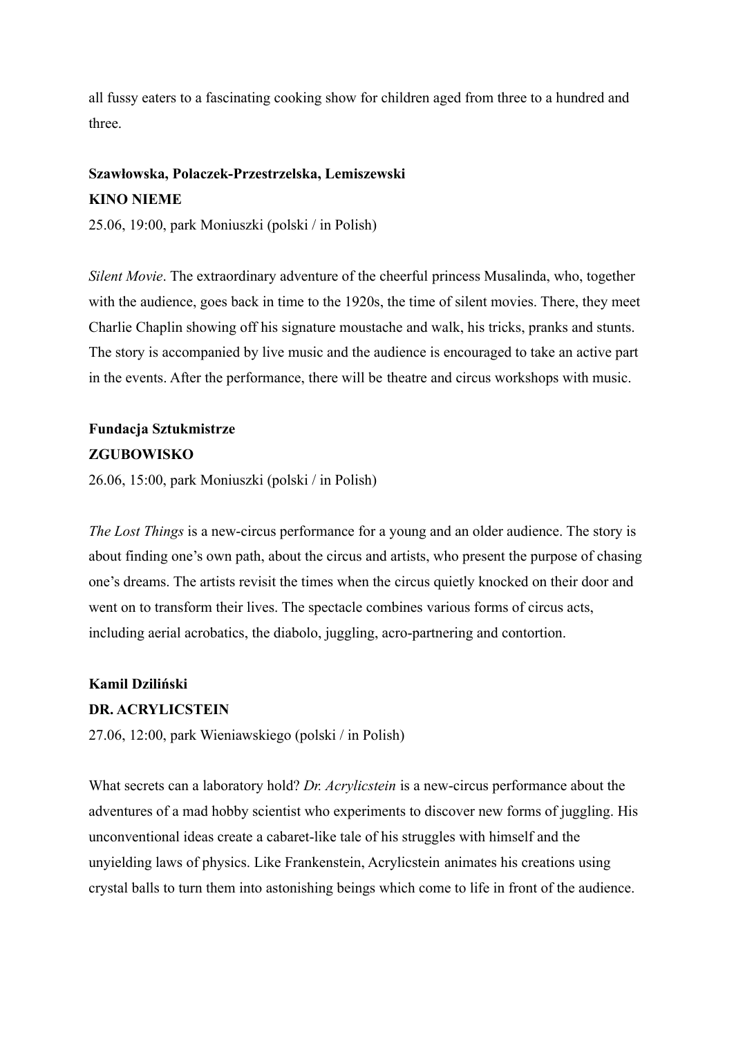all fussy eaters to a fascinating cooking show for children aged from three to a hundred and three.

**Szawłowska, Polaczek-Przestrzelska, Lemiszewski**
**KINO NIEME**
25.06, 19:00, park Moniuszki (polski / in Polish)

*Silent Movie*. The extraordinary adventure of the cheerful princess Musalinda, who, together with the audience, goes back in time to the 1920s, the time of silent movies. There, they meet Charlie Chaplin showing off his signature moustache and walk, his tricks, pranks and stunts. The story is accompanied by live music and the audience is encouraged to take an active part in the events. After the performance, there will be theatre and circus workshops with music.

**Fundacja Sztukmistrze**
**ZGUBOWISKO**
26.06, 15:00, park Moniuszki (polski / in Polish)

*The Lost Things* is a new-circus performance for a young and an older audience. The story is about finding one's own path, about the circus and artists, who present the purpose of chasing one's dreams. The artists revisit the times when the circus quietly knocked on their door and went on to transform their lives. The spectacle combines various forms of circus acts, including aerial acrobatics, the diabolo, juggling, acro-partnering and contortion.

**Kamil Dziliński**
**DR. ACRYLICSTEIN**
27.06, 12:00, park Wieniawskiego (polski / in Polish)

What secrets can a laboratory hold? *Dr. Acrylicstein* is a new-circus performance about the adventures of a mad hobby scientist who experiments to discover new forms of juggling. His unconventional ideas create a cabaret-like tale of his struggles with himself and the unyielding laws of physics. Like Frankenstein, Acrylicstein animates his creations using crystal balls to turn them into astonishing beings which come to life in front of the audience.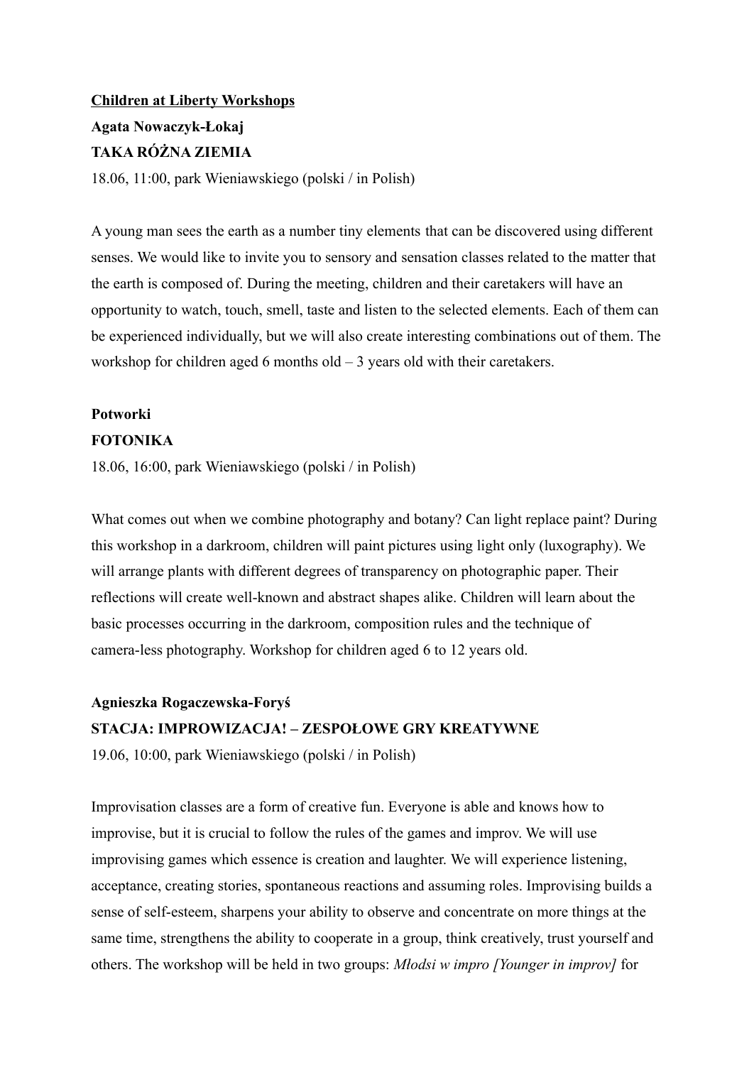**Children at Liberty Workshops**

**Agata Nowaczyk-Łokaj**

**TAKA RÓŻNA ZIEMIA**

18.06, 11:00, park Wieniawskiego (polski / in Polish)

A young man sees the earth as a number tiny elements that can be discovered using different senses. We would like to invite you to sensory and sensation classes related to the matter that the earth is composed of. During the meeting, children and their caretakers will have an opportunity to watch, touch, smell, taste and listen to the selected elements. Each of them can be experienced individually, but we will also create interesting combinations out of them. The workshop for children aged 6 months old – 3 years old with their caretakers.

**Potworki**

**FOTONIKA**

18.06, 16:00, park Wieniawskiego (polski / in Polish)

What comes out when we combine photography and botany? Can light replace paint? During this workshop in a darkroom, children will paint pictures using light only (luxography). We will arrange plants with different degrees of transparency on photographic paper. Their reflections will create well-known and abstract shapes alike. Children will learn about the basic processes occurring in the darkroom, composition rules and the technique of camera-less photography. Workshop for children aged 6 to 12 years old.

**Agnieszka Rogaczewska-Foryś**

**STACJA: IMPROWIZACJA! – ZESPOŁOWE GRY KREATYWNE**

19.06, 10:00, park Wieniawskiego (polski / in Polish)

Improvisation classes are a form of creative fun. Everyone is able and knows how to improvise, but it is crucial to follow the rules of the games and improv. We will use improvising games which essence is creation and laughter. We will experience listening, acceptance, creating stories, spontaneous reactions and assuming roles. Improvising builds a sense of self-esteem, sharpens your ability to observe and concentrate on more things at the same time, strengthens the ability to cooperate in a group, think creatively, trust yourself and others. The workshop will be held in two groups: *Młodsi w impro [Younger in improv]* for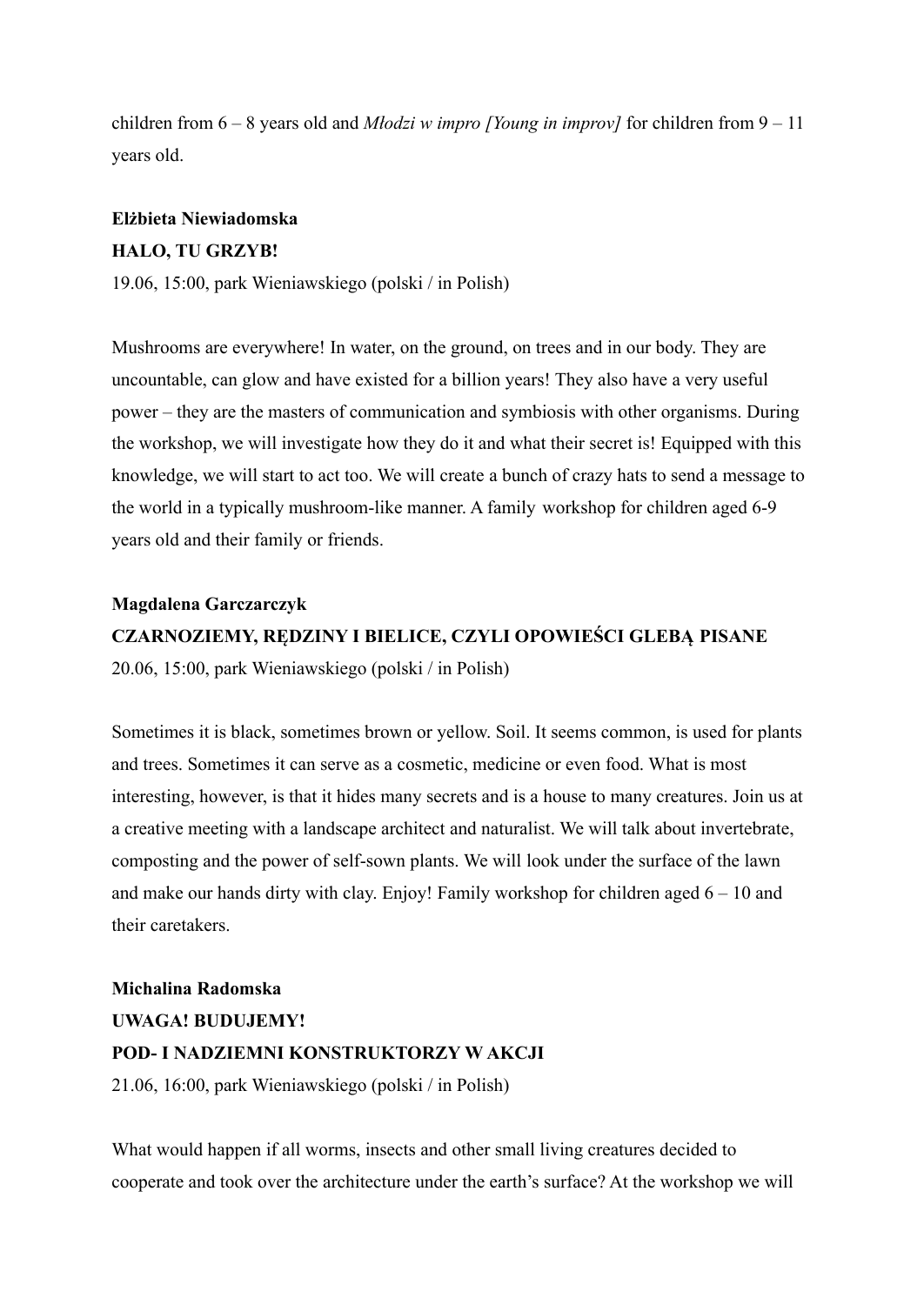children from 6 – 8 years old and *Młodzi w impro [Young in improv]* for children from 9 – 11 years old.

**Elżbieta Niewiadomska**
**HALO, TU GRZYB!**
19.06, 15:00, park Wieniawskiego (polski / in Polish)

Mushrooms are everywhere! In water, on the ground, on trees and in our body. They are uncountable, can glow and have existed for a billion years! They also have a very useful power – they are the masters of communication and symbiosis with other organisms. During the workshop, we will investigate how they do it and what their secret is! Equipped with this knowledge, we will start to act too. We will create a bunch of crazy hats to send a message to the world in a typically mushroom-like manner. A family workshop for children aged 6-9 years old and their family or friends.

**Magdalena Garczarczyk**
**CZARNOZIEMY, RĘDZINY I BIELICE, CZYLI OPOWIEŚCI GLEBĄ PISANE**
20.06, 15:00, park Wieniawskiego (polski / in Polish)

Sometimes it is black, sometimes brown or yellow. Soil. It seems common, is used for plants and trees. Sometimes it can serve as a cosmetic, medicine or even food. What is most interesting, however, is that it hides many secrets and is a house to many creatures. Join us at a creative meeting with a landscape architect and naturalist. We will talk about invertebrate, composting and the power of self-sown plants. We will look under the surface of the lawn and make our hands dirty with clay. Enjoy! Family workshop for children aged 6 – 10 and their caretakers.

**Michalina Radomska**
**UWAGA! BUDUJEMY!**
**POD- I NADZIEMNI KONSTRUKTORZY W AKCJI**
21.06, 16:00, park Wieniawskiego (polski / in Polish)

What would happen if all worms, insects and other small living creatures decided to cooperate and took over the architecture under the earth's surface? At the workshop we will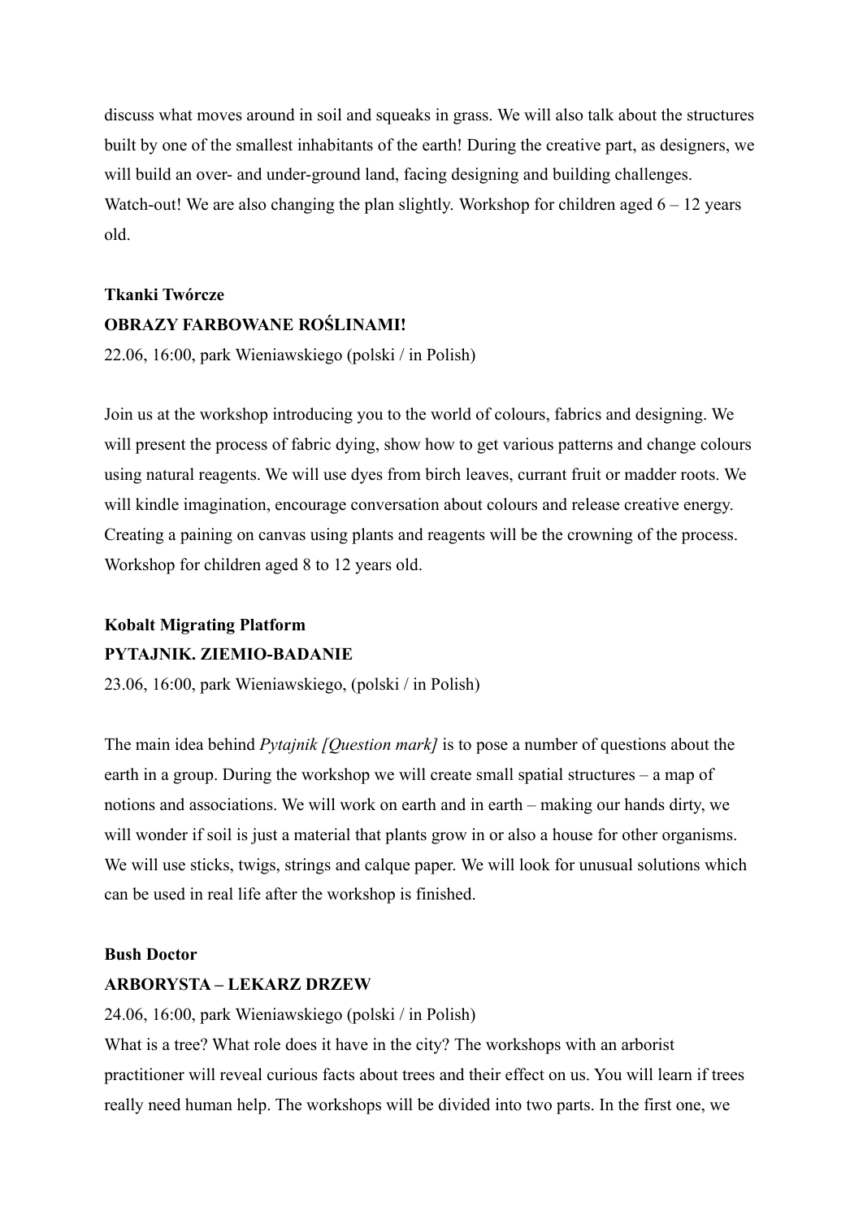discuss what moves around in soil and squeaks in grass. We will also talk about the structures built by one of the smallest inhabitants of the earth! During the creative part, as designers, we will build an over- and under-ground land, facing designing and building challenges. Watch-out! We are also changing the plan slightly. Workshop for children aged 6 – 12 years old.

**Tkanki Twórcze**

**OBRAZY FARBOWANE ROŚLINAMI!**

22.06, 16:00, park Wieniawskiego (polski / in Polish)

Join us at the workshop introducing you to the world of colours, fabrics and designing. We will present the process of fabric dying, show how to get various patterns and change colours using natural reagents. We will use dyes from birch leaves, currant fruit or madder roots. We will kindle imagination, encourage conversation about colours and release creative energy. Creating a paining on canvas using plants and reagents will be the crowning of the process. Workshop for children aged 8 to 12 years old.

**Kobalt Migrating Platform**

**PYTAJNIK. ZIEMIO-BADANIE**

23.06, 16:00, park Wieniawskiego, (polski / in Polish)

The main idea behind *Pytajnik [Question mark]* is to pose a number of questions about the earth in a group. During the workshop we will create small spatial structures – a map of notions and associations. We will work on earth and in earth – making our hands dirty, we will wonder if soil is just a material that plants grow in or also a house for other organisms. We will use sticks, twigs, strings and calque paper. We will look for unusual solutions which can be used in real life after the workshop is finished.

**Bush Doctor**

**ARBORYSTA – LEKARZ DRZEW**

24.06, 16:00, park Wieniawskiego (polski / in Polish)

What is a tree? What role does it have in the city? The workshops with an arborist practitioner will reveal curious facts about trees and their effect on us. You will learn if trees really need human help. The workshops will be divided into two parts. In the first one, we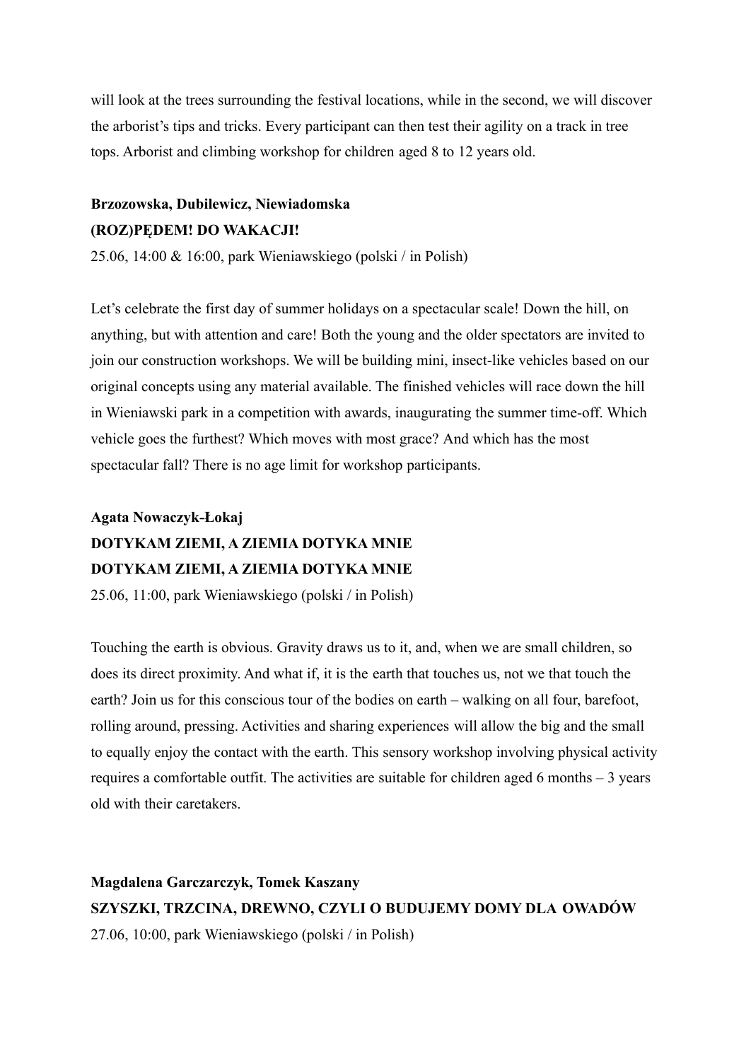will look at the trees surrounding the festival locations, while in the second, we will discover the arborist's tips and tricks. Every participant can then test their agility on a track in tree tops. Arborist and climbing workshop for children aged 8 to 12 years old.

**Brzozowska, Dubilewicz, Niewiadomska**
**(ROZ)PĘDEM! DO WAKACJI!**
25.06, 14:00 & 16:00, park Wieniawskiego (polski / in Polish)

Let's celebrate the first day of summer holidays on a spectacular scale! Down the hill, on anything, but with attention and care! Both the young and the older spectators are invited to join our construction workshops. We will be building mini, insect-like vehicles based on our original concepts using any material available. The finished vehicles will race down the hill in Wieniawski park in a competition with awards, inaugurating the summer time-off. Which vehicle goes the furthest? Which moves with most grace? And which has the most spectacular fall? There is no age limit for workshop participants.

**Agata Nowaczyk-Łokaj**
**DOTYKAM ZIEMI, A ZIEMIA DOTYKA MNIE**
**DOTYKAM ZIEMI, A ZIEMIA DOTYKA MNIE**
25.06, 11:00, park Wieniawskiego (polski / in Polish)

Touching the earth is obvious. Gravity draws us to it, and, when we are small children, so does its direct proximity. And what if, it is the earth that touches us, not we that touch the earth? Join us for this conscious tour of the bodies on earth – walking on all four, barefoot, rolling around, pressing. Activities and sharing experiences will allow the big and the small to equally enjoy the contact with the earth. This sensory workshop involving physical activity requires a comfortable outfit. The activities are suitable for children aged 6 months – 3 years old with their caretakers.

**Magdalena Garczarczyk, Tomek Kaszany**
**SZYSZKI, TRZCINA, DREWNO, CZYLI O BUDUJEMY DOMY DLA OWADÓW**
27.06, 10:00, park Wieniawskiego (polski / in Polish)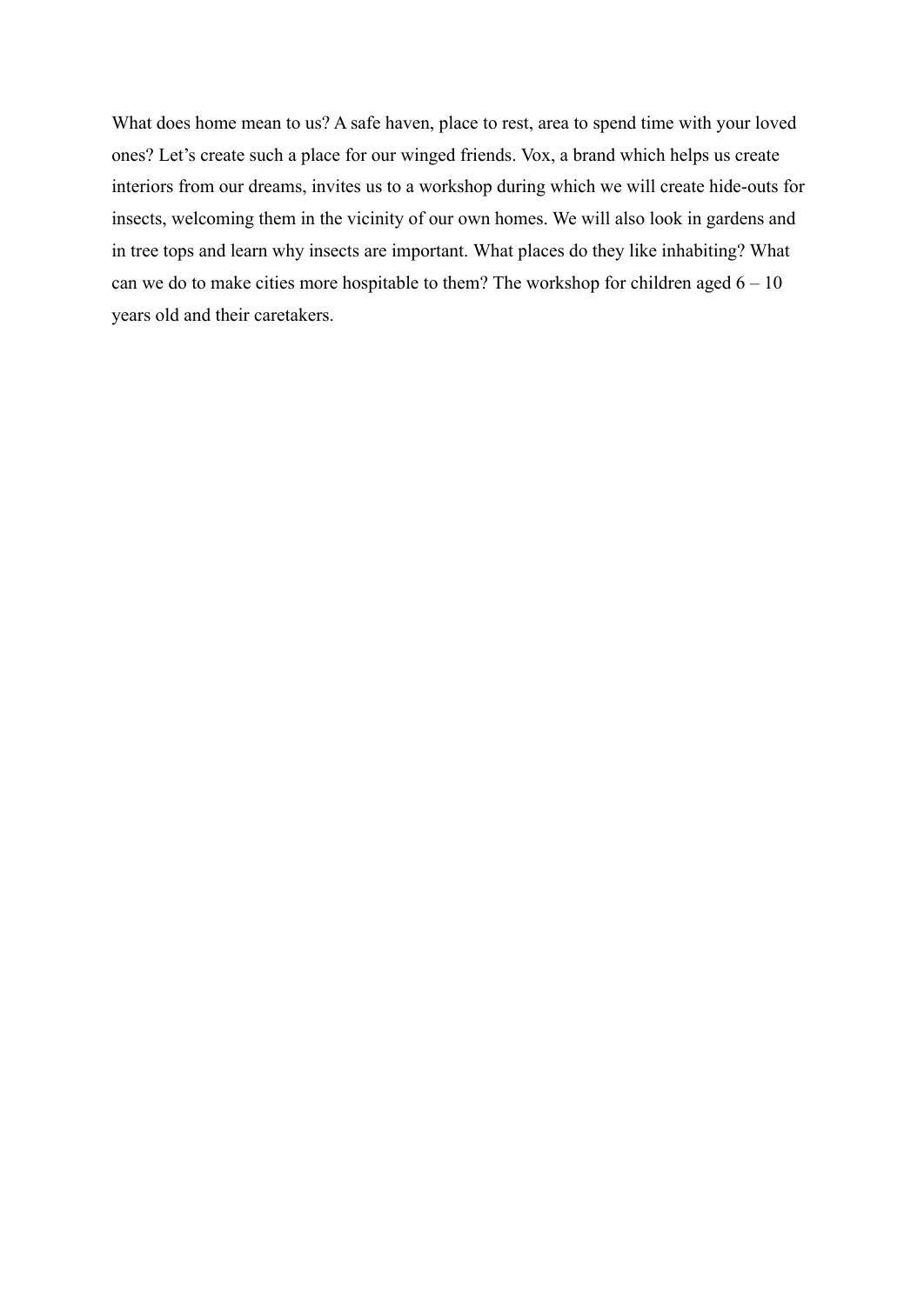What does home mean to us? A safe haven, place to rest, area to spend time with your loved ones? Let's create such a place for our winged friends. Vox, a brand which helps us create interiors from our dreams, invites us to a workshop during which we will create hide-outs for insects, welcoming them in the vicinity of our own homes. We will also look in gardens and in tree tops and learn why insects are important. What places do they like inhabiting? What can we do to make cities more hospitable to them? The workshop for children aged 6 – 10 years old and their caretakers.